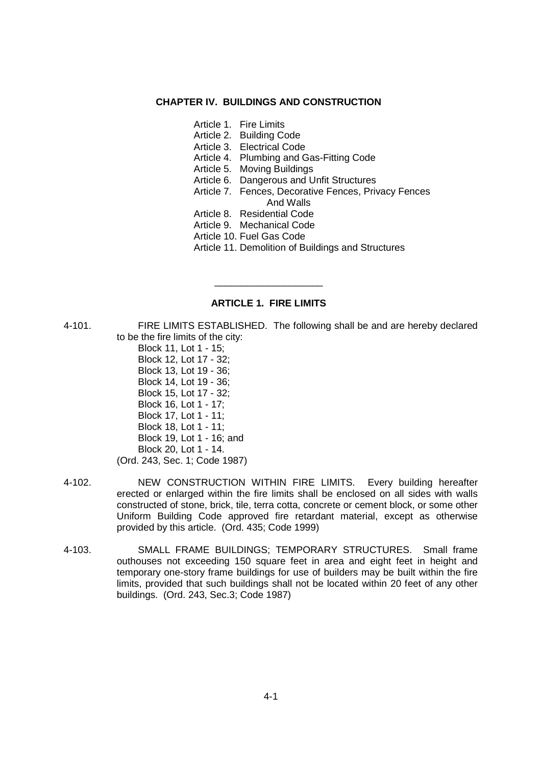# CHAPTER IV. BUILDINGS AND CONSTRUCTION

- Article 1. Fire Limits
- Article 2. Building Code
- Article 3. Electrical Code
- Article 4. Plumbing and Gas-Fitting Code
- Article 5. Moving Buildings
- Article 6. Dangerous and Unfit Structures
- Article 7. Fences, Decorative Fences, Privacy Fences And Walls
- Article 8. Residential Code
- Article 9. Mechanical Code
- Article 10. Fuel Gas Code
- Article 11. Demolition of Buildings and Structures

---

## ARTICLE 1. FIRE LIMITS

4-101. FIRE LIMITS ESTABLISHED. The following shall be and are hereby declared to be the fire limits of the city:

Block 11, Lot 1 - 15;
Block 12, Lot 17 - 32;
Block 13, Lot 19 - 36;
Block 14, Lot 19 - 36;
Block 15, Lot 17 - 32;
Block 16, Lot 1 - 17;
Block 17, Lot 1 - 11;
Block 18, Lot 1 - 11;
Block 19, Lot 1 - 16; and
Block 20, Lot 1 - 14.

(Ord. 243, Sec. 1; Code 1987)

4-102. NEW CONSTRUCTION WITHIN FIRE LIMITS. Every building hereafter erected or enlarged within the fire limits shall be enclosed on all sides with walls constructed of stone, brick, tile, terra cotta, concrete or cement block, or some other Uniform Building Code approved fire retardant material, except as otherwise provided by this article. (Ord. 435; Code 1999)

4-103. SMALL FRAME BUILDINGS; TEMPORARY STRUCTURES. Small frame outhouses not exceeding 150 square feet in area and eight feet in height and temporary one-story frame buildings for use of builders may be built within the fire limits, provided that such buildings shall not be located within 20 feet of any other buildings. (Ord. 243, Sec.3; Code 1987)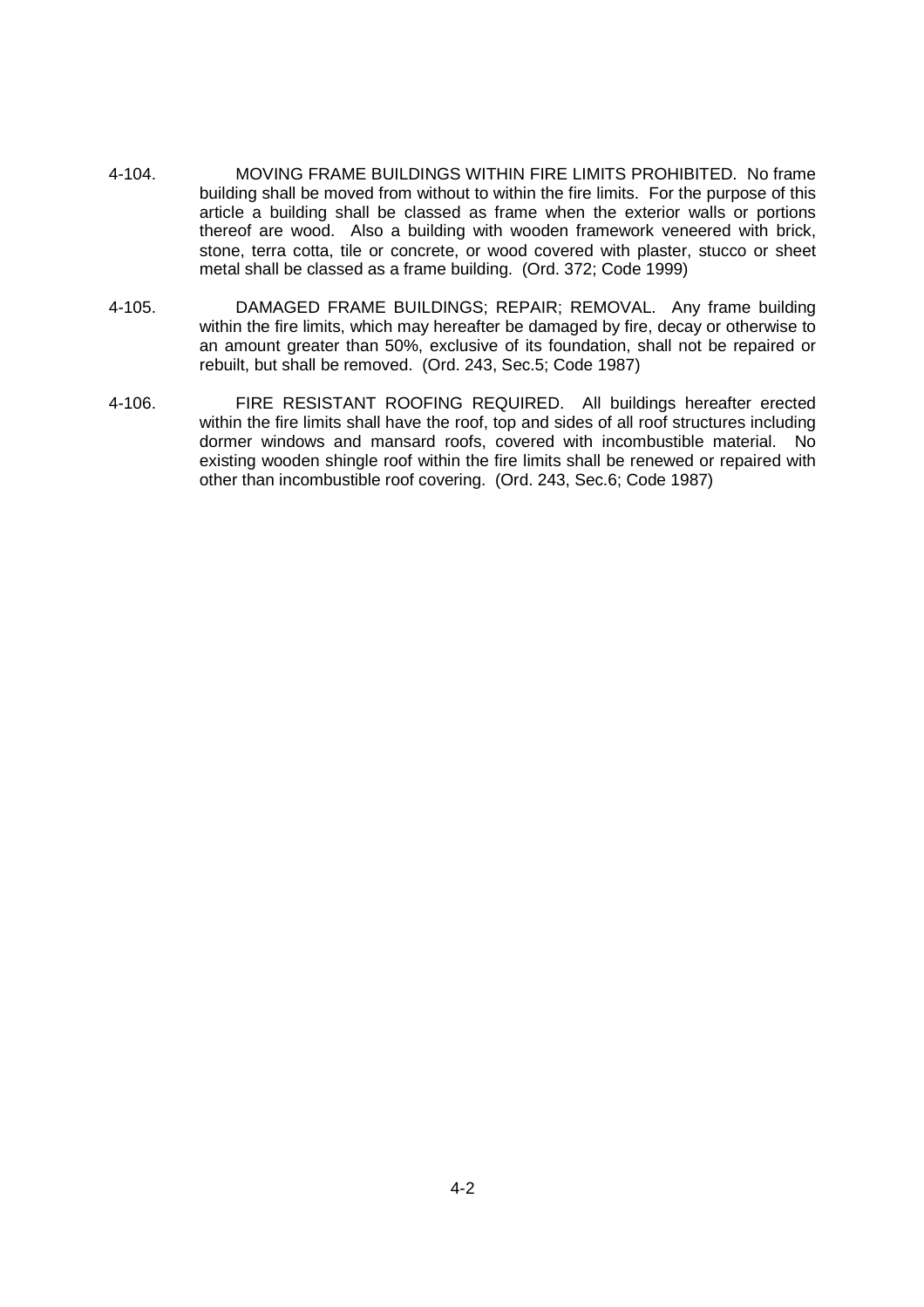4-104. MOVING FRAME BUILDINGS WITHIN FIRE LIMITS PROHIBITED. No frame building shall be moved from without to within the fire limits. For the purpose of this article a building shall be classed as frame when the exterior walls or portions thereof are wood. Also a building with wooden framework veneered with brick, stone, terra cotta, tile or concrete, or wood covered with plaster, stucco or sheet metal shall be classed as a frame building. (Ord. 372; Code 1999)

4-105. DAMAGED FRAME BUILDINGS; REPAIR; REMOVAL. Any frame building within the fire limits, which may hereafter be damaged by fire, decay or otherwise to an amount greater than 50%, exclusive of its foundation, shall not be repaired or rebuilt, but shall be removed. (Ord. 243, Sec.5; Code 1987)

4-106. FIRE RESISTANT ROOFING REQUIRED. All buildings hereafter erected within the fire limits shall have the roof, top and sides of all roof structures including dormer windows and mansard roofs, covered with incombustible material. No existing wooden shingle roof within the fire limits shall be renewed or repaired with other than incombustible roof covering. (Ord. 243, Sec.6; Code 1987)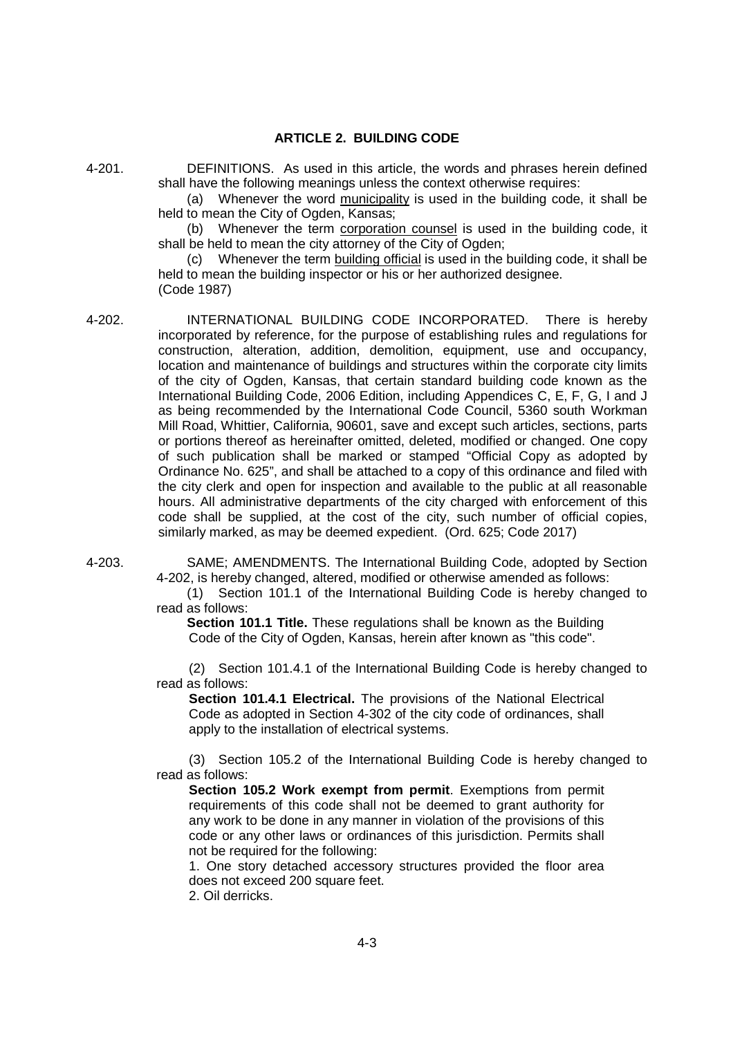## ARTICLE 2. BUILDING CODE

4-201. DEFINITIONS. As used in this article, the words and phrases herein defined shall have the following meanings unless the context otherwise requires:

(a) Whenever the word municipality is used in the building code, it shall be held to mean the City of Ogden, Kansas;

(b) Whenever the term corporation counsel is used in the building code, it shall be held to mean the city attorney of the City of Ogden;

(c) Whenever the term building official is used in the building code, it shall be held to mean the building inspector or his or her authorized designee.
(Code 1987)

4-202. INTERNATIONAL BUILDING CODE INCORPORATED. There is hereby incorporated by reference, for the purpose of establishing rules and regulations for construction, alteration, addition, demolition, equipment, use and occupancy, location and maintenance of buildings and structures within the corporate city limits of the city of Ogden, Kansas, that certain standard building code known as the International Building Code, 2006 Edition, including Appendices C, E, F, G, I and J as being recommended by the International Code Council, 5360 south Workman Mill Road, Whittier, California, 90601, save and except such articles, sections, parts or portions thereof as hereinafter omitted, deleted, modified or changed. One copy of such publication shall be marked or stamped "Official Copy as adopted by Ordinance No. 625", and shall be attached to a copy of this ordinance and filed with the city clerk and open for inspection and available to the public at all reasonable hours. All administrative departments of the city charged with enforcement of this code shall be supplied, at the cost of the city, such number of official copies, similarly marked, as may be deemed expedient. (Ord. 625; Code 2017)

4-203. SAME; AMENDMENTS. The International Building Code, adopted by Section 4-202, is hereby changed, altered, modified or otherwise amended as follows:

(1) Section 101.1 of the International Building Code is hereby changed to read as follows:

> **Section 101.1 Title.** These regulations shall be known as the Building Code of the City of Ogden, Kansas, herein after known as "this code".

(2) Section 101.4.1 of the International Building Code is hereby changed to read as follows:

> **Section 101.4.1 Electrical.** The provisions of the National Electrical Code as adopted in Section 4-302 of the city code of ordinances, shall apply to the installation of electrical systems.

(3) Section 105.2 of the International Building Code is hereby changed to read as follows:

> **Section 105.2 Work exempt from permit**. Exemptions from permit requirements of this code shall not be deemed to grant authority for any work to be done in any manner in violation of the provisions of this code or any other laws or ordinances of this jurisdiction. Permits shall not be required for the following:
>
> 1. One story detached accessory structures provided the floor area does not exceed 200 square feet.
> 2. Oil derricks.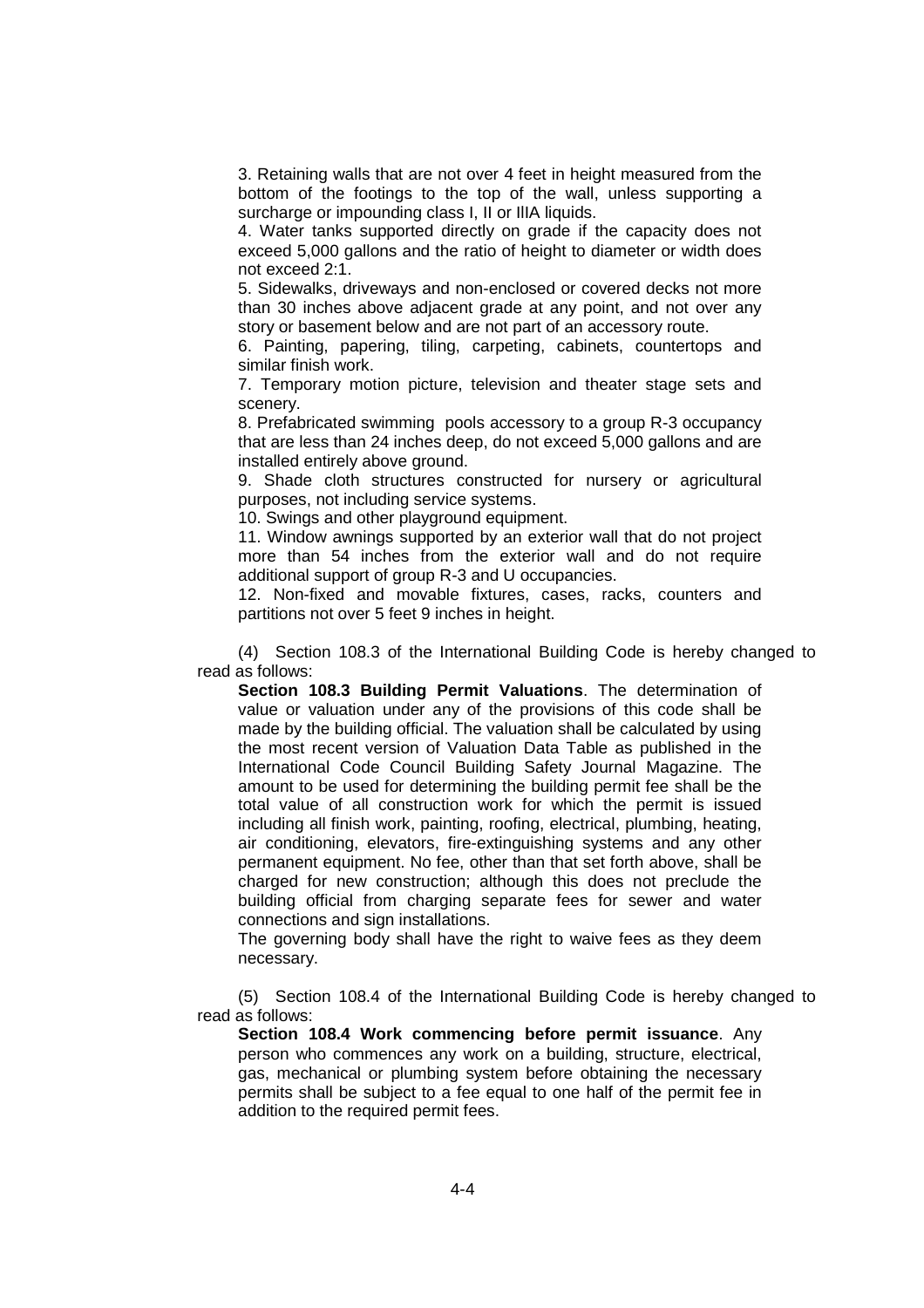3. Retaining walls that are not over 4 feet in height measured from the bottom of the footings to the top of the wall, unless supporting a surcharge or impounding class I, II or IIIA liquids.

4. Water tanks supported directly on grade if the capacity does not exceed 5,000 gallons and the ratio of height to diameter or width does not exceed 2:1.

5. Sidewalks, driveways and non-enclosed or covered decks not more than 30 inches above adjacent grade at any point, and not over any story or basement below and are not part of an accessory route.

6. Painting, papering, tiling, carpeting, cabinets, countertops and similar finish work.

7. Temporary motion picture, television and theater stage sets and scenery.

8. Prefabricated swimming pools accessory to a group R-3 occupancy that are less than 24 inches deep, do not exceed 5,000 gallons and are installed entirely above ground.

9. Shade cloth structures constructed for nursery or agricultural purposes, not including service systems.

10. Swings and other playground equipment.

11. Window awnings supported by an exterior wall that do not project more than 54 inches from the exterior wall and do not require additional support of group R-3 and U occupancies.

12. Non-fixed and movable fixtures, cases, racks, counters and partitions not over 5 feet 9 inches in height.

(4) Section 108.3 of the International Building Code is hereby changed to read as follows:

**Section 108.3 Building Permit Valuations**. The determination of value or valuation under any of the provisions of this code shall be made by the building official. The valuation shall be calculated by using the most recent version of Valuation Data Table as published in the International Code Council Building Safety Journal Magazine. The amount to be used for determining the building permit fee shall be the total value of all construction work for which the permit is issued including all finish work, painting, roofing, electrical, plumbing, heating, air conditioning, elevators, fire-extinguishing systems and any other permanent equipment. No fee, other than that set forth above, shall be charged for new construction; although this does not preclude the building official from charging separate fees for sewer and water connections and sign installations.

The governing body shall have the right to waive fees as they deem necessary.

(5) Section 108.4 of the International Building Code is hereby changed to read as follows:

**Section 108.4 Work commencing before permit issuance**. Any person who commences any work on a building, structure, electrical, gas, mechanical or plumbing system before obtaining the necessary permits shall be subject to a fee equal to one half of the permit fee in addition to the required permit fees.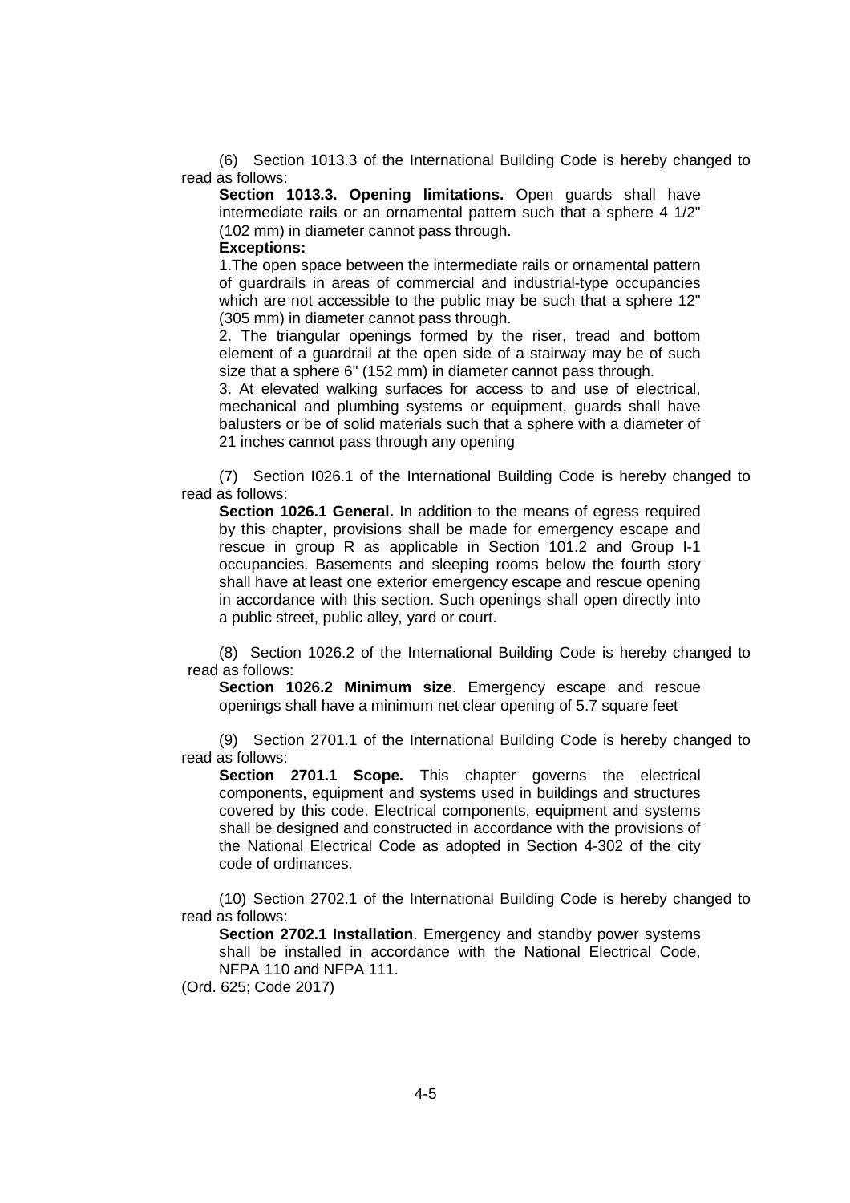(6) Section 1013.3 of the International Building Code is hereby changed to read as follows:

**Section 1013.3. Opening limitations.** Open guards shall have intermediate rails or an ornamental pattern such that a sphere 4 1/2" (102 mm) in diameter cannot pass through.

**Exceptions:**

1.The open space between the intermediate rails or ornamental pattern of guardrails in areas of commercial and industrial-type occupancies which are not accessible to the public may be such that a sphere 12" (305 mm) in diameter cannot pass through.

2. The triangular openings formed by the riser, tread and bottom element of a guardrail at the open side of a stairway may be of such size that a sphere 6" (152 mm) in diameter cannot pass through.

3. At elevated walking surfaces for access to and use of electrical, mechanical and plumbing systems or equipment, guards shall have balusters or be of solid materials such that a sphere with a diameter of 21 inches cannot pass through any opening

(7) Section I026.1 of the International Building Code is hereby changed to read as follows:

**Section 1026.1 General.** In addition to the means of egress required by this chapter, provisions shall be made for emergency escape and rescue in group R as applicable in Section 101.2 and Group I-1 occupancies. Basements and sleeping rooms below the fourth story shall have at least one exterior emergency escape and rescue opening in accordance with this section. Such openings shall open directly into a public street, public alley, yard or court.

(8) Section 1026.2 of the International Building Code is hereby changed to read as follows:

**Section 1026.2 Minimum size**. Emergency escape and rescue openings shall have a minimum net clear opening of 5.7 square feet

(9) Section 2701.1 of the International Building Code is hereby changed to read as follows:

**Section 2701.1 Scope.** This chapter governs the electrical components, equipment and systems used in buildings and structures covered by this code. Electrical components, equipment and systems shall be designed and constructed in accordance with the provisions of the National Electrical Code as adopted in Section 4-302 of the city code of ordinances.

(10) Section 2702.1 of the International Building Code is hereby changed to read as follows:

**Section 2702.1 Installation**. Emergency and standby power systems shall be installed in accordance with the National Electrical Code, NFPA 110 and NFPA 111.

(Ord. 625; Code 2017)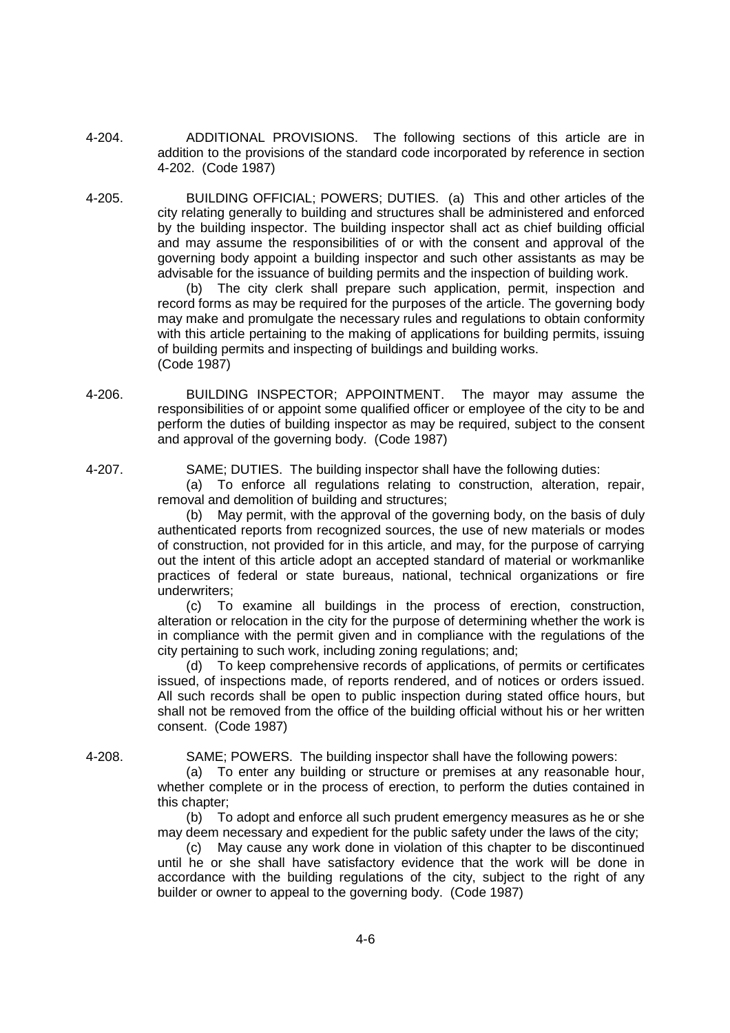4-204. ADDITIONAL PROVISIONS. The following sections of this article are in addition to the provisions of the standard code incorporated by reference in section 4-202. (Code 1987)

4-205. BUILDING OFFICIAL; POWERS; DUTIES. (a) This and other articles of the city relating generally to building and structures shall be administered and enforced by the building inspector. The building inspector shall act as chief building official and may assume the responsibilities of or with the consent and approval of the governing body appoint a building inspector and such other assistants as may be advisable for the issuance of building permits and the inspection of building work.

(b) The city clerk shall prepare such application, permit, inspection and record forms as may be required for the purposes of the article. The governing body may make and promulgate the necessary rules and regulations to obtain conformity with this article pertaining to the making of applications for building permits, issuing of building permits and inspecting of buildings and building works. (Code 1987)

4-206. BUILDING INSPECTOR; APPOINTMENT. The mayor may assume the responsibilities of or appoint some qualified officer or employee of the city to be and perform the duties of building inspector as may be required, subject to the consent and approval of the governing body. (Code 1987)

4-207. SAME; DUTIES. The building inspector shall have the following duties:

(a) To enforce all regulations relating to construction, alteration, repair, removal and demolition of building and structures;

(b) May permit, with the approval of the governing body, on the basis of duly authenticated reports from recognized sources, the use of new materials or modes of construction, not provided for in this article, and may, for the purpose of carrying out the intent of this article adopt an accepted standard of material or workmanlike practices of federal or state bureaus, national, technical organizations or fire underwriters;

(c) To examine all buildings in the process of erection, construction, alteration or relocation in the city for the purpose of determining whether the work is in compliance with the permit given and in compliance with the regulations of the city pertaining to such work, including zoning regulations; and;

(d) To keep comprehensive records of applications, of permits or certificates issued, of inspections made, of reports rendered, and of notices or orders issued. All such records shall be open to public inspection during stated office hours, but shall not be removed from the office of the building official without his or her written consent. (Code 1987)

4-208. SAME; POWERS. The building inspector shall have the following powers:

(a) To enter any building or structure or premises at any reasonable hour, whether complete or in the process of erection, to perform the duties contained in this chapter;

(b) To adopt and enforce all such prudent emergency measures as he or she may deem necessary and expedient for the public safety under the laws of the city;

(c) May cause any work done in violation of this chapter to be discontinued until he or she shall have satisfactory evidence that the work will be done in accordance with the building regulations of the city, subject to the right of any builder or owner to appeal to the governing body. (Code 1987)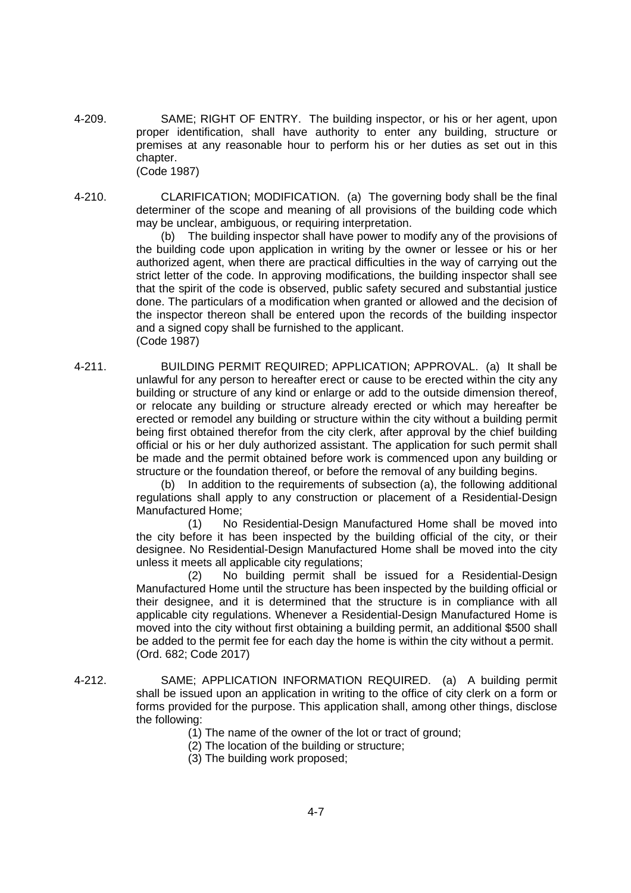4-209. SAME; RIGHT OF ENTRY. The building inspector, or his or her agent, upon proper identification, shall have authority to enter any building, structure or premises at any reasonable hour to perform his or her duties as set out in this chapter.
(Code 1987)

4-210. CLARIFICATION; MODIFICATION. (a) The governing body shall be the final determiner of the scope and meaning of all provisions of the building code which may be unclear, ambiguous, or requiring interpretation.

(b) The building inspector shall have power to modify any of the provisions of the building code upon application in writing by the owner or lessee or his or her authorized agent, when there are practical difficulties in the way of carrying out the strict letter of the code. In approving modifications, the building inspector shall see that the spirit of the code is observed, public safety secured and substantial justice done. The particulars of a modification when granted or allowed and the decision of the inspector thereon shall be entered upon the records of the building inspector and a signed copy shall be furnished to the applicant.
(Code 1987)

4-211. BUILDING PERMIT REQUIRED; APPLICATION; APPROVAL. (a) It shall be unlawful for any person to hereafter erect or cause to be erected within the city any building or structure of any kind or enlarge or add to the outside dimension thereof, or relocate any building or structure already erected or which may hereafter be erected or remodel any building or structure within the city without a building permit being first obtained therefor from the city clerk, after approval by the chief building official or his or her duly authorized assistant. The application for such permit shall be made and the permit obtained before work is commenced upon any building or structure or the foundation thereof, or before the removal of any building begins.

(b) In addition to the requirements of subsection (a), the following additional regulations shall apply to any construction or placement of a Residential-Design Manufactured Home;

(1) No Residential-Design Manufactured Home shall be moved into the city before it has been inspected by the building official of the city, or their designee. No Residential-Design Manufactured Home shall be moved into the city unless it meets all applicable city regulations;

(2) No building permit shall be issued for a Residential-Design Manufactured Home until the structure has been inspected by the building official or their designee, and it is determined that the structure is in compliance with all applicable city regulations. Whenever a Residential-Design Manufactured Home is moved into the city without first obtaining a building permit, an additional $500 shall be added to the permit fee for each day the home is within the city without a permit.
(Ord. 682; Code 2017)

4-212. SAME; APPLICATION INFORMATION REQUIRED. (a) A building permit shall be issued upon an application in writing to the office of city clerk on a form or forms provided for the purpose. This application shall, among other things, disclose the following:

(1) The name of the owner of the lot or tract of ground;
(2) The location of the building or structure;
(3) The building work proposed;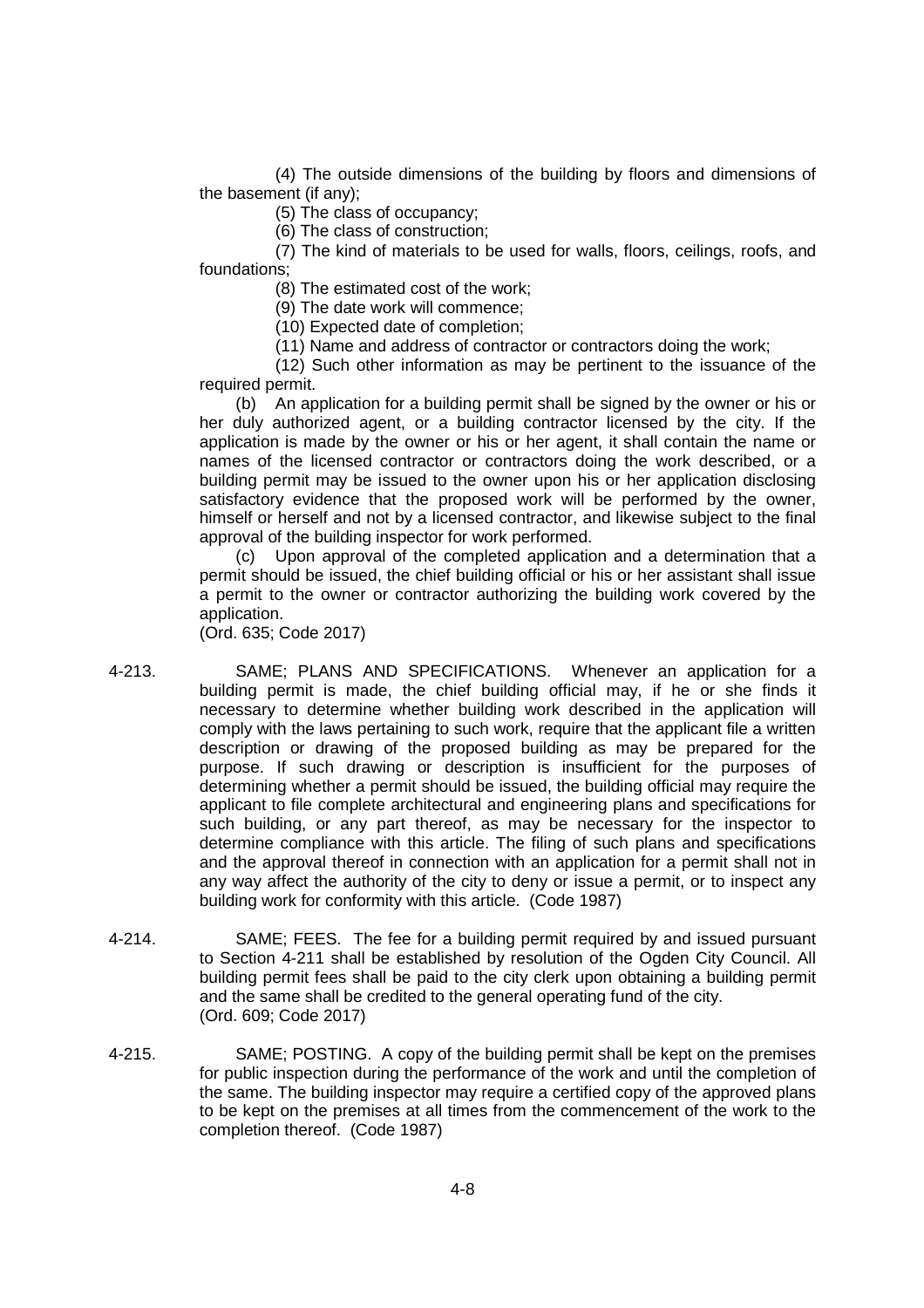(4) The outside dimensions of the building by floors and dimensions of the basement (if any);

(5) The class of occupancy;

(6) The class of construction;

(7) The kind of materials to be used for walls, floors, ceilings, roofs, and foundations;

(8) The estimated cost of the work;

(9) The date work will commence;

(10) Expected date of completion;

(11) Name and address of contractor or contractors doing the work;

(12) Such other information as may be pertinent to the issuance of the required permit.

(b) An application for a building permit shall be signed by the owner or his or her duly authorized agent, or a building contractor licensed by the city. If the application is made by the owner or his or her agent, it shall contain the name or names of the licensed contractor or contractors doing the work described, or a building permit may be issued to the owner upon his or her application disclosing satisfactory evidence that the proposed work will be performed by the owner, himself or herself and not by a licensed contractor, and likewise subject to the final approval of the building inspector for work performed.

(c) Upon approval of the completed application and a determination that a permit should be issued, the chief building official or his or her assistant shall issue a permit to the owner or contractor authorizing the building work covered by the application.

(Ord. 635; Code 2017)

4-213. SAME; PLANS AND SPECIFICATIONS. Whenever an application for a building permit is made, the chief building official may, if he or she finds it necessary to determine whether building work described in the application will comply with the laws pertaining to such work, require that the applicant file a written description or drawing of the proposed building as may be prepared for the purpose. If such drawing or description is insufficient for the purposes of determining whether a permit should be issued, the building official may require the applicant to file complete architectural and engineering plans and specifications for such building, or any part thereof, as may be necessary for the inspector to determine compliance with this article. The filing of such plans and specifications and the approval thereof in connection with an application for a permit shall not in any way affect the authority of the city to deny or issue a permit, or to inspect any building work for conformity with this article. (Code 1987)

4-214. SAME; FEES. The fee for a building permit required by and issued pursuant to Section 4-211 shall be established by resolution of the Ogden City Council. All building permit fees shall be paid to the city clerk upon obtaining a building permit and the same shall be credited to the general operating fund of the city. (Ord. 609; Code 2017)

4-215. SAME; POSTING. A copy of the building permit shall be kept on the premises for public inspection during the performance of the work and until the completion of the same. The building inspector may require a certified copy of the approved plans to be kept on the premises at all times from the commencement of the work to the completion thereof. (Code 1987)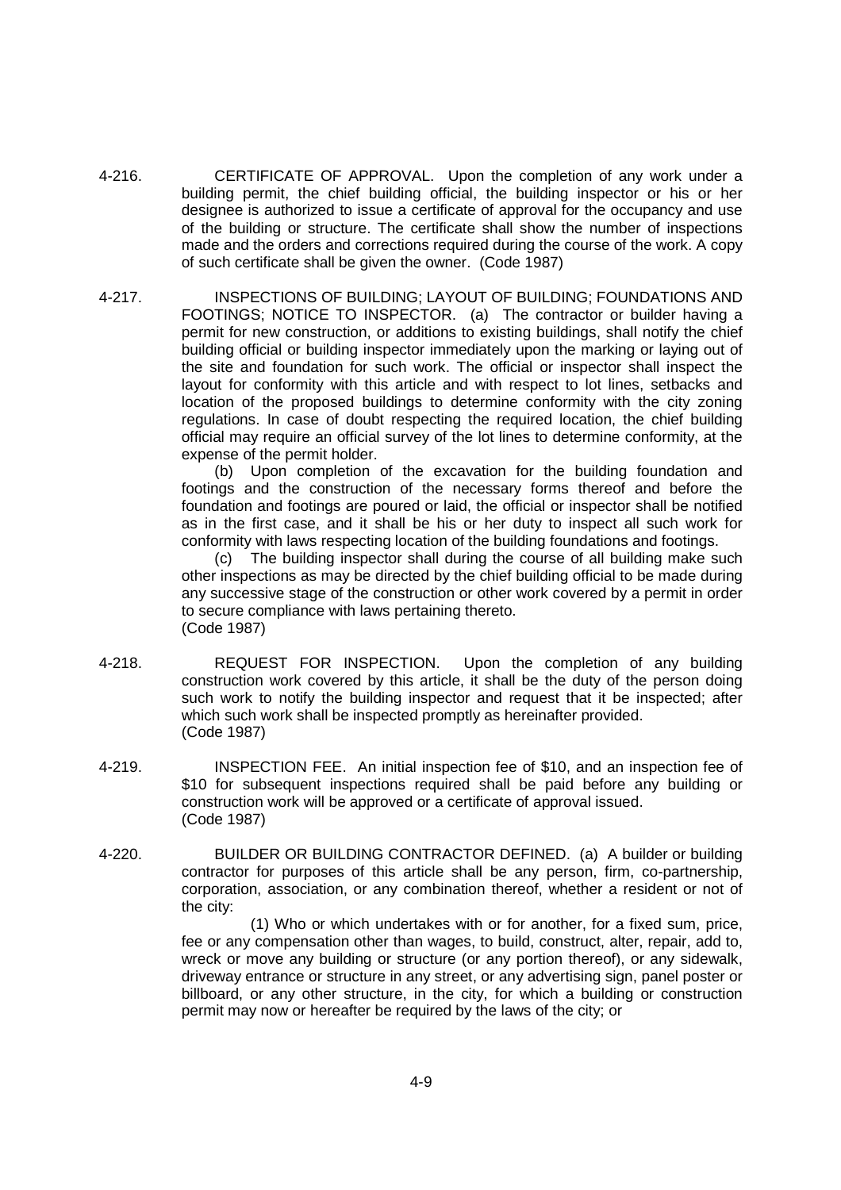4-216. CERTIFICATE OF APPROVAL. Upon the completion of any work under a building permit, the chief building official, the building inspector or his or her designee is authorized to issue a certificate of approval for the occupancy and use of the building or structure. The certificate shall show the number of inspections made and the orders and corrections required during the course of the work. A copy of such certificate shall be given the owner. (Code 1987)

4-217. INSPECTIONS OF BUILDING; LAYOUT OF BUILDING; FOUNDATIONS AND FOOTINGS; NOTICE TO INSPECTOR. (a) The contractor or builder having a permit for new construction, or additions to existing buildings, shall notify the chief building official or building inspector immediately upon the marking or laying out of the site and foundation for such work. The official or inspector shall inspect the layout for conformity with this article and with respect to lot lines, setbacks and location of the proposed buildings to determine conformity with the city zoning regulations. In case of doubt respecting the required location, the chief building official may require an official survey of the lot lines to determine conformity, at the expense of the permit holder.

(b) Upon completion of the excavation for the building foundation and footings and the construction of the necessary forms thereof and before the foundation and footings are poured or laid, the official or inspector shall be notified as in the first case, and it shall be his or her duty to inspect all such work for conformity with laws respecting location of the building foundations and footings.

(c) The building inspector shall during the course of all building make such other inspections as may be directed by the chief building official to be made during any successive stage of the construction or other work covered by a permit in order to secure compliance with laws pertaining thereto.
(Code 1987)

4-218. REQUEST FOR INSPECTION. Upon the completion of any building construction work covered by this article, it shall be the duty of the person doing such work to notify the building inspector and request that it be inspected; after which such work shall be inspected promptly as hereinafter provided.
(Code 1987)

4-219. INSPECTION FEE. An initial inspection fee of $10, and an inspection fee of $10 for subsequent inspections required shall be paid before any building or construction work will be approved or a certificate of approval issued.
(Code 1987)

4-220. BUILDER OR BUILDING CONTRACTOR DEFINED. (a) A builder or building contractor for purposes of this article shall be any person, firm, co-partnership, corporation, association, or any combination thereof, whether a resident or not of the city:

(1) Who or which undertakes with or for another, for a fixed sum, price, fee or any compensation other than wages, to build, construct, alter, repair, add to, wreck or move any building or structure (or any portion thereof), or any sidewalk, driveway entrance or structure in any street, or any advertising sign, panel poster or billboard, or any other structure, in the city, for which a building or construction permit may now or hereafter be required by the laws of the city; or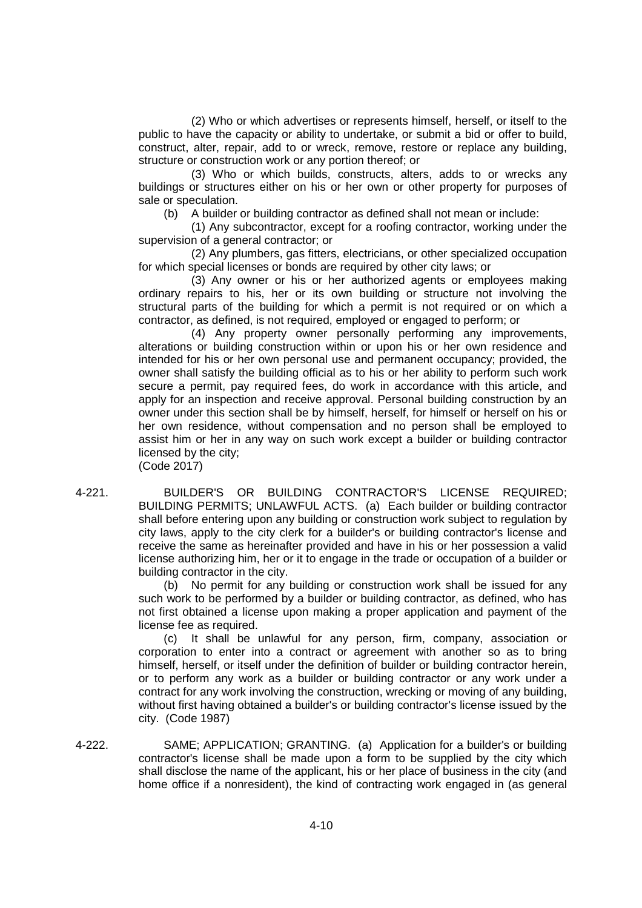(2) Who or which advertises or represents himself, herself, or itself to the public to have the capacity or ability to undertake, or submit a bid or offer to build, construct, alter, repair, add to or wreck, remove, restore or replace any building, structure or construction work or any portion thereof; or

(3) Who or which builds, constructs, alters, adds to or wrecks any buildings or structures either on his or her own or other property for purposes of sale or speculation.

(b) A builder or building contractor as defined shall not mean or include:

(1) Any subcontractor, except for a roofing contractor, working under the supervision of a general contractor; or

(2) Any plumbers, gas fitters, electricians, or other specialized occupation for which special licenses or bonds are required by other city laws; or

(3) Any owner or his or her authorized agents or employees making ordinary repairs to his, her or its own building or structure not involving the structural parts of the building for which a permit is not required or on which a contractor, as defined, is not required, employed or engaged to perform; or

(4) Any property owner personally performing any improvements, alterations or building construction within or upon his or her own residence and intended for his or her own personal use and permanent occupancy; provided, the owner shall satisfy the building official as to his or her ability to perform such work secure a permit, pay required fees, do work in accordance with this article, and apply for an inspection and receive approval. Personal building construction by an owner under this section shall be by himself, herself, for himself or herself on his or her own residence, without compensation and no person shall be employed to assist him or her in any way on such work except a builder or building contractor licensed by the city;

(Code 2017)

4-221. BUILDER'S OR BUILDING CONTRACTOR'S LICENSE REQUIRED; BUILDING PERMITS; UNLAWFUL ACTS. (a) Each builder or building contractor shall before entering upon any building or construction work subject to regulation by city laws, apply to the city clerk for a builder's or building contractor's license and receive the same as hereinafter provided and have in his or her possession a valid license authorizing him, her or it to engage in the trade or occupation of a builder or building contractor in the city.

(b) No permit for any building or construction work shall be issued for any such work to be performed by a builder or building contractor, as defined, who has not first obtained a license upon making a proper application and payment of the license fee as required.

(c) It shall be unlawful for any person, firm, company, association or corporation to enter into a contract or agreement with another so as to bring himself, herself, or itself under the definition of builder or building contractor herein, or to perform any work as a builder or building contractor or any work under a contract for any work involving the construction, wrecking or moving of any building, without first having obtained a builder's or building contractor's license issued by the city. (Code 1987)

4-222. SAME; APPLICATION; GRANTING. (a) Application for a builder's or building contractor's license shall be made upon a form to be supplied by the city which shall disclose the name of the applicant, his or her place of business in the city (and home office if a nonresident), the kind of contracting work engaged in (as general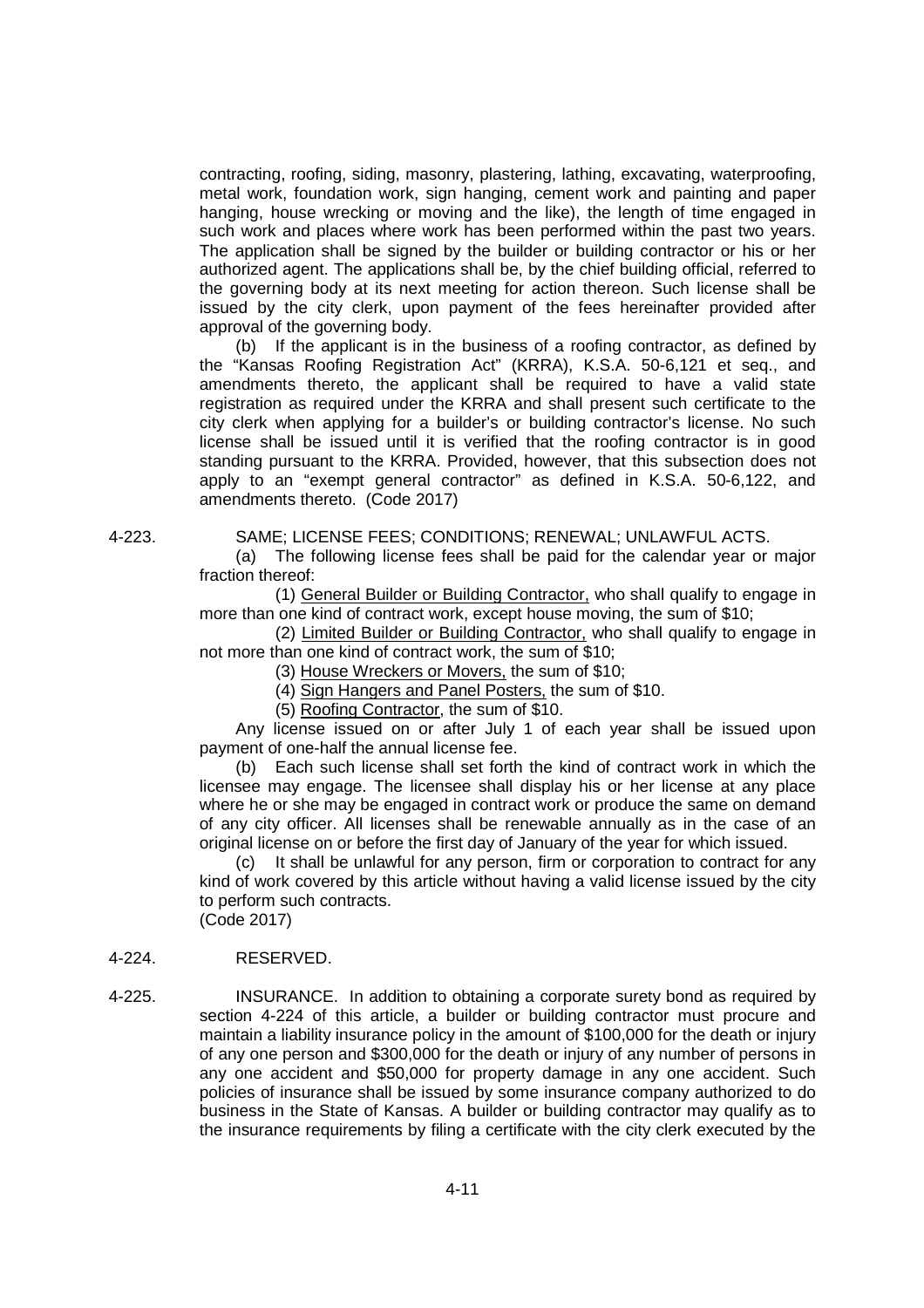contracting, roofing, siding, masonry, plastering, lathing, excavating, waterproofing, metal work, foundation work, sign hanging, cement work and painting and paper hanging, house wrecking or moving and the like), the length of time engaged in such work and places where work has been performed within the past two years. The application shall be signed by the builder or building contractor or his or her authorized agent. The applications shall be, by the chief building official, referred to the governing body at its next meeting for action thereon. Such license shall be issued by the city clerk, upon payment of the fees hereinafter provided after approval of the governing body.

(b) If the applicant is in the business of a roofing contractor, as defined by the "Kansas Roofing Registration Act" (KRRA), K.S.A. 50-6,121 et seq., and amendments thereto, the applicant shall be required to have a valid state registration as required under the KRRA and shall present such certificate to the city clerk when applying for a builder's or building contractor's license. No such license shall be issued until it is verified that the roofing contractor is in good standing pursuant to the KRRA. Provided, however, that this subsection does not apply to an "exempt general contractor" as defined in K.S.A. 50-6,122, and amendments thereto. (Code 2017)

4-223. SAME; LICENSE FEES; CONDITIONS; RENEWAL; UNLAWFUL ACTS.

(a) The following license fees shall be paid for the calendar year or major fraction thereof:

(1) General Builder or Building Contractor, who shall qualify to engage in more than one kind of contract work, except house moving, the sum of $10;

(2) Limited Builder or Building Contractor, who shall qualify to engage in not more than one kind of contract work, the sum of $10;

(3) House Wreckers or Movers, the sum of $10;

(4) Sign Hangers and Panel Posters, the sum of $10.

(5) Roofing Contractor, the sum of $10.

Any license issued on or after July 1 of each year shall be issued upon payment of one-half the annual license fee.

(b) Each such license shall set forth the kind of contract work in which the licensee may engage. The licensee shall display his or her license at any place where he or she may be engaged in contract work or produce the same on demand of any city officer. All licenses shall be renewable annually as in the case of an original license on or before the first day of January of the year for which issued.

(c) It shall be unlawful for any person, firm or corporation to contract for any kind of work covered by this article without having a valid license issued by the city to perform such contracts.
(Code 2017)

4-224. RESERVED.

4-225. INSURANCE. In addition to obtaining a corporate surety bond as required by section 4-224 of this article, a builder or building contractor must procure and maintain a liability insurance policy in the amount of $100,000 for the death or injury of any one person and $300,000 for the death or injury of any number of persons in any one accident and $50,000 for property damage in any one accident. Such policies of insurance shall be issued by some insurance company authorized to do business in the State of Kansas. A builder or building contractor may qualify as to the insurance requirements by filing a certificate with the city clerk executed by the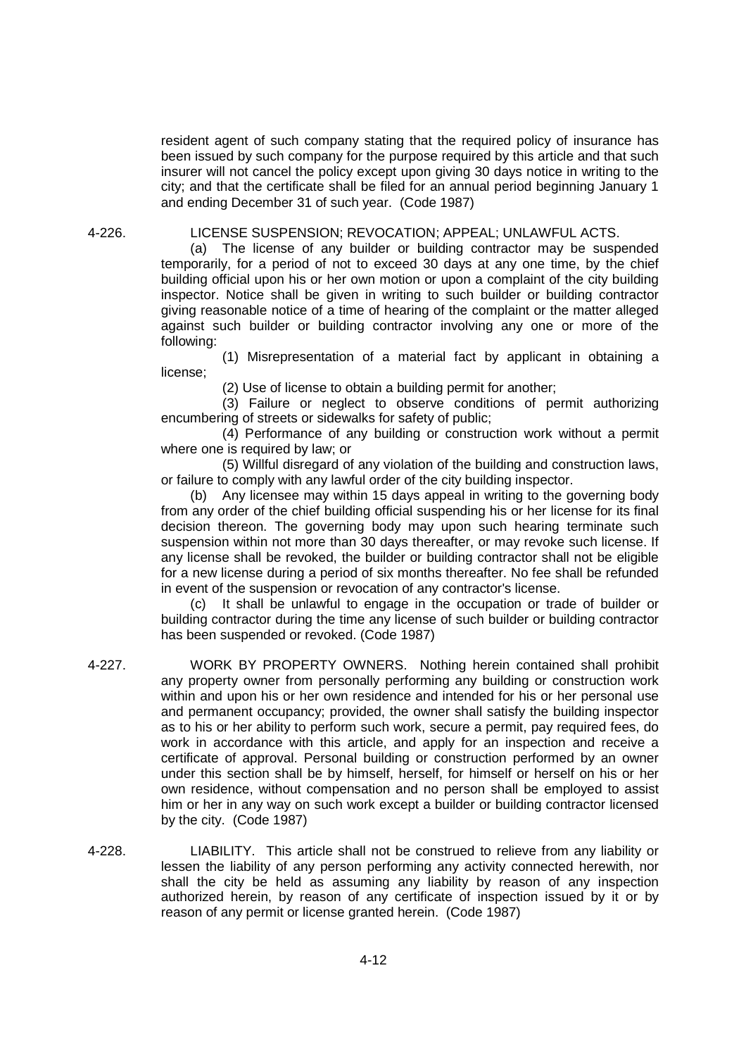resident agent of such company stating that the required policy of insurance has been issued by such company for the purpose required by this article and that such insurer will not cancel the policy except upon giving 30 days notice in writing to the city; and that the certificate shall be filed for an annual period beginning January 1 and ending December 31 of such year. (Code 1987)

4-226. LICENSE SUSPENSION; REVOCATION; APPEAL; UNLAWFUL ACTS.

(a) The license of any builder or building contractor may be suspended temporarily, for a period of not to exceed 30 days at any one time, by the chief building official upon his or her own motion or upon a complaint of the city building inspector. Notice shall be given in writing to such builder or building contractor giving reasonable notice of a time of hearing of the complaint or the matter alleged against such builder or building contractor involving any one or more of the following:

(1) Misrepresentation of a material fact by applicant in obtaining a license;

(2) Use of license to obtain a building permit for another;

(3) Failure or neglect to observe conditions of permit authorizing encumbering of streets or sidewalks for safety of public;

(4) Performance of any building or construction work without a permit where one is required by law; or

(5) Willful disregard of any violation of the building and construction laws, or failure to comply with any lawful order of the city building inspector.

(b) Any licensee may within 15 days appeal in writing to the governing body from any order of the chief building official suspending his or her license for its final decision thereon. The governing body may upon such hearing terminate such suspension within not more than 30 days thereafter, or may revoke such license. If any license shall be revoked, the builder or building contractor shall not be eligible for a new license during a period of six months thereafter. No fee shall be refunded in event of the suspension or revocation of any contractor's license.

(c) It shall be unlawful to engage in the occupation or trade of builder or building contractor during the time any license of such builder or building contractor has been suspended or revoked. (Code 1987)

4-227. WORK BY PROPERTY OWNERS. Nothing herein contained shall prohibit any property owner from personally performing any building or construction work within and upon his or her own residence and intended for his or her personal use and permanent occupancy; provided, the owner shall satisfy the building inspector as to his or her ability to perform such work, secure a permit, pay required fees, do work in accordance with this article, and apply for an inspection and receive a certificate of approval. Personal building or construction performed by an owner under this section shall be by himself, herself, for himself or herself on his or her own residence, without compensation and no person shall be employed to assist him or her in any way on such work except a builder or building contractor licensed by the city. (Code 1987)

4-228. LIABILITY. This article shall not be construed to relieve from any liability or lessen the liability of any person performing any activity connected herewith, nor shall the city be held as assuming any liability by reason of any inspection authorized herein, by reason of any certificate of inspection issued by it or by reason of any permit or license granted herein. (Code 1987)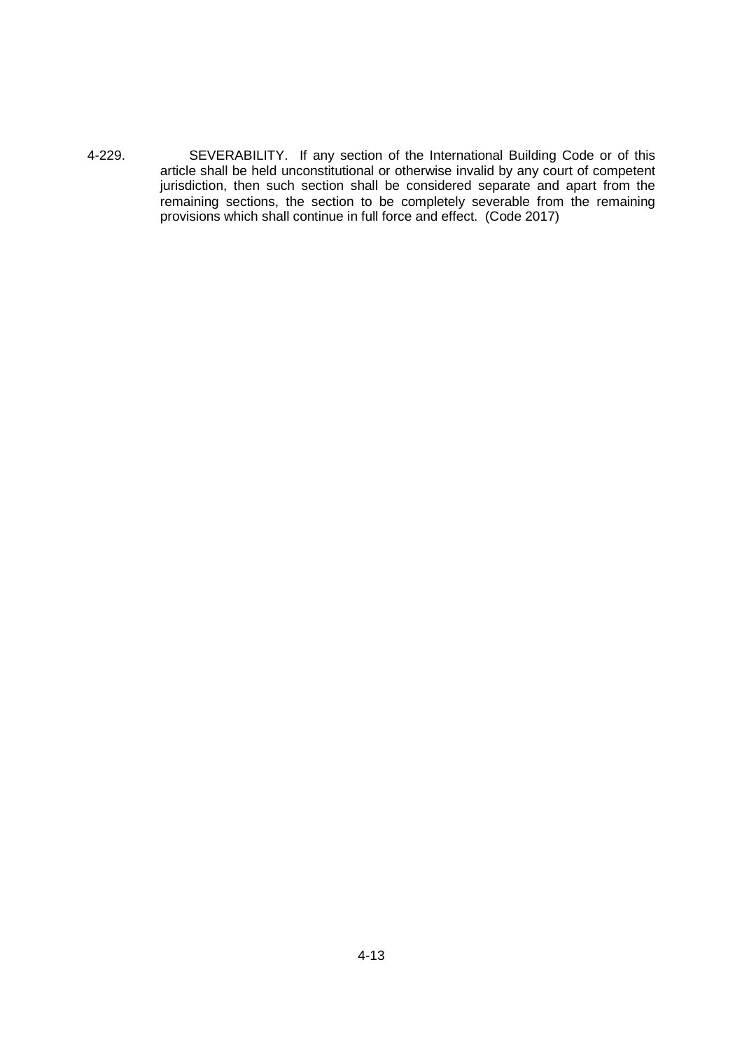4-229. SEVERABILITY. If any section of the International Building Code or of this article shall be held unconstitutional or otherwise invalid by any court of competent jurisdiction, then such section shall be considered separate and apart from the remaining sections, the section to be completely severable from the remaining provisions which shall continue in full force and effect. (Code 2017)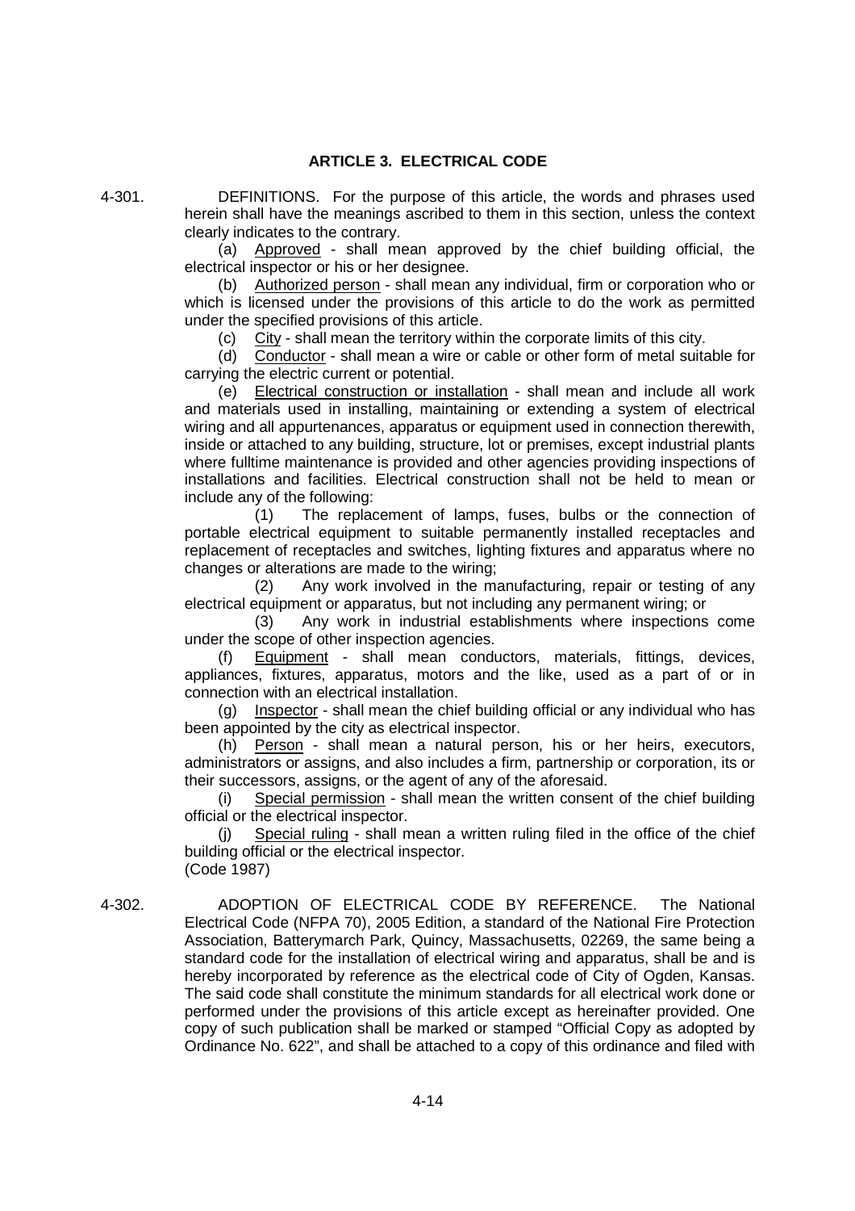## ARTICLE 3. ELECTRICAL CODE

4-301. DEFINITIONS. For the purpose of this article, the words and phrases used herein shall have the meanings ascribed to them in this section, unless the context clearly indicates to the contrary.

(a) Approved - shall mean approved by the chief building official, the electrical inspector or his or her designee.

(b) Authorized person - shall mean any individual, firm or corporation who or which is licensed under the provisions of this article to do the work as permitted under the specified provisions of this article.

(c) City - shall mean the territory within the corporate limits of this city.

(d) Conductor - shall mean a wire or cable or other form of metal suitable for carrying the electric current or potential.

(e) Electrical construction or installation - shall mean and include all work and materials used in installing, maintaining or extending a system of electrical wiring and all appurtenances, apparatus or equipment used in connection therewith, inside or attached to any building, structure, lot or premises, except industrial plants where fulltime maintenance is provided and other agencies providing inspections of installations and facilities. Electrical construction shall not be held to mean or include any of the following:

(1) The replacement of lamps, fuses, bulbs or the connection of portable electrical equipment to suitable permanently installed receptacles and replacement of receptacles and switches, lighting fixtures and apparatus where no changes or alterations are made to the wiring;

(2) Any work involved in the manufacturing, repair or testing of any electrical equipment or apparatus, but not including any permanent wiring; or

(3) Any work in industrial establishments where inspections come under the scope of other inspection agencies.

(f) Equipment - shall mean conductors, materials, fittings, devices, appliances, fixtures, apparatus, motors and the like, used as a part of or in connection with an electrical installation.

(g) Inspector - shall mean the chief building official or any individual who has been appointed by the city as electrical inspector.

(h) Person - shall mean a natural person, his or her heirs, executors, administrators or assigns, and also includes a firm, partnership or corporation, its or their successors, assigns, or the agent of any of the aforesaid.

(i) Special permission - shall mean the written consent of the chief building official or the electrical inspector.

(j) Special ruling - shall mean a written ruling filed in the office of the chief building official or the electrical inspector.

(Code 1987)

4-302. ADOPTION OF ELECTRICAL CODE BY REFERENCE. The National Electrical Code (NFPA 70), 2005 Edition, a standard of the National Fire Protection Association, Batterymarch Park, Quincy, Massachusetts, 02269, the same being a standard code for the installation of electrical wiring and apparatus, shall be and is hereby incorporated by reference as the electrical code of City of Ogden, Kansas. The said code shall constitute the minimum standards for all electrical work done or performed under the provisions of this article except as hereinafter provided. One copy of such publication shall be marked or stamped "Official Copy as adopted by Ordinance No. 622", and shall be attached to a copy of this ordinance and filed with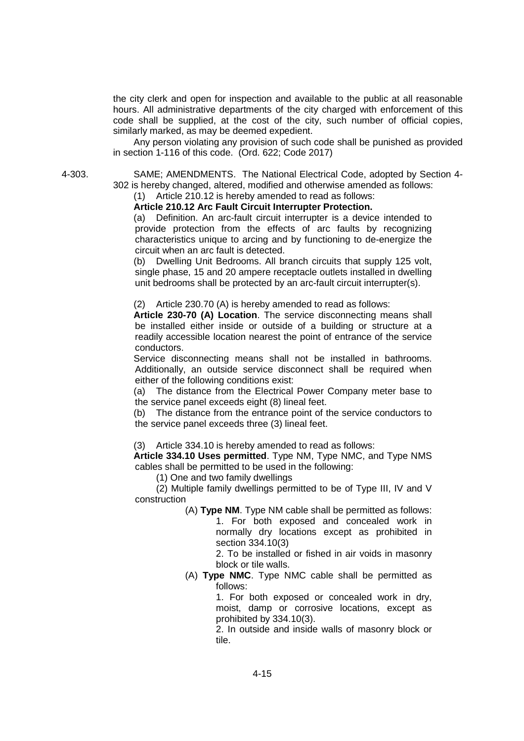the city clerk and open for inspection and available to the public at all reasonable hours. All administrative departments of the city charged with enforcement of this code shall be supplied, at the cost of the city, such number of official copies, similarly marked, as may be deemed expedient.

Any person violating any provision of such code shall be punished as provided in section 1-116 of this code. (Ord. 622; Code 2017)

4-303. SAME; AMENDMENTS. The National Electrical Code, adopted by Section 4-302 is hereby changed, altered, modified and otherwise amended as follows:

(1) Article 210.12 is hereby amended to read as follows:

**Article 210.12 Arc Fault Circuit Interrupter Protection.**

(a) Definition. An arc-fault circuit interrupter is a device intended to provide protection from the effects of arc faults by recognizing characteristics unique to arcing and by functioning to de-energize the circuit when an arc fault is detected.

(b) Dwelling Unit Bedrooms. All branch circuits that supply 125 volt, single phase, 15 and 20 ampere receptacle outlets installed in dwelling unit bedrooms shall be protected by an arc-fault circuit interrupter(s).

(2) Article 230.70 (A) is hereby amended to read as follows:

**Article 230-70 (A) Location**. The service disconnecting means shall be installed either inside or outside of a building or structure at a readily accessible location nearest the point of entrance of the service conductors.

Service disconnecting means shall not be installed in bathrooms. Additionally, an outside service disconnect shall be required when either of the following conditions exist:

(a) The distance from the Electrical Power Company meter base to the service panel exceeds eight (8) lineal feet.

(b) The distance from the entrance point of the service conductors to the service panel exceeds three (3) lineal feet.

(3) Article 334.10 is hereby amended to read as follows:

**Article 334.10 Uses permitted**. Type NM, Type NMC, and Type NMS cables shall be permitted to be used in the following:

(1) One and two family dwellings

(2) Multiple family dwellings permitted to be of Type III, IV and V construction

(A) **Type NM**. Type NM cable shall be permitted as follows:

1. For both exposed and concealed work in normally dry locations except as prohibited in section 334.10(3)

2. To be installed or fished in air voids in masonry block or tile walls.

(A) **Type NMC**. Type NMC cable shall be permitted as follows:

1. For both exposed or concealed work in dry, moist, damp or corrosive locations, except as prohibited by 334.10(3).

2. In outside and inside walls of masonry block or tile.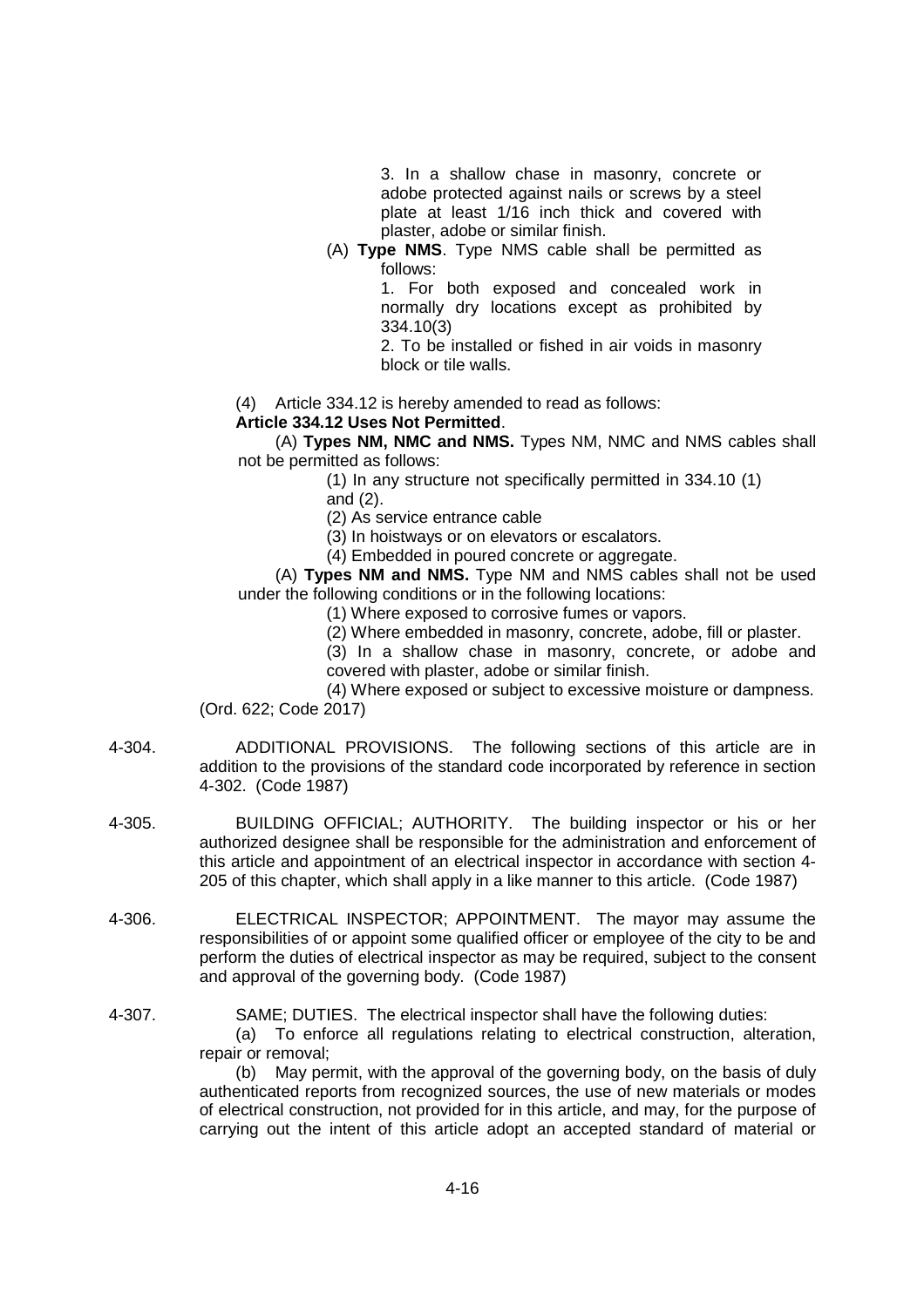3. In a shallow chase in masonry, concrete or adobe protected against nails or screws by a steel plate at least 1/16 inch thick and covered with plaster, adobe or similar finish.

(A) **Type NMS**. Type NMS cable shall be permitted as follows:

1. For both exposed and concealed work in normally dry locations except as prohibited by 334.10(3)

2. To be installed or fished in air voids in masonry block or tile walls.

(4) Article 334.12 is hereby amended to read as follows:

**Article 334.12 Uses Not Permitted**.

(A) **Types NM, NMC and NMS.** Types NM, NMC and NMS cables shall not be permitted as follows:

(1) In any structure not specifically permitted in 334.10 (1) and (2).

(2) As service entrance cable

(3) In hoistways or on elevators or escalators.

(4) Embedded in poured concrete or aggregate.

(A) **Types NM and NMS.** Type NM and NMS cables shall not be used under the following conditions or in the following locations:

(1) Where exposed to corrosive fumes or vapors.

(2) Where embedded in masonry, concrete, adobe, fill or plaster.

(3) In a shallow chase in masonry, concrete, or adobe and covered with plaster, adobe or similar finish.

(4) Where exposed or subject to excessive moisture or dampness.

(Ord. 622; Code 2017)

4-304. ADDITIONAL PROVISIONS. The following sections of this article are in addition to the provisions of the standard code incorporated by reference in section 4-302. (Code 1987)

4-305. BUILDING OFFICIAL; AUTHORITY. The building inspector or his or her authorized designee shall be responsible for the administration and enforcement of this article and appointment of an electrical inspector in accordance with section 4-205 of this chapter, which shall apply in a like manner to this article. (Code 1987)

4-306. ELECTRICAL INSPECTOR; APPOINTMENT. The mayor may assume the responsibilities of or appoint some qualified officer or employee of the city to be and perform the duties of electrical inspector as may be required, subject to the consent and approval of the governing body. (Code 1987)

4-307. SAME; DUTIES. The electrical inspector shall have the following duties:

(a) To enforce all regulations relating to electrical construction, alteration, repair or removal;

(b) May permit, with the approval of the governing body, on the basis of duly authenticated reports from recognized sources, the use of new materials or modes of electrical construction, not provided for in this article, and may, for the purpose of carrying out the intent of this article adopt an accepted standard of material or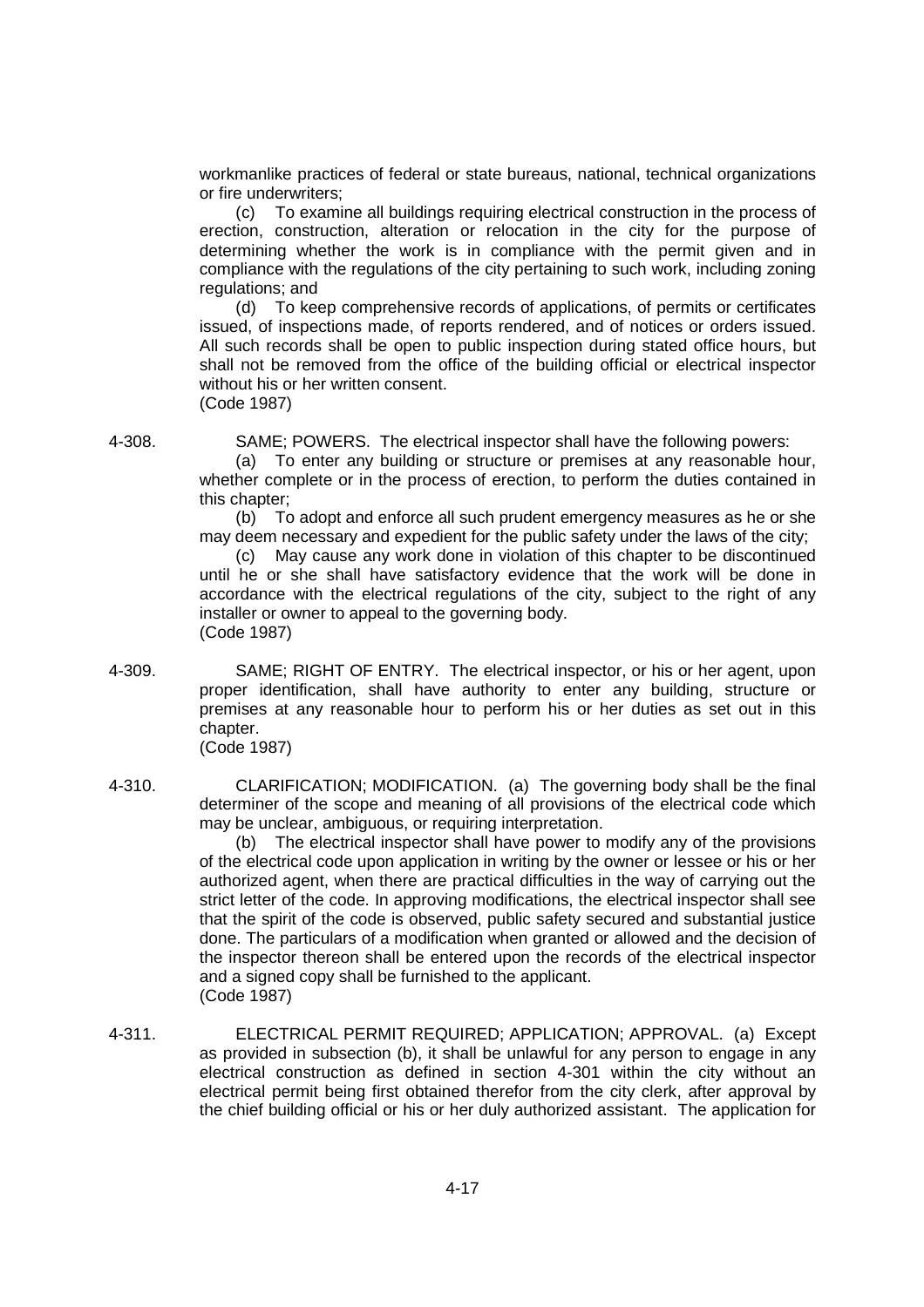workmanlike practices of federal or state bureaus, national, technical organizations or fire underwriters;

(c) To examine all buildings requiring electrical construction in the process of erection, construction, alteration or relocation in the city for the purpose of determining whether the work is in compliance with the permit given and in compliance with the regulations of the city pertaining to such work, including zoning regulations; and

(d) To keep comprehensive records of applications, of permits or certificates issued, of inspections made, of reports rendered, and of notices or orders issued. All such records shall be open to public inspection during stated office hours, but shall not be removed from the office of the building official or electrical inspector without his or her written consent.

(Code 1987)

4-308. SAME; POWERS. The electrical inspector shall have the following powers:

(a) To enter any building or structure or premises at any reasonable hour, whether complete or in the process of erection, to perform the duties contained in this chapter;

(b) To adopt and enforce all such prudent emergency measures as he or she may deem necessary and expedient for the public safety under the laws of the city;

(c) May cause any work done in violation of this chapter to be discontinued until he or she shall have satisfactory evidence that the work will be done in accordance with the electrical regulations of the city, subject to the right of any installer or owner to appeal to the governing body.

(Code 1987)

4-309. SAME; RIGHT OF ENTRY. The electrical inspector, or his or her agent, upon proper identification, shall have authority to enter any building, structure or premises at any reasonable hour to perform his or her duties as set out in this chapter.

(Code 1987)

4-310. CLARIFICATION; MODIFICATION. (a) The governing body shall be the final determiner of the scope and meaning of all provisions of the electrical code which may be unclear, ambiguous, or requiring interpretation.

(b) The electrical inspector shall have power to modify any of the provisions of the electrical code upon application in writing by the owner or lessee or his or her authorized agent, when there are practical difficulties in the way of carrying out the strict letter of the code. In approving modifications, the electrical inspector shall see that the spirit of the code is observed, public safety secured and substantial justice done. The particulars of a modification when granted or allowed and the decision of the inspector thereon shall be entered upon the records of the electrical inspector and a signed copy shall be furnished to the applicant.

(Code 1987)

4-311. ELECTRICAL PERMIT REQUIRED; APPLICATION; APPROVAL. (a) Except as provided in subsection (b), it shall be unlawful for any person to engage in any electrical construction as defined in section 4-301 within the city without an electrical permit being first obtained therefor from the city clerk, after approval by the chief building official or his or her duly authorized assistant. The application for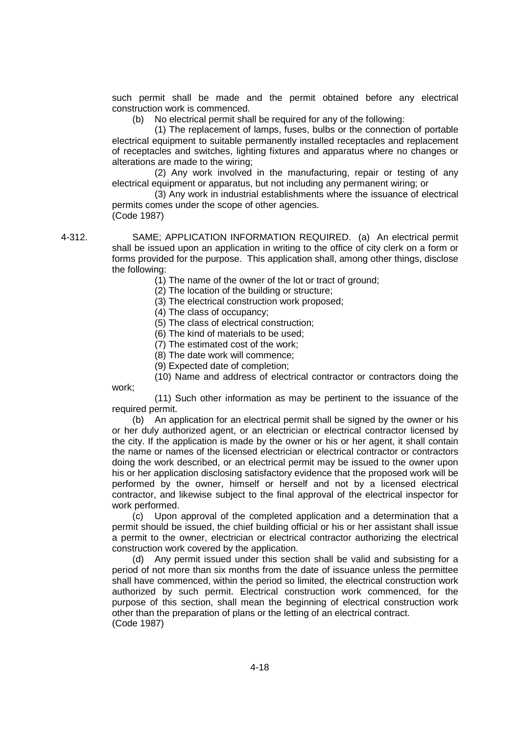such permit shall be made and the permit obtained before any electrical construction work is commenced.

(b) No electrical permit shall be required for any of the following:

(1) The replacement of lamps, fuses, bulbs or the connection of portable electrical equipment to suitable permanently installed receptacles and replacement of receptacles and switches, lighting fixtures and apparatus where no changes or alterations are made to the wiring;

(2) Any work involved in the manufacturing, repair or testing of any electrical equipment or apparatus, but not including any permanent wiring; or

(3) Any work in industrial establishments where the issuance of electrical permits comes under the scope of other agencies.

(Code 1987)

4-312. SAME; APPLICATION INFORMATION REQUIRED. (a) An electrical permit shall be issued upon an application in writing to the office of city clerk on a form or forms provided for the purpose. This application shall, among other things, disclose the following:

(1) The name of the owner of the lot or tract of ground;

(2) The location of the building or structure;

(3) The electrical construction work proposed;

(4) The class of occupancy;

(5) The class of electrical construction;

(6) The kind of materials to be used;

(7) The estimated cost of the work;

(8) The date work will commence;

(9) Expected date of completion;

(10) Name and address of electrical contractor or contractors doing the work;

(11) Such other information as may be pertinent to the issuance of the required permit.

(b) An application for an electrical permit shall be signed by the owner or his or her duly authorized agent, or an electrician or electrical contractor licensed by the city. If the application is made by the owner or his or her agent, it shall contain the name or names of the licensed electrician or electrical contractor or contractors doing the work described, or an electrical permit may be issued to the owner upon his or her application disclosing satisfactory evidence that the proposed work will be performed by the owner, himself or herself and not by a licensed electrical contractor, and likewise subject to the final approval of the electrical inspector for work performed.

(c) Upon approval of the completed application and a determination that a permit should be issued, the chief building official or his or her assistant shall issue a permit to the owner, electrician or electrical contractor authorizing the electrical construction work covered by the application.

(d) Any permit issued under this section shall be valid and subsisting for a period of not more than six months from the date of issuance unless the permittee shall have commenced, within the period so limited, the electrical construction work authorized by such permit. Electrical construction work commenced, for the purpose of this section, shall mean the beginning of electrical construction work other than the preparation of plans or the letting of an electrical contract.

(Code 1987)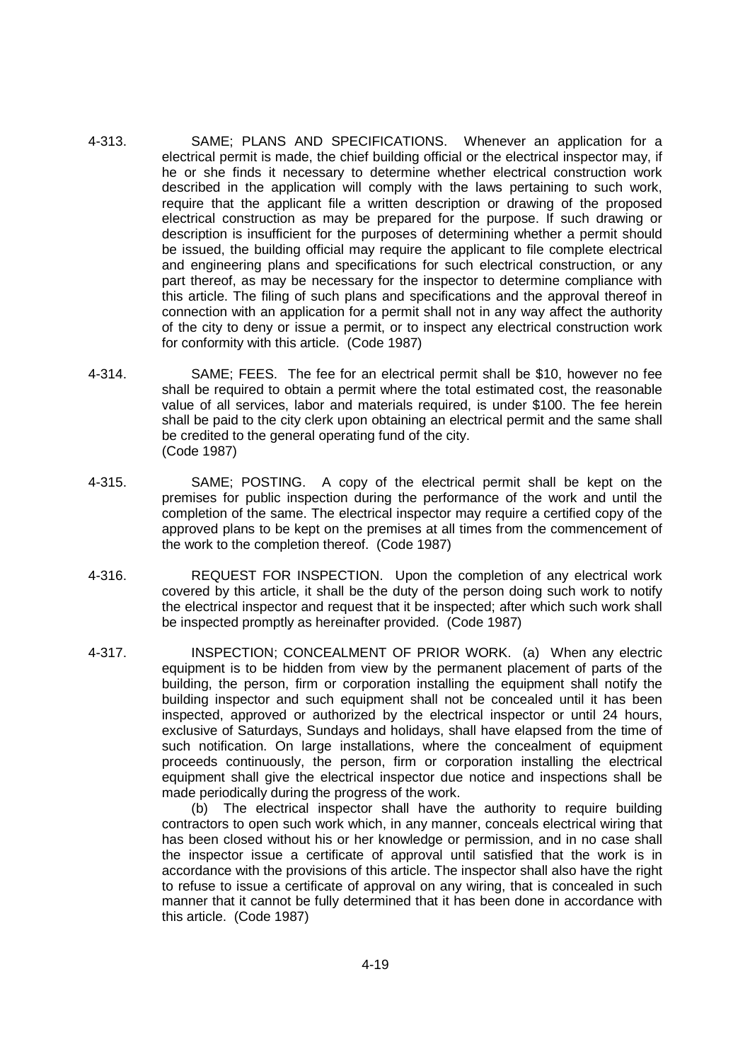4-313. SAME; PLANS AND SPECIFICATIONS. Whenever an application for a electrical permit is made, the chief building official or the electrical inspector may, if he or she finds it necessary to determine whether electrical construction work described in the application will comply with the laws pertaining to such work, require that the applicant file a written description or drawing of the proposed electrical construction as may be prepared for the purpose. If such drawing or description is insufficient for the purposes of determining whether a permit should be issued, the building official may require the applicant to file complete electrical and engineering plans and specifications for such electrical construction, or any part thereof, as may be necessary for the inspector to determine compliance with this article. The filing of such plans and specifications and the approval thereof in connection with an application for a permit shall not in any way affect the authority of the city to deny or issue a permit, or to inspect any electrical construction work for conformity with this article. (Code 1987)

4-314. SAME; FEES. The fee for an electrical permit shall be $10, however no fee shall be required to obtain a permit where the total estimated cost, the reasonable value of all services, labor and materials required, is under $100. The fee herein shall be paid to the city clerk upon obtaining an electrical permit and the same shall be credited to the general operating fund of the city. (Code 1987)

4-315. SAME; POSTING. A copy of the electrical permit shall be kept on the premises for public inspection during the performance of the work and until the completion of the same. The electrical inspector may require a certified copy of the approved plans to be kept on the premises at all times from the commencement of the work to the completion thereof. (Code 1987)

4-316. REQUEST FOR INSPECTION. Upon the completion of any electrical work covered by this article, it shall be the duty of the person doing such work to notify the electrical inspector and request that it be inspected; after which such work shall be inspected promptly as hereinafter provided. (Code 1987)

4-317. INSPECTION; CONCEALMENT OF PRIOR WORK. (a) When any electric equipment is to be hidden from view by the permanent placement of parts of the building, the person, firm or corporation installing the equipment shall notify the building inspector and such equipment shall not be concealed until it has been inspected, approved or authorized by the electrical inspector or until 24 hours, exclusive of Saturdays, Sundays and holidays, shall have elapsed from the time of such notification. On large installations, where the concealment of equipment proceeds continuously, the person, firm or corporation installing the electrical equipment shall give the electrical inspector due notice and inspections shall be made periodically during the progress of the work.

(b) The electrical inspector shall have the authority to require building contractors to open such work which, in any manner, conceals electrical wiring that has been closed without his or her knowledge or permission, and in no case shall the inspector issue a certificate of approval until satisfied that the work is in accordance with the provisions of this article. The inspector shall also have the right to refuse to issue a certificate of approval on any wiring, that is concealed in such manner that it cannot be fully determined that it has been done in accordance with this article. (Code 1987)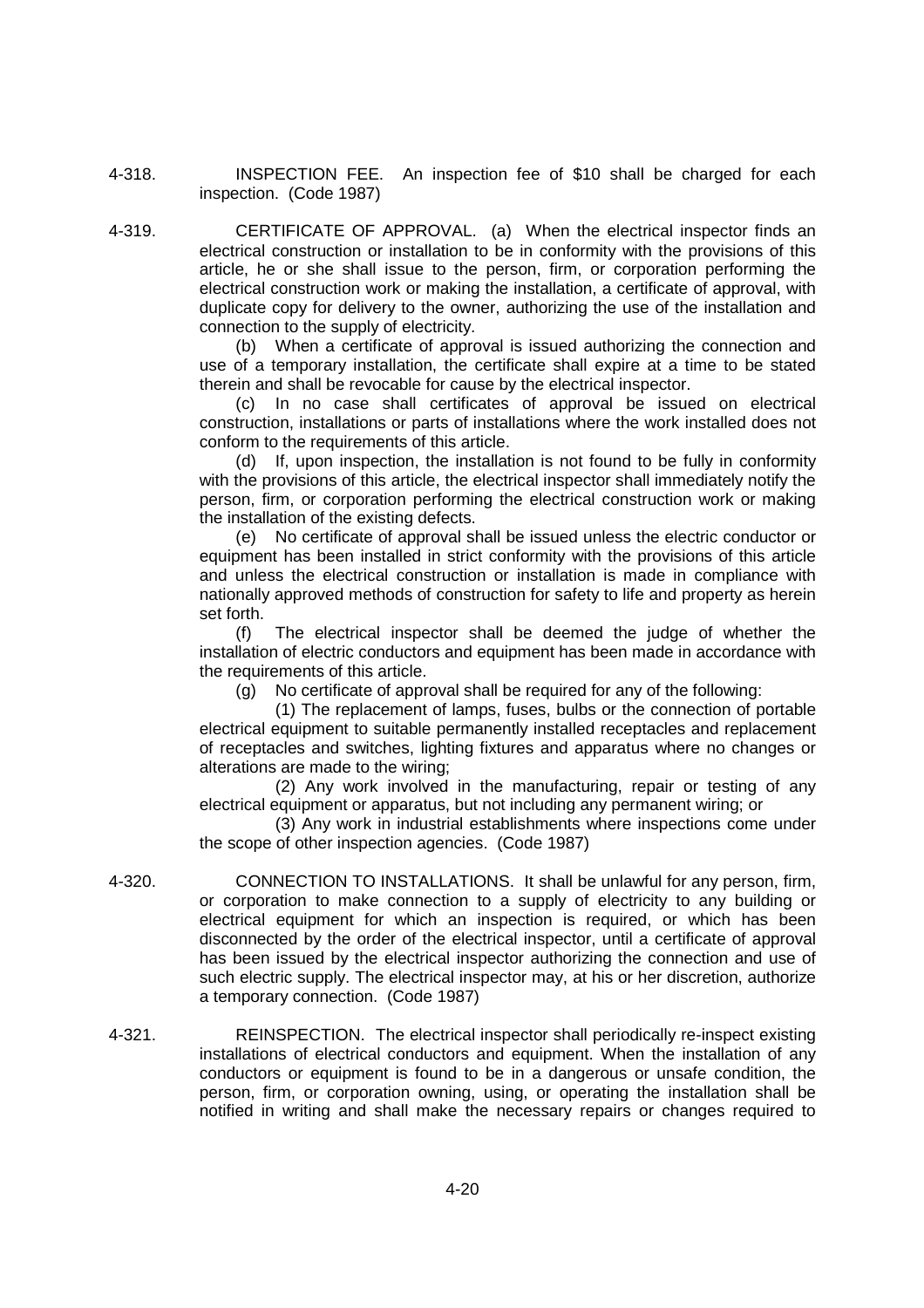4-318. INSPECTION FEE. An inspection fee of $10 shall be charged for each inspection. (Code 1987)

4-319. CERTIFICATE OF APPROVAL. (a) When the electrical inspector finds an electrical construction or installation to be in conformity with the provisions of this article, he or she shall issue to the person, firm, or corporation performing the electrical construction work or making the installation, a certificate of approval, with duplicate copy for delivery to the owner, authorizing the use of the installation and connection to the supply of electricity.

(b) When a certificate of approval is issued authorizing the connection and use of a temporary installation, the certificate shall expire at a time to be stated therein and shall be revocable for cause by the electrical inspector.

(c) In no case shall certificates of approval be issued on electrical construction, installations or parts of installations where the work installed does not conform to the requirements of this article.

(d) If, upon inspection, the installation is not found to be fully in conformity with the provisions of this article, the electrical inspector shall immediately notify the person, firm, or corporation performing the electrical construction work or making the installation of the existing defects.

(e) No certificate of approval shall be issued unless the electric conductor or equipment has been installed in strict conformity with the provisions of this article and unless the electrical construction or installation is made in compliance with nationally approved methods of construction for safety to life and property as herein set forth.

(f) The electrical inspector shall be deemed the judge of whether the installation of electric conductors and equipment has been made in accordance with the requirements of this article.

(g) No certificate of approval shall be required for any of the following:

(1) The replacement of lamps, fuses, bulbs or the connection of portable electrical equipment to suitable permanently installed receptacles and replacement of receptacles and switches, lighting fixtures and apparatus where no changes or alterations are made to the wiring;

(2) Any work involved in the manufacturing, repair or testing of any electrical equipment or apparatus, but not including any permanent wiring; or

(3) Any work in industrial establishments where inspections come under the scope of other inspection agencies. (Code 1987)

4-320. CONNECTION TO INSTALLATIONS. It shall be unlawful for any person, firm, or corporation to make connection to a supply of electricity to any building or electrical equipment for which an inspection is required, or which has been disconnected by the order of the electrical inspector, until a certificate of approval has been issued by the electrical inspector authorizing the connection and use of such electric supply. The electrical inspector may, at his or her discretion, authorize a temporary connection. (Code 1987)

4-321. REINSPECTION. The electrical inspector shall periodically re-inspect existing installations of electrical conductors and equipment. When the installation of any conductors or equipment is found to be in a dangerous or unsafe condition, the person, firm, or corporation owning, using, or operating the installation shall be notified in writing and shall make the necessary repairs or changes required to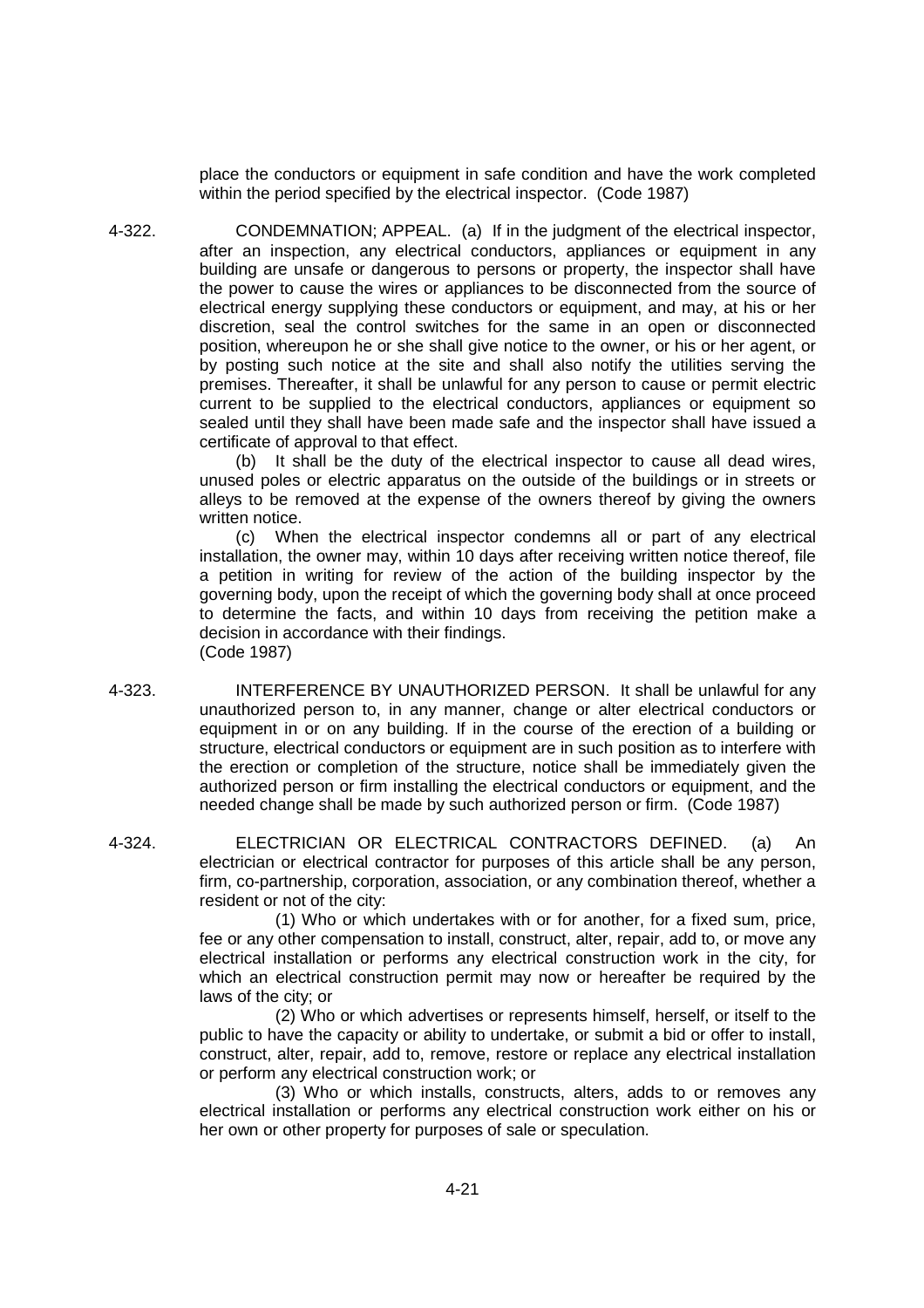place the conductors or equipment in safe condition and have the work completed within the period specified by the electrical inspector. (Code 1987)

4-322. CONDEMNATION; APPEAL. (a) If in the judgment of the electrical inspector, after an inspection, any electrical conductors, appliances or equipment in any building are unsafe or dangerous to persons or property, the inspector shall have the power to cause the wires or appliances to be disconnected from the source of electrical energy supplying these conductors or equipment, and may, at his or her discretion, seal the control switches for the same in an open or disconnected position, whereupon he or she shall give notice to the owner, or his or her agent, or by posting such notice at the site and shall also notify the utilities serving the premises. Thereafter, it shall be unlawful for any person to cause or permit electric current to be supplied to the electrical conductors, appliances or equipment so sealed until they shall have been made safe and the inspector shall have issued a certificate of approval to that effect.

(b) It shall be the duty of the electrical inspector to cause all dead wires, unused poles or electric apparatus on the outside of the buildings or in streets or alleys to be removed at the expense of the owners thereof by giving the owners written notice.

(c) When the electrical inspector condemns all or part of any electrical installation, the owner may, within 10 days after receiving written notice thereof, file a petition in writing for review of the action of the building inspector by the governing body, upon the receipt of which the governing body shall at once proceed to determine the facts, and within 10 days from receiving the petition make a decision in accordance with their findings.
(Code 1987)

4-323. INTERFERENCE BY UNAUTHORIZED PERSON. It shall be unlawful for any unauthorized person to, in any manner, change or alter electrical conductors or equipment in or on any building. If in the course of the erection of a building or structure, electrical conductors or equipment are in such position as to interfere with the erection or completion of the structure, notice shall be immediately given the authorized person or firm installing the electrical conductors or equipment, and the needed change shall be made by such authorized person or firm. (Code 1987)

4-324. ELECTRICIAN OR ELECTRICAL CONTRACTORS DEFINED. (a) An electrician or electrical contractor for purposes of this article shall be any person, firm, co-partnership, corporation, association, or any combination thereof, whether a resident or not of the city:

(1) Who or which undertakes with or for another, for a fixed sum, price, fee or any other compensation to install, construct, alter, repair, add to, or move any electrical installation or performs any electrical construction work in the city, for which an electrical construction permit may now or hereafter be required by the laws of the city; or

(2) Who or which advertises or represents himself, herself, or itself to the public to have the capacity or ability to undertake, or submit a bid or offer to install, construct, alter, repair, add to, remove, restore or replace any electrical installation or perform any electrical construction work; or

(3) Who or which installs, constructs, alters, adds to or removes any electrical installation or performs any electrical construction work either on his or her own or other property for purposes of sale or speculation.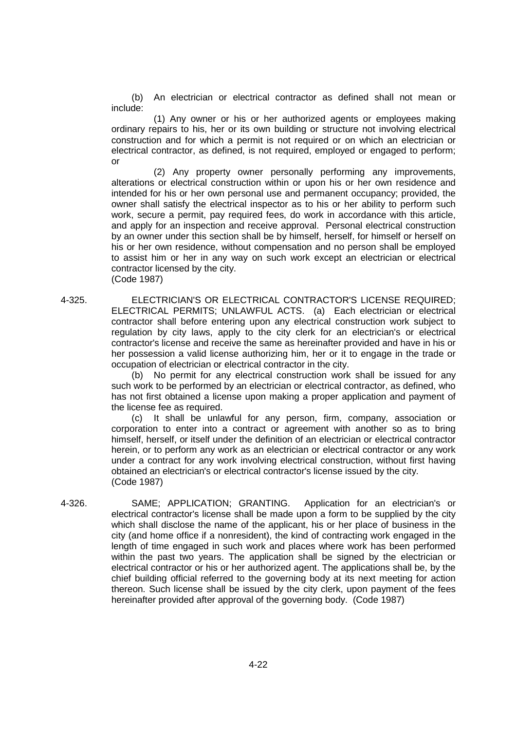(b) An electrician or electrical contractor as defined shall not mean or include:

(1) Any owner or his or her authorized agents or employees making ordinary repairs to his, her or its own building or structure not involving electrical construction and for which a permit is not required or on which an electrician or electrical contractor, as defined, is not required, employed or engaged to perform; or

(2) Any property owner personally performing any improvements, alterations or electrical construction within or upon his or her own residence and intended for his or her own personal use and permanent occupancy; provided, the owner shall satisfy the electrical inspector as to his or her ability to perform such work, secure a permit, pay required fees, do work in accordance with this article, and apply for an inspection and receive approval. Personal electrical construction by an owner under this section shall be by himself, herself, for himself or herself on his or her own residence, without compensation and no person shall be employed to assist him or her in any way on such work except an electrician or electrical contractor licensed by the city.
(Code 1987)

4-325. ELECTRICIAN'S OR ELECTRICAL CONTRACTOR'S LICENSE REQUIRED; ELECTRICAL PERMITS; UNLAWFUL ACTS. (a) Each electrician or electrical contractor shall before entering upon any electrical construction work subject to regulation by city laws, apply to the city clerk for an electrician's or electrical contractor's license and receive the same as hereinafter provided and have in his or her possession a valid license authorizing him, her or it to engage in the trade or occupation of electrician or electrical contractor in the city.

(b) No permit for any electrical construction work shall be issued for any such work to be performed by an electrician or electrical contractor, as defined, who has not first obtained a license upon making a proper application and payment of the license fee as required.

(c) It shall be unlawful for any person, firm, company, association or corporation to enter into a contract or agreement with another so as to bring himself, herself, or itself under the definition of an electrician or electrical contractor herein, or to perform any work as an electrician or electrical contractor or any work under a contract for any work involving electrical construction, without first having obtained an electrician's or electrical contractor's license issued by the city.
(Code 1987)

4-326. SAME; APPLICATION; GRANTING. Application for an electrician's or electrical contractor's license shall be made upon a form to be supplied by the city which shall disclose the name of the applicant, his or her place of business in the city (and home office if a nonresident), the kind of contracting work engaged in the length of time engaged in such work and places where work has been performed within the past two years. The application shall be signed by the electrician or electrical contractor or his or her authorized agent. The applications shall be, by the chief building official referred to the governing body at its next meeting for action thereon. Such license shall be issued by the city clerk, upon payment of the fees hereinafter provided after approval of the governing body. (Code 1987)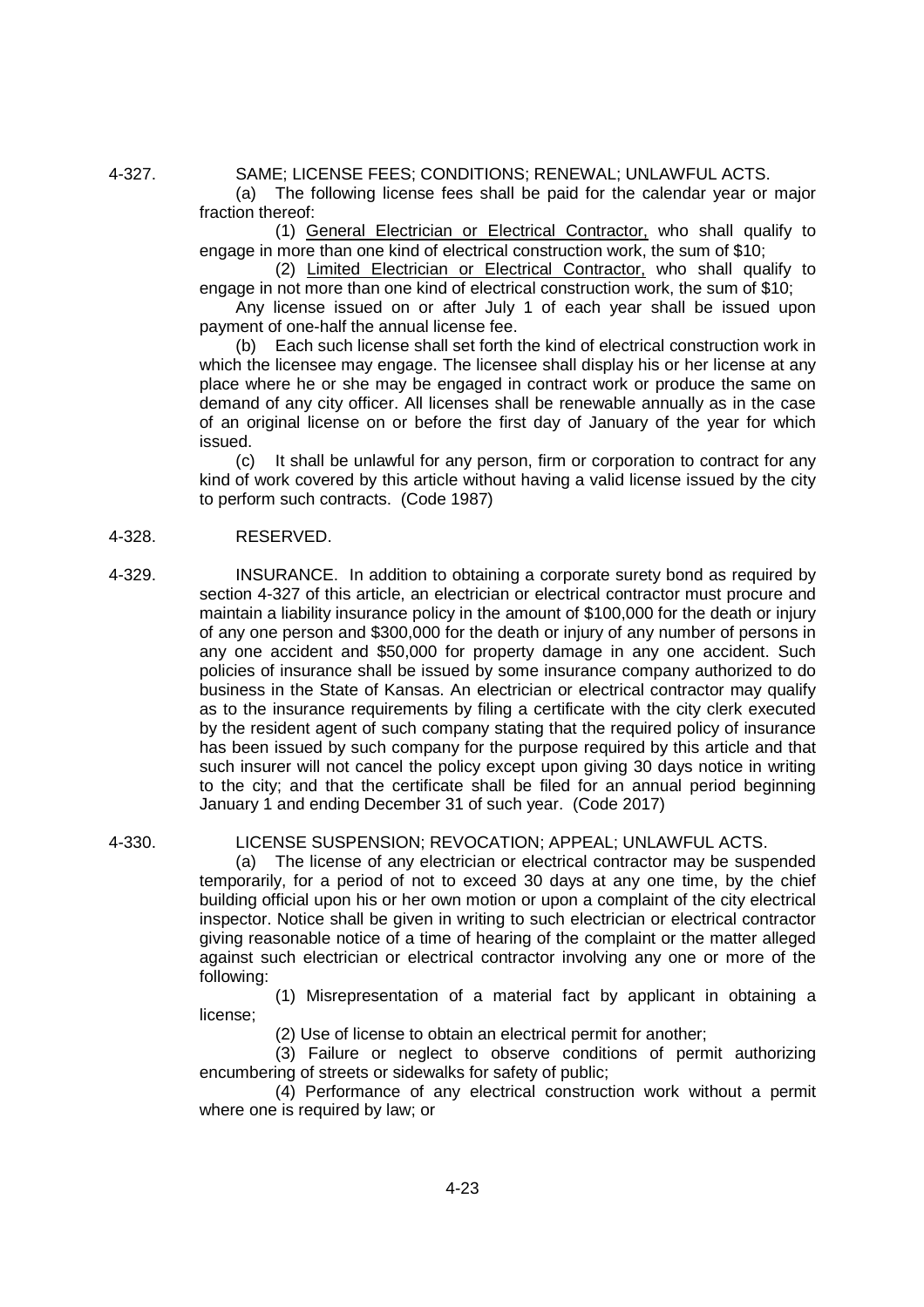4-327. SAME; LICENSE FEES; CONDITIONS; RENEWAL; UNLAWFUL ACTS.

(a) The following license fees shall be paid for the calendar year or major fraction thereof:

(1) General Electrician or Electrical Contractor, who shall qualify to engage in more than one kind of electrical construction work, the sum of $10;

(2) Limited Electrician or Electrical Contractor, who shall qualify to engage in not more than one kind of electrical construction work, the sum of $10;

Any license issued on or after July 1 of each year shall be issued upon payment of one-half the annual license fee.

(b) Each such license shall set forth the kind of electrical construction work in which the licensee may engage. The licensee shall display his or her license at any place where he or she may be engaged in contract work or produce the same on demand of any city officer. All licenses shall be renewable annually as in the case of an original license on or before the first day of January of the year for which issued.

(c) It shall be unlawful for any person, firm or corporation to contract for any kind of work covered by this article without having a valid license issued by the city to perform such contracts. (Code 1987)

4-328. RESERVED.

4-329. INSURANCE. In addition to obtaining a corporate surety bond as required by section 4-327 of this article, an electrician or electrical contractor must procure and maintain a liability insurance policy in the amount of $100,000 for the death or injury of any one person and $300,000 for the death or injury of any number of persons in any one accident and $50,000 for property damage in any one accident. Such policies of insurance shall be issued by some insurance company authorized to do business in the State of Kansas. An electrician or electrical contractor may qualify as to the insurance requirements by filing a certificate with the city clerk executed by the resident agent of such company stating that the required policy of insurance has been issued by such company for the purpose required by this article and that such insurer will not cancel the policy except upon giving 30 days notice in writing to the city; and that the certificate shall be filed for an annual period beginning January 1 and ending December 31 of such year. (Code 2017)

4-330. LICENSE SUSPENSION; REVOCATION; APPEAL; UNLAWFUL ACTS.

(a) The license of any electrician or electrical contractor may be suspended temporarily, for a period of not to exceed 30 days at any one time, by the chief building official upon his or her own motion or upon a complaint of the city electrical inspector. Notice shall be given in writing to such electrician or electrical contractor giving reasonable notice of a time of hearing of the complaint or the matter alleged against such electrician or electrical contractor involving any one or more of the following:

(1) Misrepresentation of a material fact by applicant in obtaining a license;

(2) Use of license to obtain an electrical permit for another;

(3) Failure or neglect to observe conditions of permit authorizing encumbering of streets or sidewalks for safety of public;

(4) Performance of any electrical construction work without a permit where one is required by law; or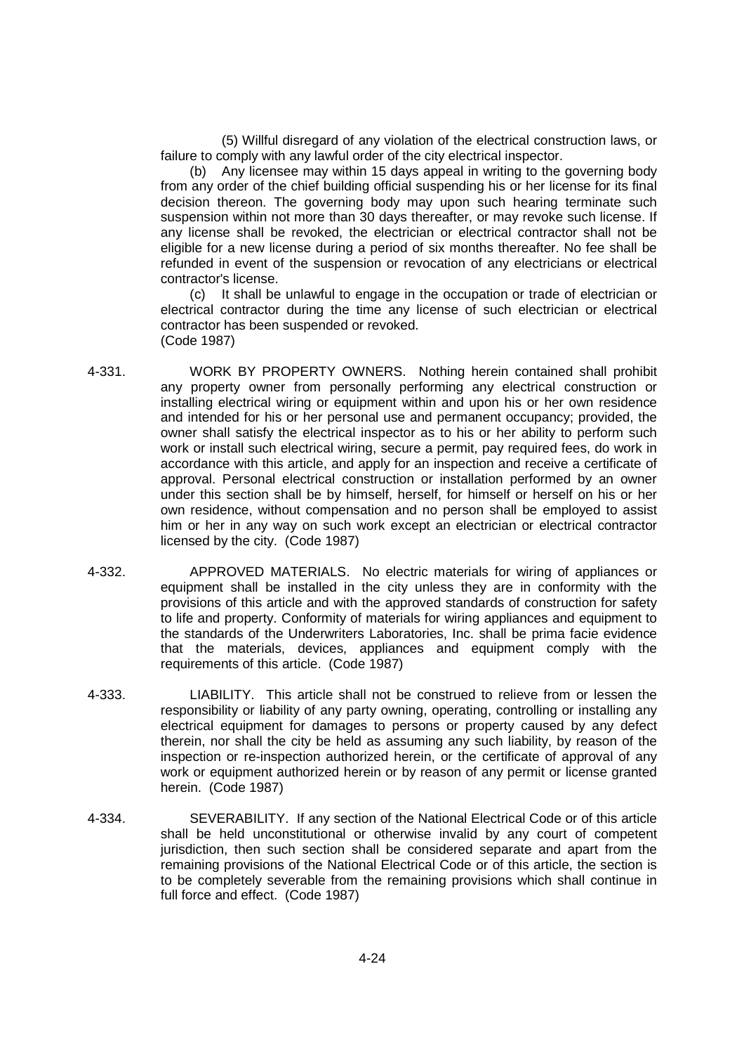(5) Willful disregard of any violation of the electrical construction laws, or failure to comply with any lawful order of the city electrical inspector.

(b) Any licensee may within 15 days appeal in writing to the governing body from any order of the chief building official suspending his or her license for its final decision thereon. The governing body may upon such hearing terminate such suspension within not more than 30 days thereafter, or may revoke such license. If any license shall be revoked, the electrician or electrical contractor shall not be eligible for a new license during a period of six months thereafter. No fee shall be refunded in event of the suspension or revocation of any electricians or electrical contractor's license.

(c) It shall be unlawful to engage in the occupation or trade of electrician or electrical contractor during the time any license of such electrician or electrical contractor has been suspended or revoked.
(Code 1987)

4-331. WORK BY PROPERTY OWNERS. Nothing herein contained shall prohibit any property owner from personally performing any electrical construction or installing electrical wiring or equipment within and upon his or her own residence and intended for his or her personal use and permanent occupancy; provided, the owner shall satisfy the electrical inspector as to his or her ability to perform such work or install such electrical wiring, secure a permit, pay required fees, do work in accordance with this article, and apply for an inspection and receive a certificate of approval. Personal electrical construction or installation performed by an owner under this section shall be by himself, herself, for himself or herself on his or her own residence, without compensation and no person shall be employed to assist him or her in any way on such work except an electrician or electrical contractor licensed by the city. (Code 1987)

4-332. APPROVED MATERIALS. No electric materials for wiring of appliances or equipment shall be installed in the city unless they are in conformity with the provisions of this article and with the approved standards of construction for safety to life and property. Conformity of materials for wiring appliances and equipment to the standards of the Underwriters Laboratories, Inc. shall be prima facie evidence that the materials, devices, appliances and equipment comply with the requirements of this article. (Code 1987)

4-333. LIABILITY. This article shall not be construed to relieve from or lessen the responsibility or liability of any party owning, operating, controlling or installing any electrical equipment for damages to persons or property caused by any defect therein, nor shall the city be held as assuming any such liability, by reason of the inspection or re-inspection authorized herein, or the certificate of approval of any work or equipment authorized herein or by reason of any permit or license granted herein. (Code 1987)

4-334. SEVERABILITY. If any section of the National Electrical Code or of this article shall be held unconstitutional or otherwise invalid by any court of competent jurisdiction, then such section shall be considered separate and apart from the remaining provisions of the National Electrical Code or of this article, the section is to be completely severable from the remaining provisions which shall continue in full force and effect. (Code 1987)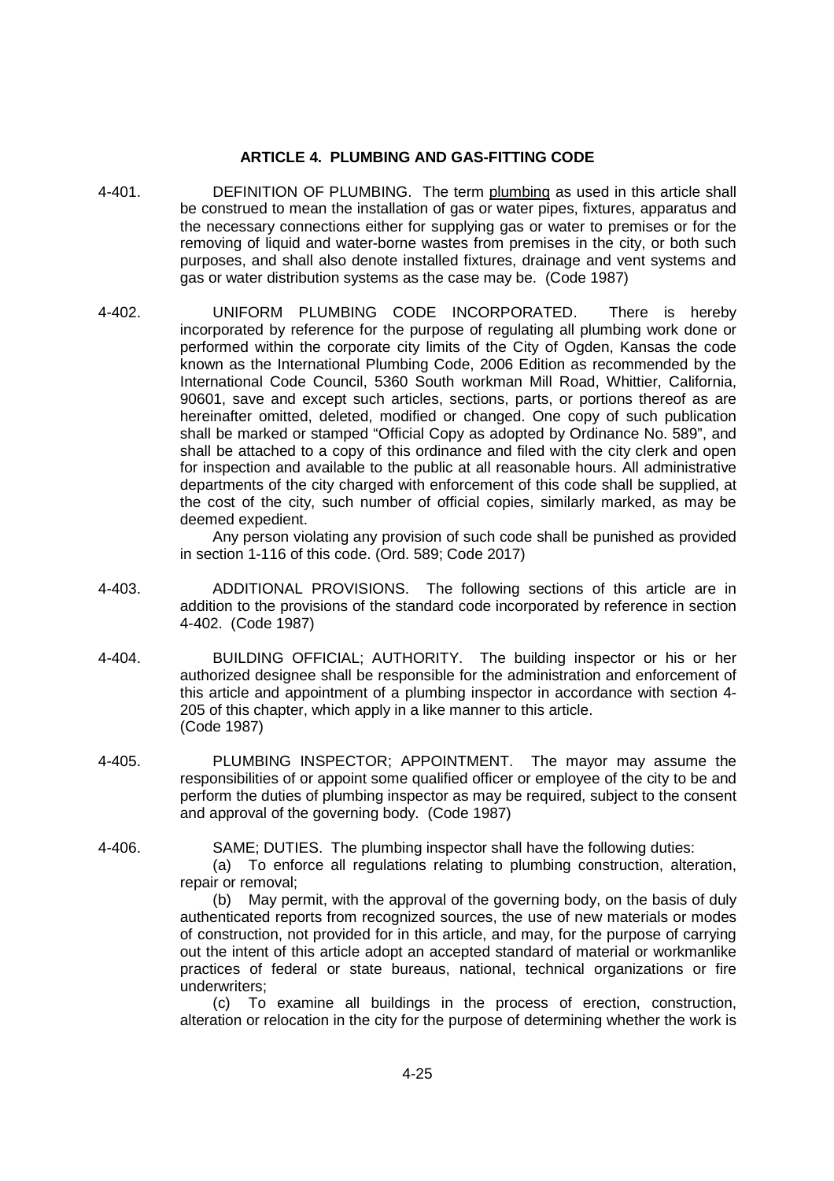## ARTICLE 4. PLUMBING AND GAS-FITTING CODE

4-401. DEFINITION OF PLUMBING. The term plumbing as used in this article shall be construed to mean the installation of gas or water pipes, fixtures, apparatus and the necessary connections either for supplying gas or water to premises or for the removing of liquid and water-borne wastes from premises in the city, or both such purposes, and shall also denote installed fixtures, drainage and vent systems and gas or water distribution systems as the case may be. (Code 1987)

4-402. UNIFORM PLUMBING CODE INCORPORATED. There is hereby incorporated by reference for the purpose of regulating all plumbing work done or performed within the corporate city limits of the City of Ogden, Kansas the code known as the International Plumbing Code, 2006 Edition as recommended by the International Code Council, 5360 South workman Mill Road, Whittier, California, 90601, save and except such articles, sections, parts, or portions thereof as are hereinafter omitted, deleted, modified or changed. One copy of such publication shall be marked or stamped "Official Copy as adopted by Ordinance No. 589", and shall be attached to a copy of this ordinance and filed with the city clerk and open for inspection and available to the public at all reasonable hours. All administrative departments of the city charged with enforcement of this code shall be supplied, at the cost of the city, such number of official copies, similarly marked, as may be deemed expedient.

Any person violating any provision of such code shall be punished as provided in section 1-116 of this code. (Ord. 589; Code 2017)

4-403. ADDITIONAL PROVISIONS. The following sections of this article are in addition to the provisions of the standard code incorporated by reference in section 4-402. (Code 1987)

4-404. BUILDING OFFICIAL; AUTHORITY. The building inspector or his or her authorized designee shall be responsible for the administration and enforcement of this article and appointment of a plumbing inspector in accordance with section 4-205 of this chapter, which apply in a like manner to this article. (Code 1987)

4-405. PLUMBING INSPECTOR; APPOINTMENT. The mayor may assume the responsibilities of or appoint some qualified officer or employee of the city to be and perform the duties of plumbing inspector as may be required, subject to the consent and approval of the governing body. (Code 1987)

4-406. SAME; DUTIES. The plumbing inspector shall have the following duties:

(a) To enforce all regulations relating to plumbing construction, alteration, repair or removal;

(b) May permit, with the approval of the governing body, on the basis of duly authenticated reports from recognized sources, the use of new materials or modes of construction, not provided for in this article, and may, for the purpose of carrying out the intent of this article adopt an accepted standard of material or workmanlike practices of federal or state bureaus, national, technical organizations or fire underwriters;

(c) To examine all buildings in the process of erection, construction, alteration or relocation in the city for the purpose of determining whether the work is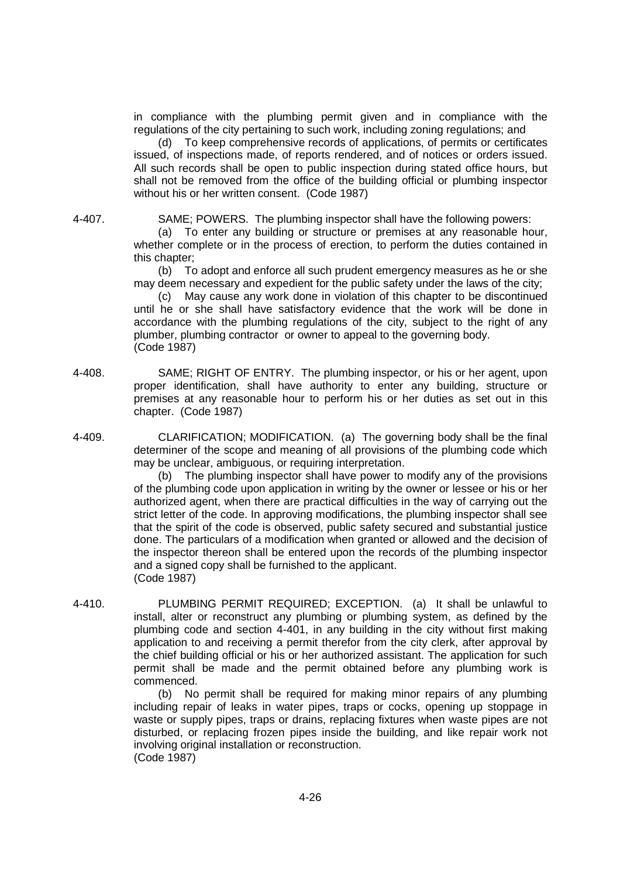in compliance with the plumbing permit given and in compliance with the regulations of the city pertaining to such work, including zoning regulations; and

(d) To keep comprehensive records of applications, of permits or certificates issued, of inspections made, of reports rendered, and of notices or orders issued. All such records shall be open to public inspection during stated office hours, but shall not be removed from the office of the building official or plumbing inspector without his or her written consent. (Code 1987)

4-407. SAME; POWERS. The plumbing inspector shall have the following powers:

(a) To enter any building or structure or premises at any reasonable hour, whether complete or in the process of erection, to perform the duties contained in this chapter;

(b) To adopt and enforce all such prudent emergency measures as he or she may deem necessary and expedient for the public safety under the laws of the city;

(c) May cause any work done in violation of this chapter to be discontinued until he or she shall have satisfactory evidence that the work will be done in accordance with the plumbing regulations of the city, subject to the right of any plumber, plumbing contractor or owner to appeal to the governing body. (Code 1987)

4-408. SAME; RIGHT OF ENTRY. The plumbing inspector, or his or her agent, upon proper identification, shall have authority to enter any building, structure or premises at any reasonable hour to perform his or her duties as set out in this chapter. (Code 1987)

4-409. CLARIFICATION; MODIFICATION. (a) The governing body shall be the final determiner of the scope and meaning of all provisions of the plumbing code which may be unclear, ambiguous, or requiring interpretation.

(b) The plumbing inspector shall have power to modify any of the provisions of the plumbing code upon application in writing by the owner or lessee or his or her authorized agent, when there are practical difficulties in the way of carrying out the strict letter of the code. In approving modifications, the plumbing inspector shall see that the spirit of the code is observed, public safety secured and substantial justice done. The particulars of a modification when granted or allowed and the decision of the inspector thereon shall be entered upon the records of the plumbing inspector and a signed copy shall be furnished to the applicant. (Code 1987)

4-410. PLUMBING PERMIT REQUIRED; EXCEPTION. (a) It shall be unlawful to install, alter or reconstruct any plumbing or plumbing system, as defined by the plumbing code and section 4-401, in any building in the city without first making application to and receiving a permit therefor from the city clerk, after approval by the chief building official or his or her authorized assistant. The application for such permit shall be made and the permit obtained before any plumbing work is commenced.

(b) No permit shall be required for making minor repairs of any plumbing including repair of leaks in water pipes, traps or cocks, opening up stoppage in waste or supply pipes, traps or drains, replacing fixtures when waste pipes are not disturbed, or replacing frozen pipes inside the building, and like repair work not involving original installation or reconstruction. (Code 1987)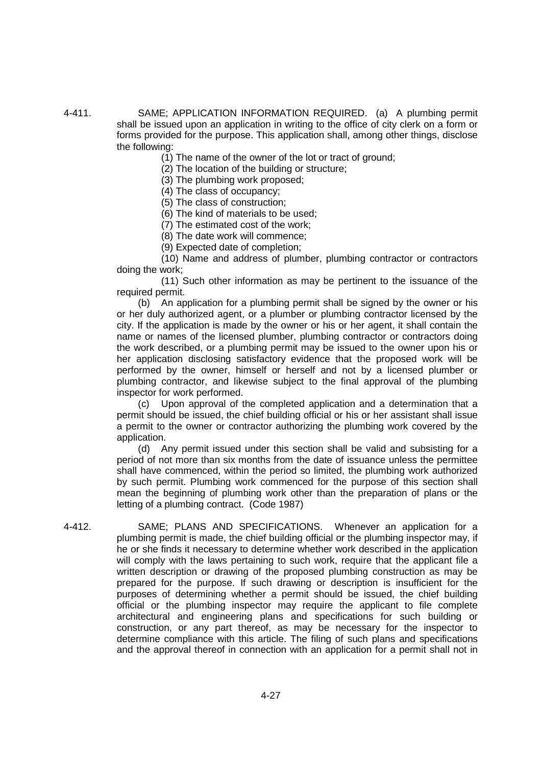4-411. SAME; APPLICATION INFORMATION REQUIRED. (a) A plumbing permit shall be issued upon an application in writing to the office of city clerk on a form or forms provided for the purpose. This application shall, among other things, disclose the following:

(1) The name of the owner of the lot or tract of ground;

(2) The location of the building or structure;

(3) The plumbing work proposed;

(4) The class of occupancy;

(5) The class of construction;

(6) The kind of materials to be used;

(7) The estimated cost of the work;

(8) The date work will commence;

(9) Expected date of completion;

(10) Name and address of plumber, plumbing contractor or contractors doing the work;

(11) Such other information as may be pertinent to the issuance of the required permit.

(b) An application for a plumbing permit shall be signed by the owner or his or her duly authorized agent, or a plumber or plumbing contractor licensed by the city. If the application is made by the owner or his or her agent, it shall contain the name or names of the licensed plumber, plumbing contractor or contractors doing the work described, or a plumbing permit may be issued to the owner upon his or her application disclosing satisfactory evidence that the proposed work will be performed by the owner, himself or herself and not by a licensed plumber or plumbing contractor, and likewise subject to the final approval of the plumbing inspector for work performed.

(c) Upon approval of the completed application and a determination that a permit should be issued, the chief building official or his or her assistant shall issue a permit to the owner or contractor authorizing the plumbing work covered by the application.

(d) Any permit issued under this section shall be valid and subsisting for a period of not more than six months from the date of issuance unless the permittee shall have commenced, within the period so limited, the plumbing work authorized by such permit. Plumbing work commenced for the purpose of this section shall mean the beginning of plumbing work other than the preparation of plans or the letting of a plumbing contract. (Code 1987)

4-412. SAME; PLANS AND SPECIFICATIONS. Whenever an application for a plumbing permit is made, the chief building official or the plumbing inspector may, if he or she finds it necessary to determine whether work described in the application will comply with the laws pertaining to such work, require that the applicant file a written description or drawing of the proposed plumbing construction as may be prepared for the purpose. If such drawing or description is insufficient for the purposes of determining whether a permit should be issued, the chief building official or the plumbing inspector may require the applicant to file complete architectural and engineering plans and specifications for such building or construction, or any part thereof, as may be necessary for the inspector to determine compliance with this article. The filing of such plans and specifications and the approval thereof in connection with an application for a permit shall not in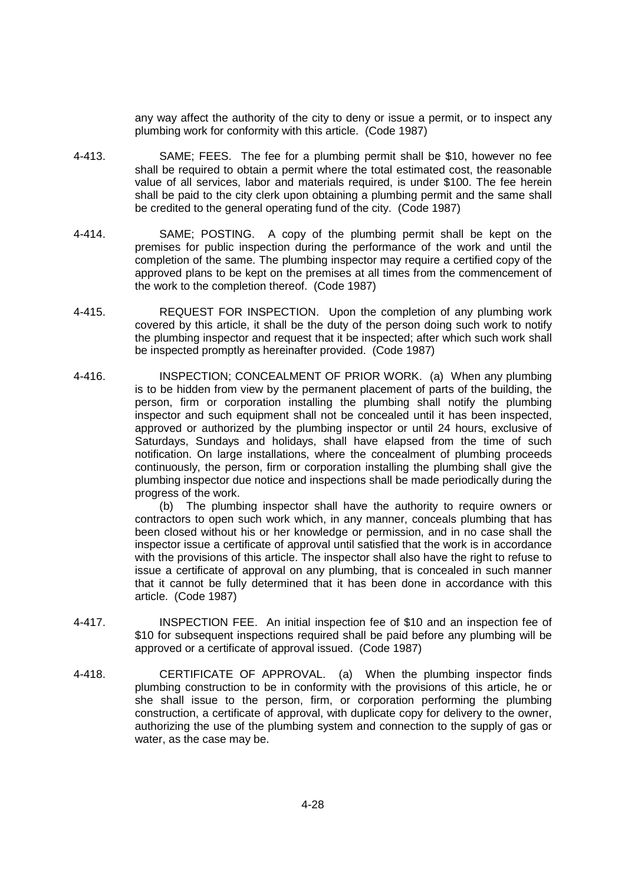any way affect the authority of the city to deny or issue a permit, or to inspect any plumbing work for conformity with this article. (Code 1987)

4-413. SAME; FEES. The fee for a plumbing permit shall be $10, however no fee shall be required to obtain a permit where the total estimated cost, the reasonable value of all services, labor and materials required, is under $100. The fee herein shall be paid to the city clerk upon obtaining a plumbing permit and the same shall be credited to the general operating fund of the city. (Code 1987)

4-414. SAME; POSTING. A copy of the plumbing permit shall be kept on the premises for public inspection during the performance of the work and until the completion of the same. The plumbing inspector may require a certified copy of the approved plans to be kept on the premises at all times from the commencement of the work to the completion thereof. (Code 1987)

4-415. REQUEST FOR INSPECTION. Upon the completion of any plumbing work covered by this article, it shall be the duty of the person doing such work to notify the plumbing inspector and request that it be inspected; after which such work shall be inspected promptly as hereinafter provided. (Code 1987)

4-416. INSPECTION; CONCEALMENT OF PRIOR WORK. (a) When any plumbing is to be hidden from view by the permanent placement of parts of the building, the person, firm or corporation installing the plumbing shall notify the plumbing inspector and such equipment shall not be concealed until it has been inspected, approved or authorized by the plumbing inspector or until 24 hours, exclusive of Saturdays, Sundays and holidays, shall have elapsed from the time of such notification. On large installations, where the concealment of plumbing proceeds continuously, the person, firm or corporation installing the plumbing shall give the plumbing inspector due notice and inspections shall be made periodically during the progress of the work.

(b) The plumbing inspector shall have the authority to require owners or contractors to open such work which, in any manner, conceals plumbing that has been closed without his or her knowledge or permission, and in no case shall the inspector issue a certificate of approval until satisfied that the work is in accordance with the provisions of this article. The inspector shall also have the right to refuse to issue a certificate of approval on any plumbing, that is concealed in such manner that it cannot be fully determined that it has been done in accordance with this article. (Code 1987)

4-417. INSPECTION FEE. An initial inspection fee of $10 and an inspection fee of $10 for subsequent inspections required shall be paid before any plumbing will be approved or a certificate of approval issued. (Code 1987)

4-418. CERTIFICATE OF APPROVAL. (a) When the plumbing inspector finds plumbing construction to be in conformity with the provisions of this article, he or she shall issue to the person, firm, or corporation performing the plumbing construction, a certificate of approval, with duplicate copy for delivery to the owner, authorizing the use of the plumbing system and connection to the supply of gas or water, as the case may be.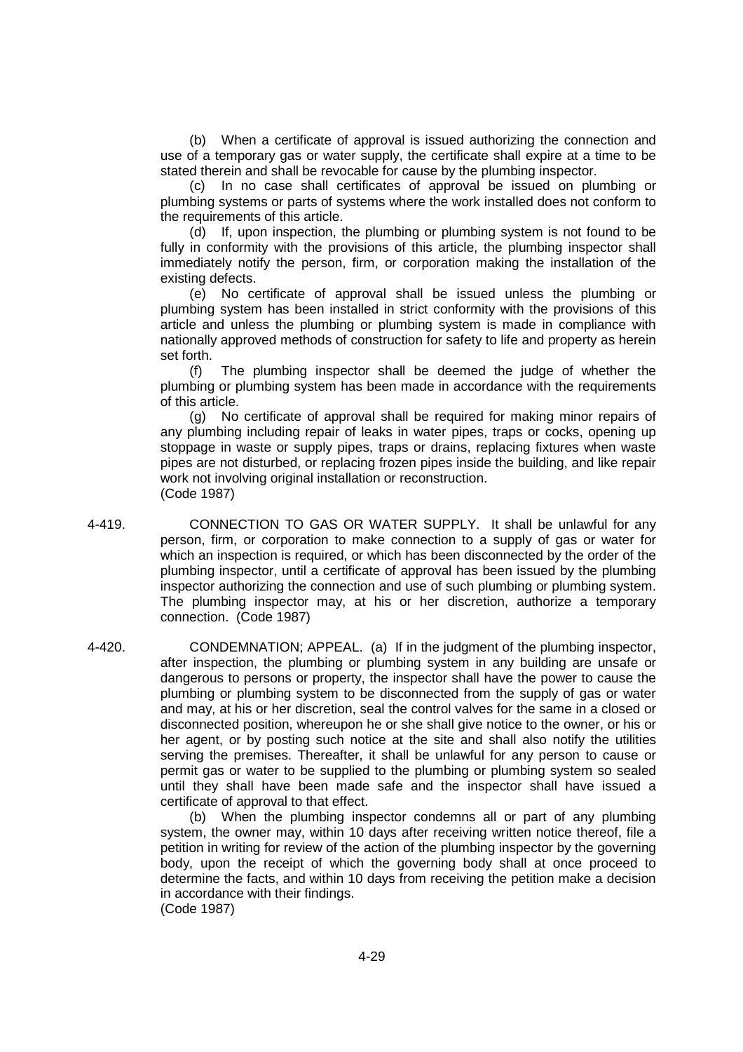(b) When a certificate of approval is issued authorizing the connection and use of a temporary gas or water supply, the certificate shall expire at a time to be stated therein and shall be revocable for cause by the plumbing inspector.

(c) In no case shall certificates of approval be issued on plumbing or plumbing systems or parts of systems where the work installed does not conform to the requirements of this article.

(d) If, upon inspection, the plumbing or plumbing system is not found to be fully in conformity with the provisions of this article, the plumbing inspector shall immediately notify the person, firm, or corporation making the installation of the existing defects.

(e) No certificate of approval shall be issued unless the plumbing or plumbing system has been installed in strict conformity with the provisions of this article and unless the plumbing or plumbing system is made in compliance with nationally approved methods of construction for safety to life and property as herein set forth.

(f) The plumbing inspector shall be deemed the judge of whether the plumbing or plumbing system has been made in accordance with the requirements of this article.

(g) No certificate of approval shall be required for making minor repairs of any plumbing including repair of leaks in water pipes, traps or cocks, opening up stoppage in waste or supply pipes, traps or drains, replacing fixtures when waste pipes are not disturbed, or replacing frozen pipes inside the building, and like repair work not involving original installation or reconstruction.
(Code 1987)

4-419. CONNECTION TO GAS OR WATER SUPPLY. It shall be unlawful for any person, firm, or corporation to make connection to a supply of gas or water for which an inspection is required, or which has been disconnected by the order of the plumbing inspector, until a certificate of approval has been issued by the plumbing inspector authorizing the connection and use of such plumbing or plumbing system. The plumbing inspector may, at his or her discretion, authorize a temporary connection. (Code 1987)

4-420. CONDEMNATION; APPEAL. (a) If in the judgment of the plumbing inspector, after inspection, the plumbing or plumbing system in any building are unsafe or dangerous to persons or property, the inspector shall have the power to cause the plumbing or plumbing system to be disconnected from the supply of gas or water and may, at his or her discretion, seal the control valves for the same in a closed or disconnected position, whereupon he or she shall give notice to the owner, or his or her agent, or by posting such notice at the site and shall also notify the utilities serving the premises. Thereafter, it shall be unlawful for any person to cause or permit gas or water to be supplied to the plumbing or plumbing system so sealed until they shall have been made safe and the inspector shall have issued a certificate of approval to that effect.

(b) When the plumbing inspector condemns all or part of any plumbing system, the owner may, within 10 days after receiving written notice thereof, file a petition in writing for review of the action of the plumbing inspector by the governing body, upon the receipt of which the governing body shall at once proceed to determine the facts, and within 10 days from receiving the petition make a decision in accordance with their findings.
(Code 1987)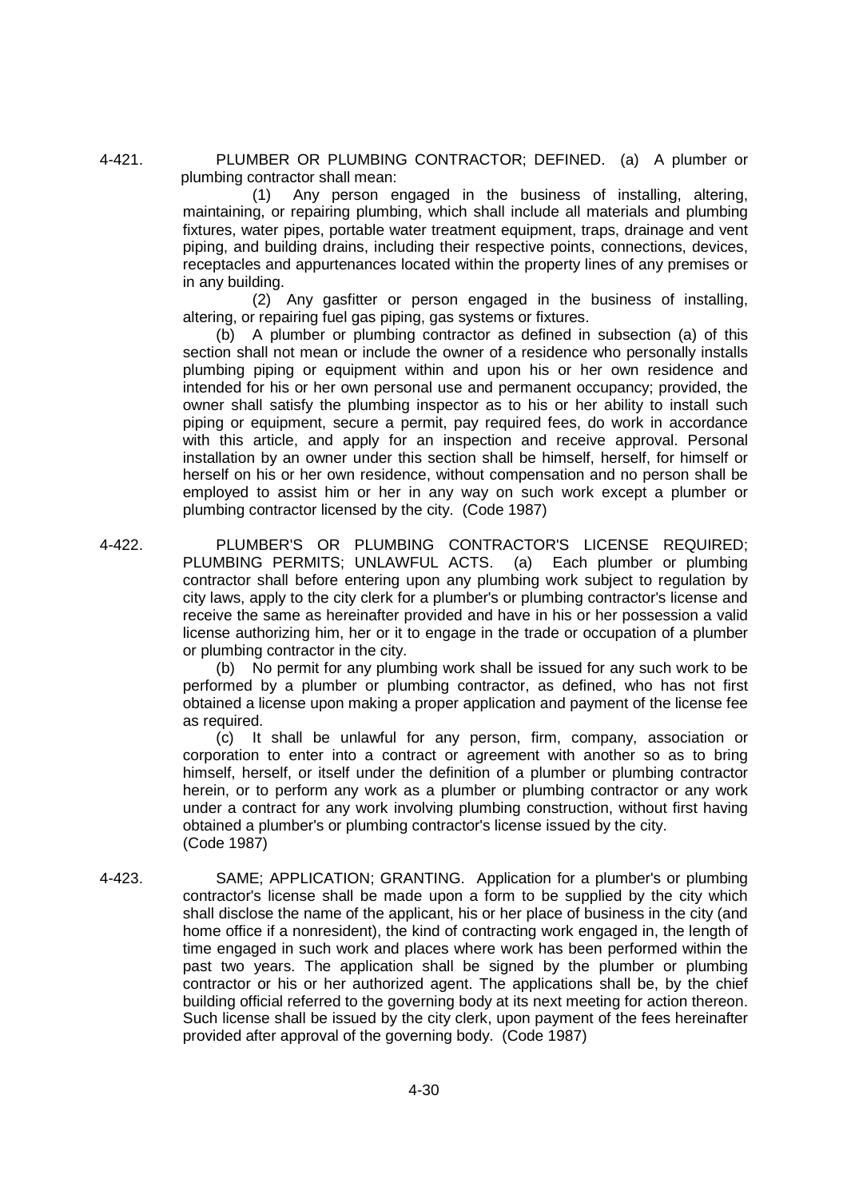**4-421. PLUMBER OR PLUMBING CONTRACTOR; DEFINED.** (a) A plumber or plumbing contractor shall mean:

(1) Any person engaged in the business of installing, altering, maintaining, or repairing plumbing, which shall include all materials and plumbing fixtures, water pipes, portable water treatment equipment, traps, drainage and vent piping, and building drains, including their respective points, connections, devices, receptacles and appurtenances located within the property lines of any premises or in any building.

(2) Any gasfitter or person engaged in the business of installing, altering, or repairing fuel gas piping, gas systems or fixtures.

(b) A plumber or plumbing contractor as defined in subsection (a) of this section shall not mean or include the owner of a residence who personally installs plumbing piping or equipment within and upon his or her own residence and intended for his or her own personal use and permanent occupancy; provided, the owner shall satisfy the plumbing inspector as to his or her ability to install such piping or equipment, secure a permit, pay required fees, do work in accordance with this article, and apply for an inspection and receive approval. Personal installation by an owner under this section shall be himself, herself, for himself or herself on his or her own residence, without compensation and no person shall be employed to assist him or her in any way on such work except a plumber or plumbing contractor licensed by the city. (Code 1987)

**4-422. PLUMBER'S OR PLUMBING CONTRACTOR'S LICENSE REQUIRED; PLUMBING PERMITS; UNLAWFUL ACTS.** (a) Each plumber or plumbing contractor shall before entering upon any plumbing work subject to regulation by city laws, apply to the city clerk for a plumber's or plumbing contractor's license and receive the same as hereinafter provided and have in his or her possession a valid license authorizing him, her or it to engage in the trade or occupation of a plumber or plumbing contractor in the city.

(b) No permit for any plumbing work shall be issued for any such work to be performed by a plumber or plumbing contractor, as defined, who has not first obtained a license upon making a proper application and payment of the license fee as required.

(c) It shall be unlawful for any person, firm, company, association or corporation to enter into a contract or agreement with another so as to bring himself, herself, or itself under the definition of a plumber or plumbing contractor herein, or to perform any work as a plumber or plumbing contractor or any work under a contract for any work involving plumbing construction, without first having obtained a plumber's or plumbing contractor's license issued by the city.
(Code 1987)

**4-423. SAME; APPLICATION; GRANTING.** Application for a plumber's or plumbing contractor's license shall be made upon a form to be supplied by the city which shall disclose the name of the applicant, his or her place of business in the city (and home office if a nonresident), the kind of contracting work engaged in, the length of time engaged in such work and places where work has been performed within the past two years. The application shall be signed by the plumber or plumbing contractor or his or her authorized agent. The applications shall be, by the chief building official referred to the governing body at its next meeting for action thereon. Such license shall be issued by the city clerk, upon payment of the fees hereinafter provided after approval of the governing body. (Code 1987)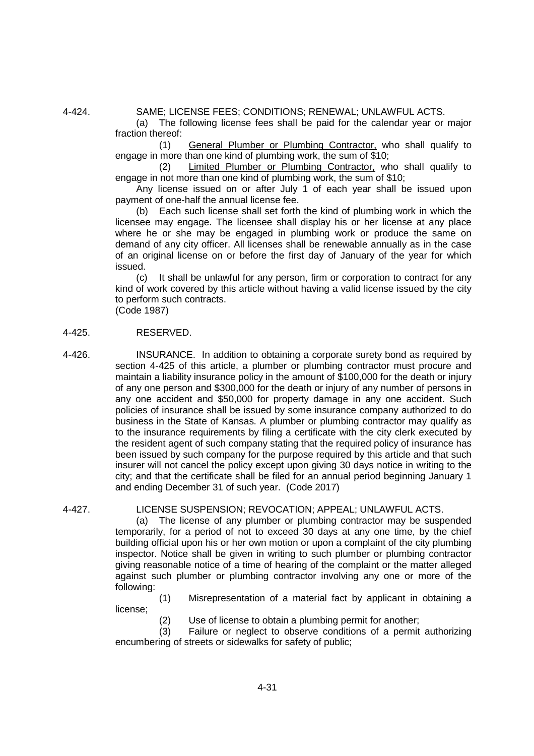4-424. SAME; LICENSE FEES; CONDITIONS; RENEWAL; UNLAWFUL ACTS.

(a) The following license fees shall be paid for the calendar year or major fraction thereof:

(1) General Plumber or Plumbing Contractor, who shall qualify to engage in more than one kind of plumbing work, the sum of $10;

(2) Limited Plumber or Plumbing Contractor, who shall qualify to engage in not more than one kind of plumbing work, the sum of $10;

Any license issued on or after July 1 of each year shall be issued upon payment of one-half the annual license fee.

(b) Each such license shall set forth the kind of plumbing work in which the licensee may engage. The licensee shall display his or her license at any place where he or she may be engaged in plumbing work or produce the same on demand of any city officer. All licenses shall be renewable annually as in the case of an original license on or before the first day of January of the year for which issued.

(c) It shall be unlawful for any person, firm or corporation to contract for any kind of work covered by this article without having a valid license issued by the city to perform such contracts.

(Code 1987)

4-425. RESERVED.

4-426. INSURANCE. In addition to obtaining a corporate surety bond as required by section 4-425 of this article, a plumber or plumbing contractor must procure and maintain a liability insurance policy in the amount of $100,000 for the death or injury of any one person and $300,000 for the death or injury of any number of persons in any one accident and $50,000 for property damage in any one accident. Such policies of insurance shall be issued by some insurance company authorized to do business in the State of Kansas. A plumber or plumbing contractor may qualify as to the insurance requirements by filing a certificate with the city clerk executed by the resident agent of such company stating that the required policy of insurance has been issued by such company for the purpose required by this article and that such insurer will not cancel the policy except upon giving 30 days notice in writing to the city; and that the certificate shall be filed for an annual period beginning January 1 and ending December 31 of such year. (Code 2017)

4-427. LICENSE SUSPENSION; REVOCATION; APPEAL; UNLAWFUL ACTS.

(a) The license of any plumber or plumbing contractor may be suspended temporarily, for a period of not to exceed 30 days at any one time, by the chief building official upon his or her own motion or upon a complaint of the city plumbing inspector. Notice shall be given in writing to such plumber or plumbing contractor giving reasonable notice of a time of hearing of the complaint or the matter alleged against such plumber or plumbing contractor involving any one or more of the following:

(1) Misrepresentation of a material fact by applicant in obtaining a license;

(2) Use of license to obtain a plumbing permit for another;

(3) Failure or neglect to observe conditions of a permit authorizing encumbering of streets or sidewalks for safety of public;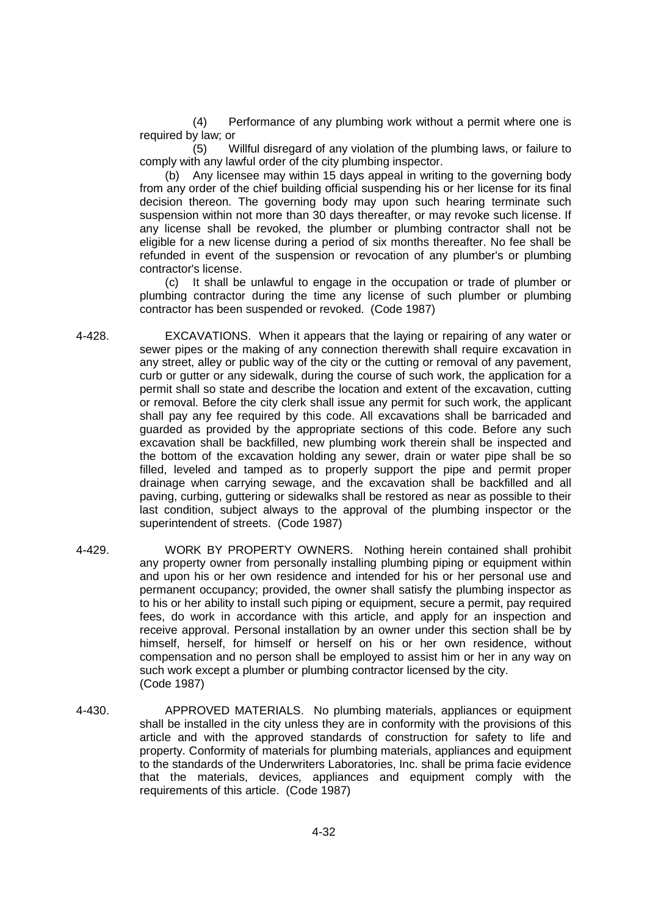(4) Performance of any plumbing work without a permit where one is required by law; or

(5) Willful disregard of any violation of the plumbing laws, or failure to comply with any lawful order of the city plumbing inspector.

(b) Any licensee may within 15 days appeal in writing to the governing body from any order of the chief building official suspending his or her license for its final decision thereon. The governing body may upon such hearing terminate such suspension within not more than 30 days thereafter, or may revoke such license. If any license shall be revoked, the plumber or plumbing contractor shall not be eligible for a new license during a period of six months thereafter. No fee shall be refunded in event of the suspension or revocation of any plumber's or plumbing contractor's license.

(c) It shall be unlawful to engage in the occupation or trade of plumber or plumbing contractor during the time any license of such plumber or plumbing contractor has been suspended or revoked. (Code 1987)

4-428. EXCAVATIONS. When it appears that the laying or repairing of any water or sewer pipes or the making of any connection therewith shall require excavation in any street, alley or public way of the city or the cutting or removal of any pavement, curb or gutter or any sidewalk, during the course of such work, the application for a permit shall so state and describe the location and extent of the excavation, cutting or removal. Before the city clerk shall issue any permit for such work, the applicant shall pay any fee required by this code. All excavations shall be barricaded and guarded as provided by the appropriate sections of this code. Before any such excavation shall be backfilled, new plumbing work therein shall be inspected and the bottom of the excavation holding any sewer, drain or water pipe shall be so filled, leveled and tamped as to properly support the pipe and permit proper drainage when carrying sewage, and the excavation shall be backfilled and all paving, curbing, guttering or sidewalks shall be restored as near as possible to their last condition, subject always to the approval of the plumbing inspector or the superintendent of streets. (Code 1987)

4-429. WORK BY PROPERTY OWNERS. Nothing herein contained shall prohibit any property owner from personally installing plumbing piping or equipment within and upon his or her own residence and intended for his or her personal use and permanent occupancy; provided, the owner shall satisfy the plumbing inspector as to his or her ability to install such piping or equipment, secure a permit, pay required fees, do work in accordance with this article, and apply for an inspection and receive approval. Personal installation by an owner under this section shall be by himself, herself, for himself or herself on his or her own residence, without compensation and no person shall be employed to assist him or her in any way on such work except a plumber or plumbing contractor licensed by the city. (Code 1987)

4-430. APPROVED MATERIALS. No plumbing materials, appliances or equipment shall be installed in the city unless they are in conformity with the provisions of this article and with the approved standards of construction for safety to life and property. Conformity of materials for plumbing materials, appliances and equipment to the standards of the Underwriters Laboratories, Inc. shall be prima facie evidence that the materials, devices, appliances and equipment comply with the requirements of this article. (Code 1987)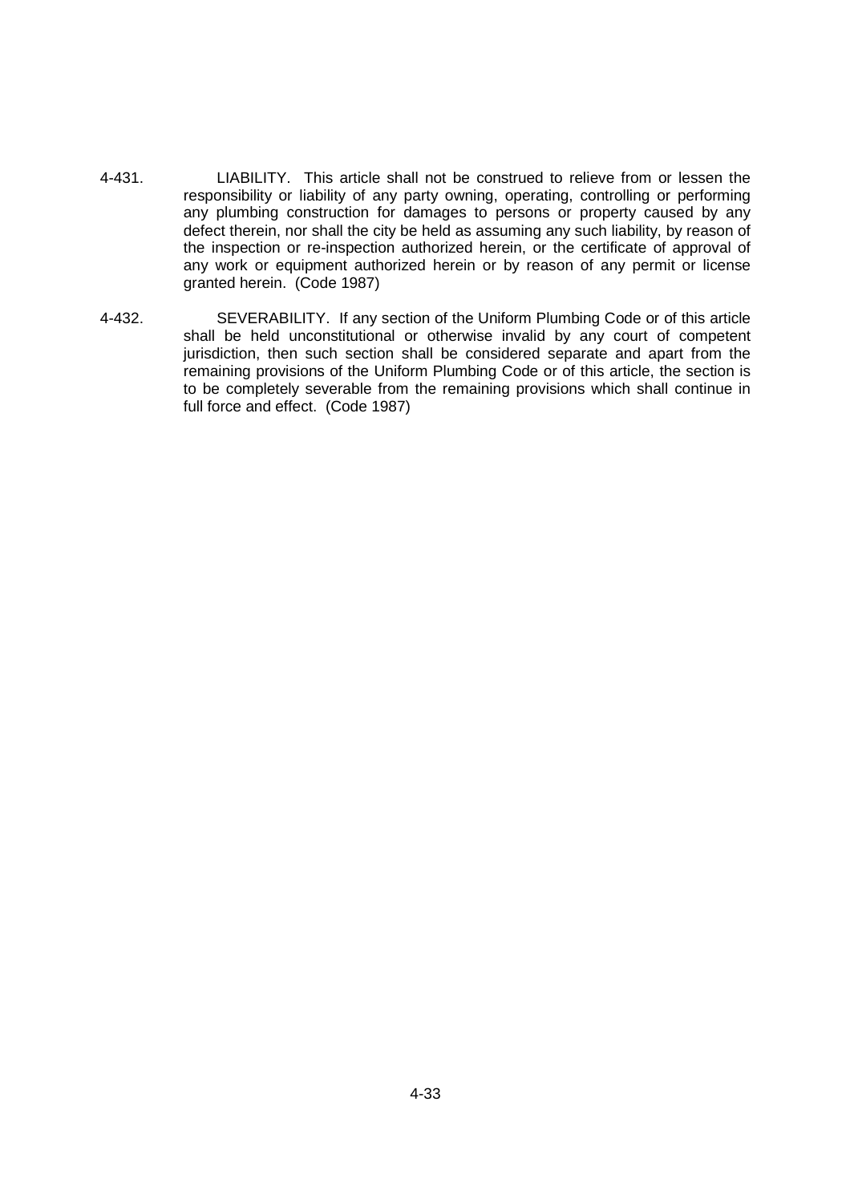4-431. LIABILITY. This article shall not be construed to relieve from or lessen the responsibility or liability of any party owning, operating, controlling or performing any plumbing construction for damages to persons or property caused by any defect therein, nor shall the city be held as assuming any such liability, by reason of the inspection or re-inspection authorized herein, or the certificate of approval of any work or equipment authorized herein or by reason of any permit or license granted herein. (Code 1987)

4-432. SEVERABILITY. If any section of the Uniform Plumbing Code or of this article shall be held unconstitutional or otherwise invalid by any court of competent jurisdiction, then such section shall be considered separate and apart from the remaining provisions of the Uniform Plumbing Code or of this article, the section is to be completely severable from the remaining provisions which shall continue in full force and effect. (Code 1987)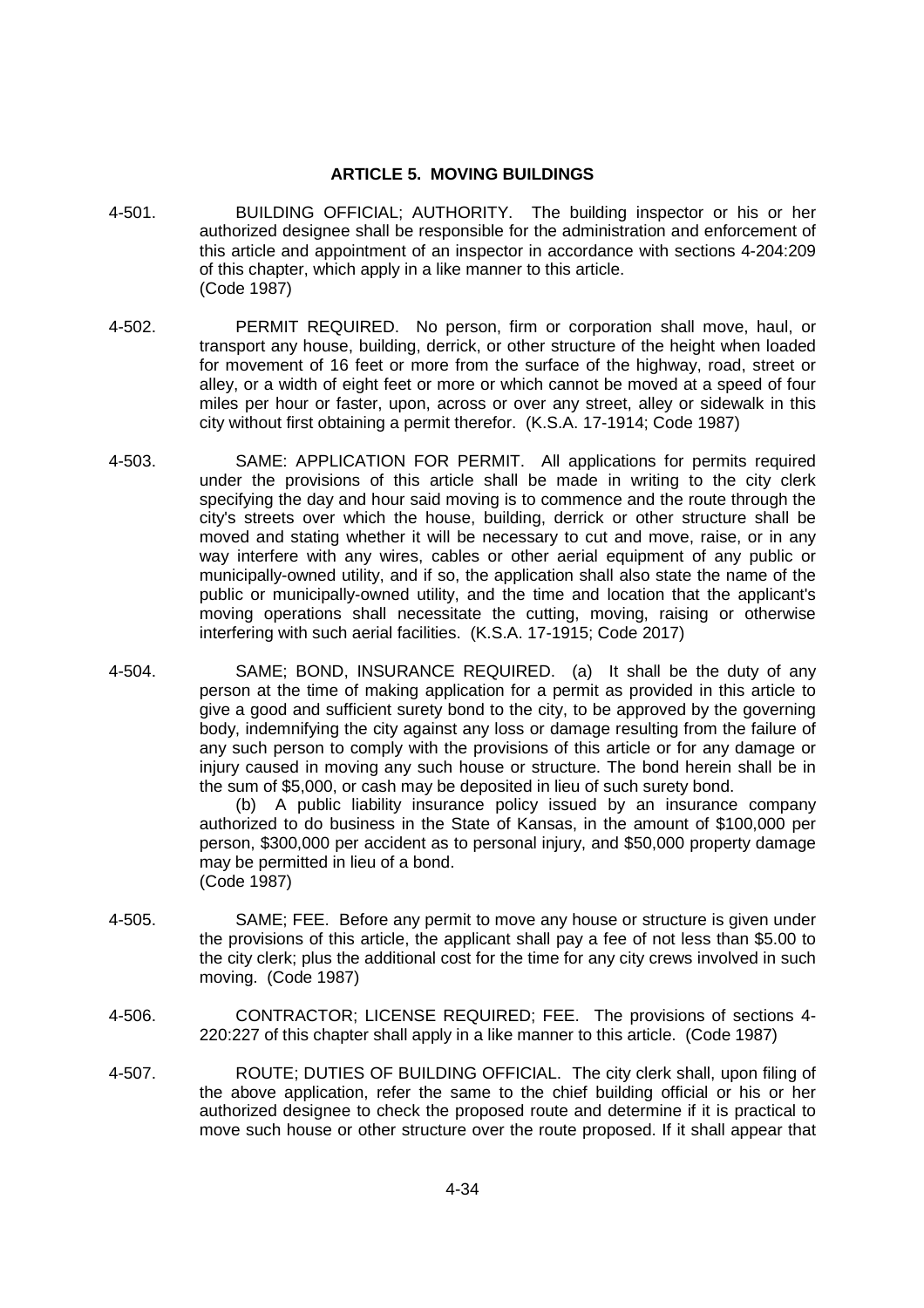## ARTICLE 5. MOVING BUILDINGS

4-501. BUILDING OFFICIAL; AUTHORITY. The building inspector or his or her authorized designee shall be responsible for the administration and enforcement of this article and appointment of an inspector in accordance with sections 4-204:209 of this chapter, which apply in a like manner to this article.
(Code 1987)

4-502. PERMIT REQUIRED. No person, firm or corporation shall move, haul, or transport any house, building, derrick, or other structure of the height when loaded for movement of 16 feet or more from the surface of the highway, road, street or alley, or a width of eight feet or more or which cannot be moved at a speed of four miles per hour or faster, upon, across or over any street, alley or sidewalk in this city without first obtaining a permit therefor. (K.S.A. 17-1914; Code 1987)

4-503. SAME: APPLICATION FOR PERMIT. All applications for permits required under the provisions of this article shall be made in writing to the city clerk specifying the day and hour said moving is to commence and the route through the city's streets over which the house, building, derrick or other structure shall be moved and stating whether it will be necessary to cut and move, raise, or in any way interfere with any wires, cables or other aerial equipment of any public or municipally-owned utility, and if so, the application shall also state the name of the public or municipally-owned utility, and the time and location that the applicant's moving operations shall necessitate the cutting, moving, raising or otherwise interfering with such aerial facilities. (K.S.A. 17-1915; Code 2017)

4-504. SAME; BOND, INSURANCE REQUIRED. (a) It shall be the duty of any person at the time of making application for a permit as provided in this article to give a good and sufficient surety bond to the city, to be approved by the governing body, indemnifying the city against any loss or damage resulting from the failure of any such person to comply with the provisions of this article or for any damage or injury caused in moving any such house or structure. The bond herein shall be in the sum of $5,000, or cash may be deposited in lieu of such surety bond.

(b) A public liability insurance policy issued by an insurance company authorized to do business in the State of Kansas, in the amount of $100,000 per person, $300,000 per accident as to personal injury, and $50,000 property damage may be permitted in lieu of a bond.
(Code 1987)

4-505. SAME; FEE. Before any permit to move any house or structure is given under the provisions of this article, the applicant shall pay a fee of not less than $5.00 to the city clerk; plus the additional cost for the time for any city crews involved in such moving. (Code 1987)

4-506. CONTRACTOR; LICENSE REQUIRED; FEE. The provisions of sections 4-220:227 of this chapter shall apply in a like manner to this article. (Code 1987)

4-507. ROUTE; DUTIES OF BUILDING OFFICIAL. The city clerk shall, upon filing of the above application, refer the same to the chief building official or his or her authorized designee to check the proposed route and determine if it is practical to move such house or other structure over the route proposed. If it shall appear that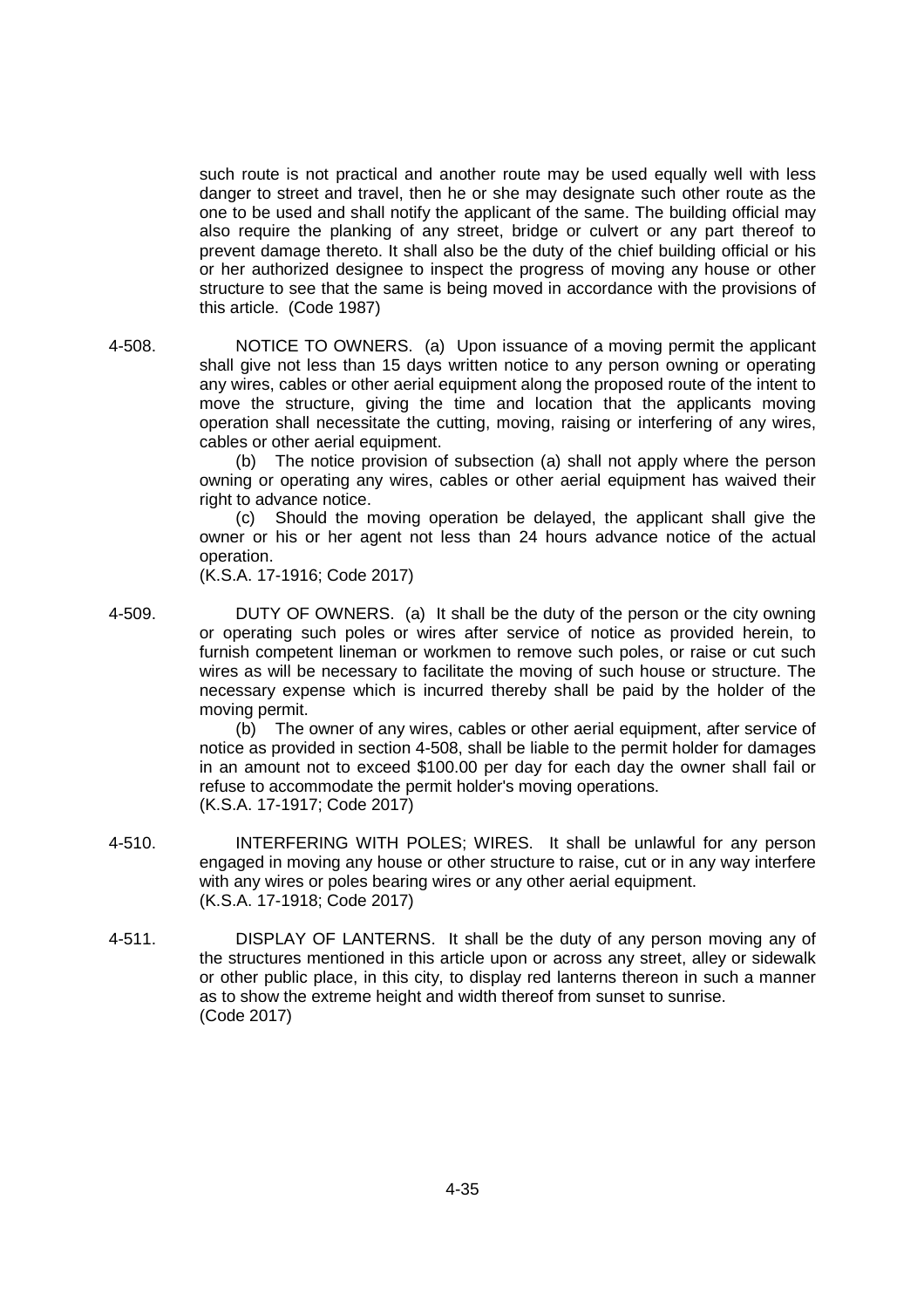such route is not practical and another route may be used equally well with less danger to street and travel, then he or she may designate such other route as the one to be used and shall notify the applicant of the same. The building official may also require the planking of any street, bridge or culvert or any part thereof to prevent damage thereto. It shall also be the duty of the chief building official or his or her authorized designee to inspect the progress of moving any house or other structure to see that the same is being moved in accordance with the provisions of this article. (Code 1987)

4-508. NOTICE TO OWNERS. (a) Upon issuance of a moving permit the applicant shall give not less than 15 days written notice to any person owning or operating any wires, cables or other aerial equipment along the proposed route of the intent to move the structure, giving the time and location that the applicants moving operation shall necessitate the cutting, moving, raising or interfering of any wires, cables or other aerial equipment.

(b) The notice provision of subsection (a) shall not apply where the person owning or operating any wires, cables or other aerial equipment has waived their right to advance notice.

(c) Should the moving operation be delayed, the applicant shall give the owner or his or her agent not less than 24 hours advance notice of the actual operation.

(K.S.A. 17-1916; Code 2017)

4-509. DUTY OF OWNERS. (a) It shall be the duty of the person or the city owning or operating such poles or wires after service of notice as provided herein, to furnish competent lineman or workmen to remove such poles, or raise or cut such wires as will be necessary to facilitate the moving of such house or structure. The necessary expense which is incurred thereby shall be paid by the holder of the moving permit.

(b) The owner of any wires, cables or other aerial equipment, after service of notice as provided in section 4-508, shall be liable to the permit holder for damages in an amount not to exceed $100.00 per day for each day the owner shall fail or refuse to accommodate the permit holder's moving operations.

(K.S.A. 17-1917; Code 2017)

4-510. INTERFERING WITH POLES; WIRES. It shall be unlawful for any person engaged in moving any house or other structure to raise, cut or in any way interfere with any wires or poles bearing wires or any other aerial equipment.

(K.S.A. 17-1918; Code 2017)

4-511. DISPLAY OF LANTERNS. It shall be the duty of any person moving any of the structures mentioned in this article upon or across any street, alley or sidewalk or other public place, in this city, to display red lanterns thereon in such a manner as to show the extreme height and width thereof from sunset to sunrise.

(Code 2017)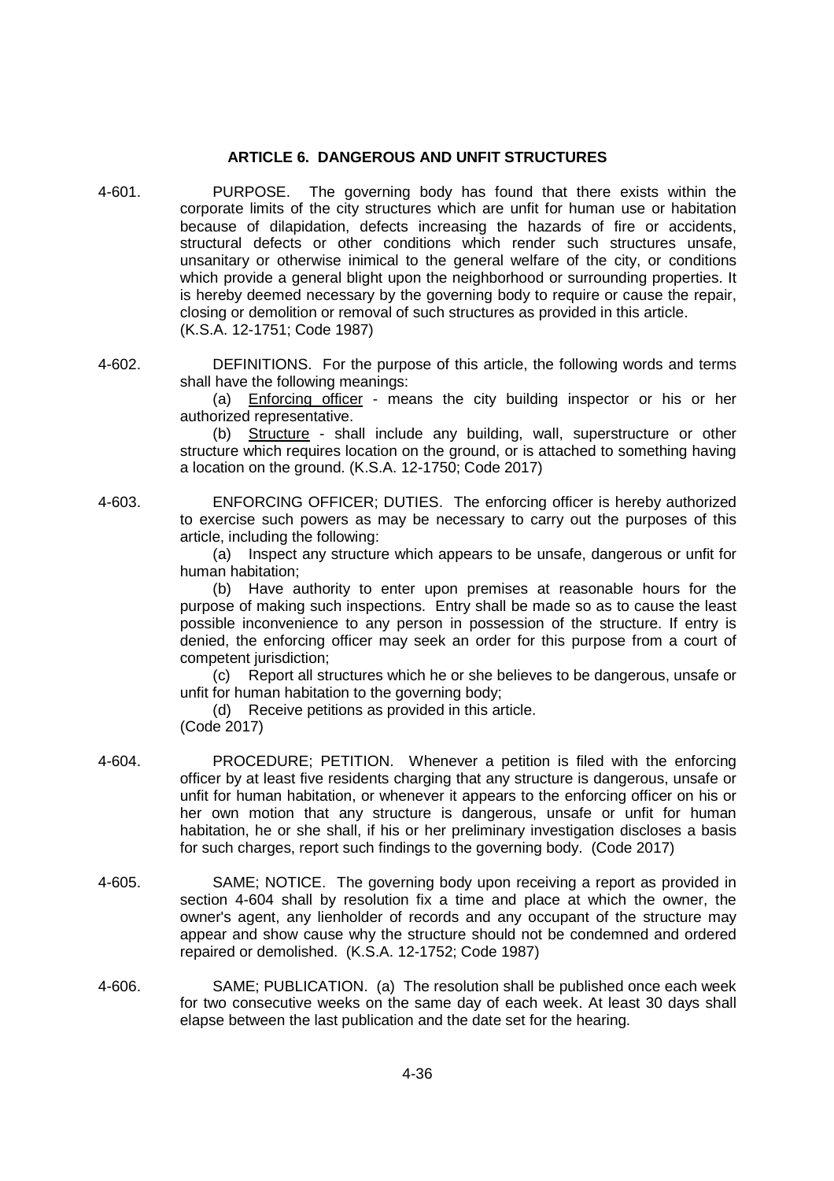## ARTICLE 6. DANGEROUS AND UNFIT STRUCTURES

4-601. PURPOSE. The governing body has found that there exists within the corporate limits of the city structures which are unfit for human use or habitation because of dilapidation, defects increasing the hazards of fire or accidents, structural defects or other conditions which render such structures unsafe, unsanitary or otherwise inimical to the general welfare of the city, or conditions which provide a general blight upon the neighborhood or surrounding properties. It is hereby deemed necessary by the governing body to require or cause the repair, closing or demolition or removal of such structures as provided in this article.
(K.S.A. 12-1751; Code 1987)

4-602. DEFINITIONS. For the purpose of this article, the following words and terms shall have the following meanings:

(a) Enforcing officer - means the city building inspector or his or her authorized representative.

(b) Structure - shall include any building, wall, superstructure or other structure which requires location on the ground, or is attached to something having a location on the ground. (K.S.A. 12-1750; Code 2017)

4-603. ENFORCING OFFICER; DUTIES. The enforcing officer is hereby authorized to exercise such powers as may be necessary to carry out the purposes of this article, including the following:

(a) Inspect any structure which appears to be unsafe, dangerous or unfit for human habitation;

(b) Have authority to enter upon premises at reasonable hours for the purpose of making such inspections. Entry shall be made so as to cause the least possible inconvenience to any person in possession of the structure. If entry is denied, the enforcing officer may seek an order for this purpose from a court of competent jurisdiction;

(c) Report all structures which he or she believes to be dangerous, unsafe or unfit for human habitation to the governing body;

(d) Receive petitions as provided in this article.
(Code 2017)

4-604. PROCEDURE; PETITION. Whenever a petition is filed with the enforcing officer by at least five residents charging that any structure is dangerous, unsafe or unfit for human habitation, or whenever it appears to the enforcing officer on his or her own motion that any structure is dangerous, unsafe or unfit for human habitation, he or she shall, if his or her preliminary investigation discloses a basis for such charges, report such findings to the governing body. (Code 2017)

4-605. SAME; NOTICE. The governing body upon receiving a report as provided in section 4-604 shall by resolution fix a time and place at which the owner, the owner's agent, any lienholder of records and any occupant of the structure may appear and show cause why the structure should not be condemned and ordered repaired or demolished. (K.S.A. 12-1752; Code 1987)

4-606. SAME; PUBLICATION. (a) The resolution shall be published once each week for two consecutive weeks on the same day of each week. At least 30 days shall elapse between the last publication and the date set for the hearing.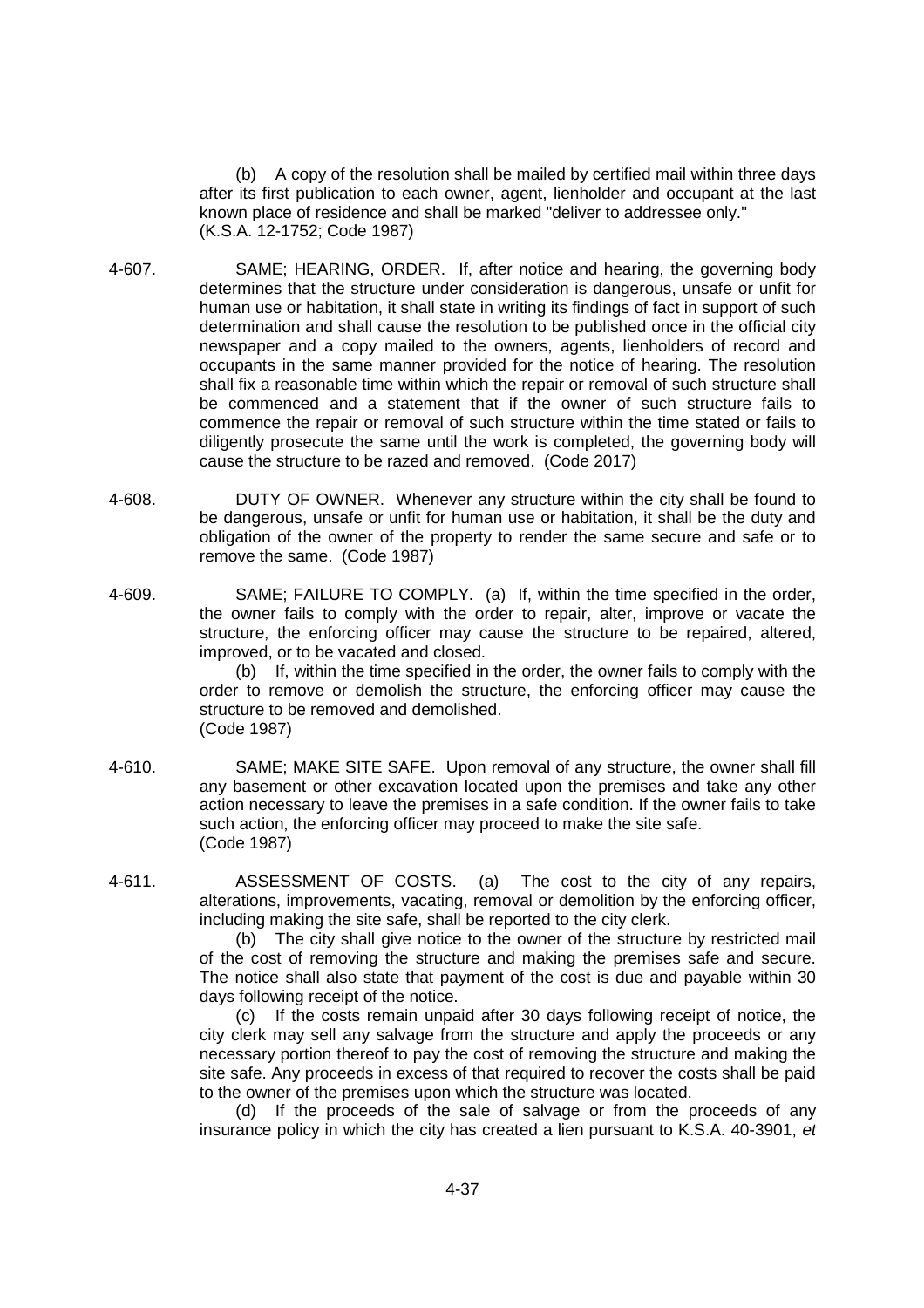(b) A copy of the resolution shall be mailed by certified mail within three days after its first publication to each owner, agent, lienholder and occupant at the last known place of residence and shall be marked "deliver to addressee only."
(K.S.A. 12-1752; Code 1987)

4-607. SAME; HEARING, ORDER. If, after notice and hearing, the governing body determines that the structure under consideration is dangerous, unsafe or unfit for human use or habitation, it shall state in writing its findings of fact in support of such determination and shall cause the resolution to be published once in the official city newspaper and a copy mailed to the owners, agents, lienholders of record and occupants in the same manner provided for the notice of hearing. The resolution shall fix a reasonable time within which the repair or removal of such structure shall be commenced and a statement that if the owner of such structure fails to commence the repair or removal of such structure within the time stated or fails to diligently prosecute the same until the work is completed, the governing body will cause the structure to be razed and removed. (Code 2017)

4-608. DUTY OF OWNER. Whenever any structure within the city shall be found to be dangerous, unsafe or unfit for human use or habitation, it shall be the duty and obligation of the owner of the property to render the same secure and safe or to remove the same. (Code 1987)

4-609. SAME; FAILURE TO COMPLY. (a) If, within the time specified in the order, the owner fails to comply with the order to repair, alter, improve or vacate the structure, the enforcing officer may cause the structure to be repaired, altered, improved, or to be vacated and closed.

(b) If, within the time specified in the order, the owner fails to comply with the order to remove or demolish the structure, the enforcing officer may cause the structure to be removed and demolished.
(Code 1987)

4-610. SAME; MAKE SITE SAFE. Upon removal of any structure, the owner shall fill any basement or other excavation located upon the premises and take any other action necessary to leave the premises in a safe condition. If the owner fails to take such action, the enforcing officer may proceed to make the site safe.
(Code 1987)

4-611. ASSESSMENT OF COSTS. (a) The cost to the city of any repairs, alterations, improvements, vacating, removal or demolition by the enforcing officer, including making the site safe, shall be reported to the city clerk.

(b) The city shall give notice to the owner of the structure by restricted mail of the cost of removing the structure and making the premises safe and secure. The notice shall also state that payment of the cost is due and payable within 30 days following receipt of the notice.

(c) If the costs remain unpaid after 30 days following receipt of notice, the city clerk may sell any salvage from the structure and apply the proceeds or any necessary portion thereof to pay the cost of removing the structure and making the site safe. Any proceeds in excess of that required to recover the costs shall be paid to the owner of the premises upon which the structure was located.

(d) If the proceeds of the sale of salvage or from the proceeds of any insurance policy in which the city has created a lien pursuant to K.S.A. 40-3901, *et*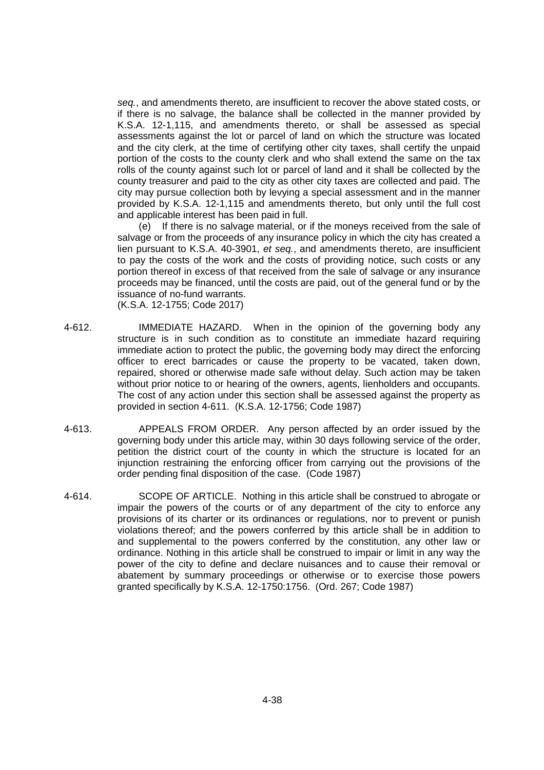*seq.*, and amendments thereto, are insufficient to recover the above stated costs, or if there is no salvage, the balance shall be collected in the manner provided by K.S.A. 12-1,115, and amendments thereto, or shall be assessed as special assessments against the lot or parcel of land on which the structure was located and the city clerk, at the time of certifying other city taxes, shall certify the unpaid portion of the costs to the county clerk and who shall extend the same on the tax rolls of the county against such lot or parcel of land and it shall be collected by the county treasurer and paid to the city as other city taxes are collected and paid. The city may pursue collection both by levying a special assessment and in the manner provided by K.S.A. 12-1,115 and amendments thereto, but only until the full cost and applicable interest has been paid in full.

(e) If there is no salvage material, or if the moneys received from the sale of salvage or from the proceeds of any insurance policy in which the city has created a lien pursuant to K.S.A. 40-3901, *et seq.*, and amendments thereto, are insufficient to pay the costs of the work and the costs of providing notice, such costs or any portion thereof in excess of that received from the sale of salvage or any insurance proceeds may be financed, until the costs are paid, out of the general fund or by the issuance of no-fund warrants.
(K.S.A. 12-1755; Code 2017)

4-612. IMMEDIATE HAZARD. When in the opinion of the governing body any structure is in such condition as to constitute an immediate hazard requiring immediate action to protect the public, the governing body may direct the enforcing officer to erect barricades or cause the property to be vacated, taken down, repaired, shored or otherwise made safe without delay. Such action may be taken without prior notice to or hearing of the owners, agents, lienholders and occupants. The cost of any action under this section shall be assessed against the property as provided in section 4-611. (K.S.A. 12-1756; Code 1987)

4-613. APPEALS FROM ORDER. Any person affected by an order issued by the governing body under this article may, within 30 days following service of the order, petition the district court of the county in which the structure is located for an injunction restraining the enforcing officer from carrying out the provisions of the order pending final disposition of the case. (Code 1987)

4-614. SCOPE OF ARTICLE. Nothing in this article shall be construed to abrogate or impair the powers of the courts or of any department of the city to enforce any provisions of its charter or its ordinances or regulations, nor to prevent or punish violations thereof; and the powers conferred by this article shall be in addition to and supplemental to the powers conferred by the constitution, any other law or ordinance. Nothing in this article shall be construed to impair or limit in any way the power of the city to define and declare nuisances and to cause their removal or abatement by summary proceedings or otherwise or to exercise those powers granted specifically by K.S.A. 12-1750:1756. (Ord. 267; Code 1987)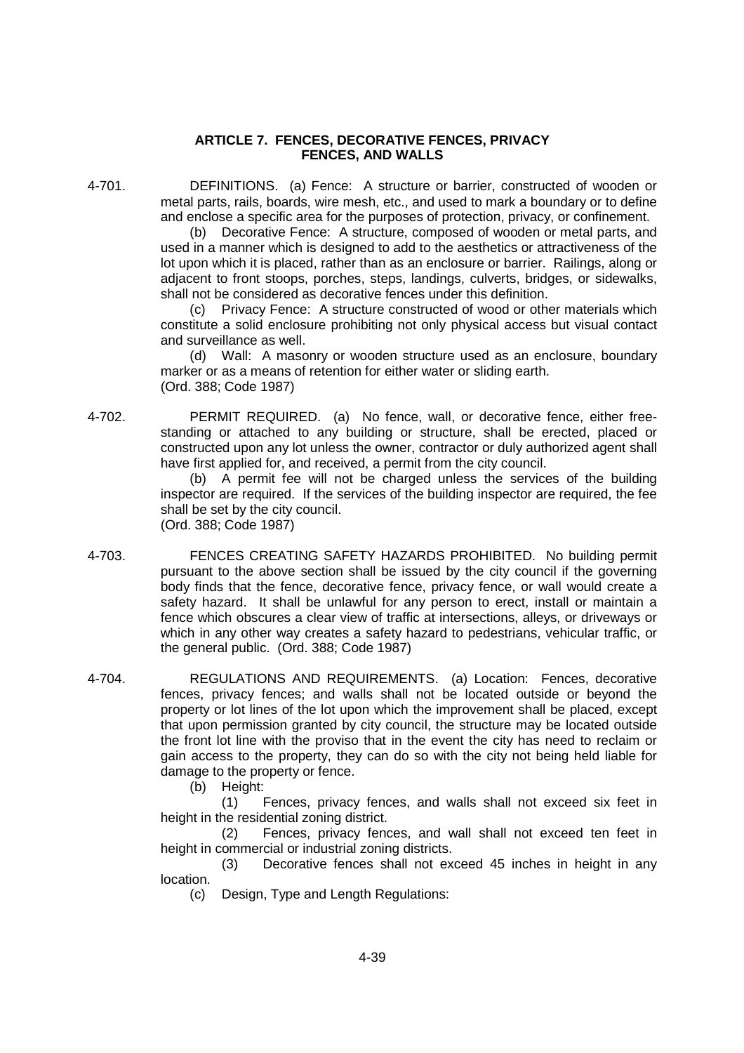## ARTICLE 7. FENCES, DECORATIVE FENCES, PRIVACY FENCES, AND WALLS

4-701. DEFINITIONS. (a) Fence: A structure or barrier, constructed of wooden or metal parts, rails, boards, wire mesh, etc., and used to mark a boundary or to define and enclose a specific area for the purposes of protection, privacy, or confinement.

(b) Decorative Fence: A structure, composed of wooden or metal parts, and used in a manner which is designed to add to the aesthetics or attractiveness of the lot upon which it is placed, rather than as an enclosure or barrier. Railings, along or adjacent to front stoops, porches, steps, landings, culverts, bridges, or sidewalks, shall not be considered as decorative fences under this definition.

(c) Privacy Fence: A structure constructed of wood or other materials which constitute a solid enclosure prohibiting not only physical access but visual contact and surveillance as well.

(d) Wall: A masonry or wooden structure used as an enclosure, boundary marker or as a means of retention for either water or sliding earth.
(Ord. 388; Code 1987)

4-702. PERMIT REQUIRED. (a) No fence, wall, or decorative fence, either free-standing or attached to any building or structure, shall be erected, placed or constructed upon any lot unless the owner, contractor or duly authorized agent shall have first applied for, and received, a permit from the city council.

(b) A permit fee will not be charged unless the services of the building inspector are required. If the services of the building inspector are required, the fee shall be set by the city council.
(Ord. 388; Code 1987)

4-703. FENCES CREATING SAFETY HAZARDS PROHIBITED. No building permit pursuant to the above section shall be issued by the city council if the governing body finds that the fence, decorative fence, privacy fence, or wall would create a safety hazard. It shall be unlawful for any person to erect, install or maintain a fence which obscures a clear view of traffic at intersections, alleys, or driveways or which in any other way creates a safety hazard to pedestrians, vehicular traffic, or the general public. (Ord. 388; Code 1987)

4-704. REGULATIONS AND REQUIREMENTS. (a) Location: Fences, decorative fences, privacy fences; and walls shall not be located outside or beyond the property or lot lines of the lot upon which the improvement shall be placed, except that upon permission granted by city council, the structure may be located outside the front lot line with the proviso that in the event the city has need to reclaim or gain access to the property, they can do so with the city not being held liable for damage to the property or fence.

(b) Height:

(1) Fences, privacy fences, and walls shall not exceed six feet in height in the residential zoning district.

(2) Fences, privacy fences, and wall shall not exceed ten feet in height in commercial or industrial zoning districts.

(3) Decorative fences shall not exceed 45 inches in height in any location.

(c) Design, Type and Length Regulations: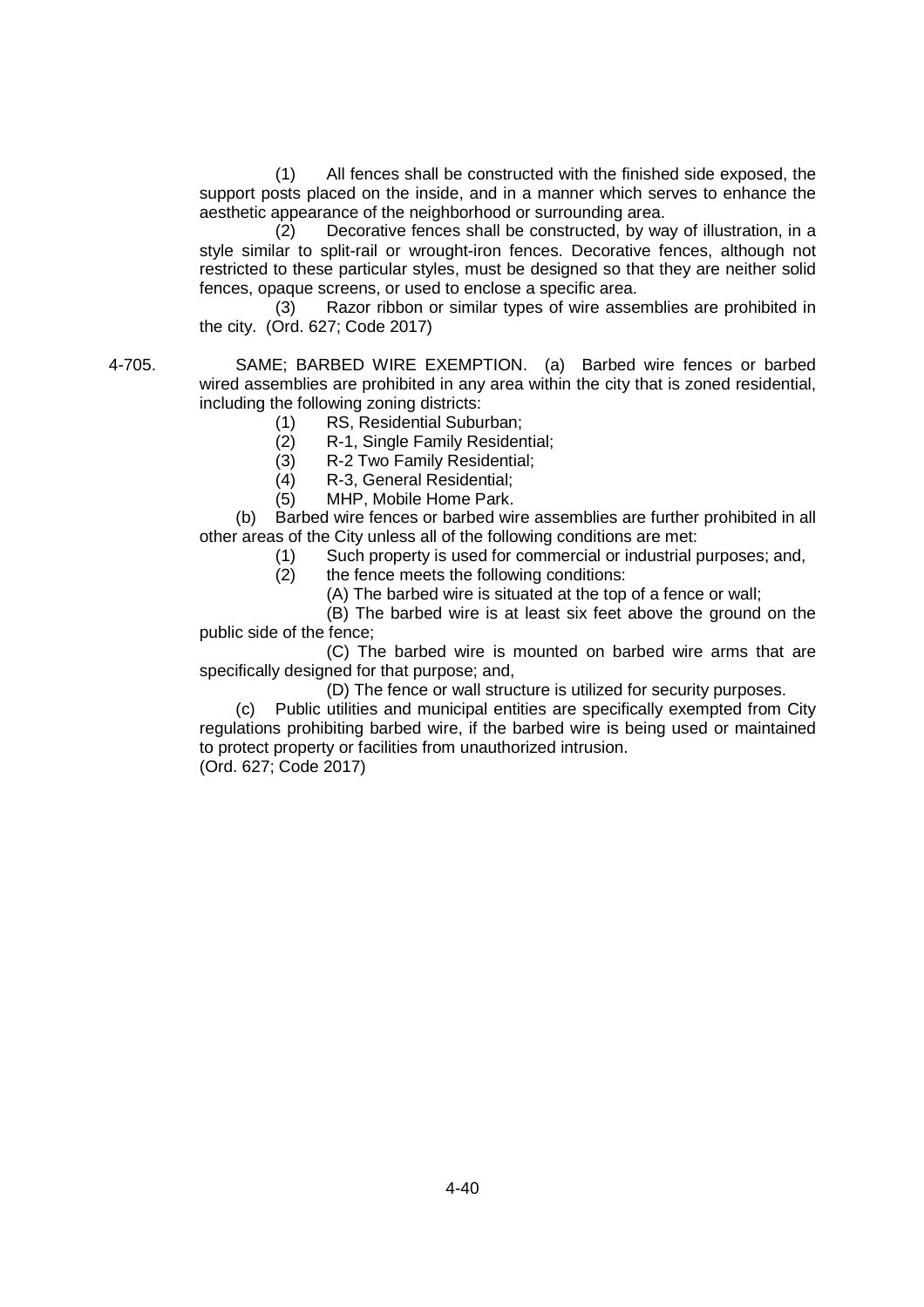(1) All fences shall be constructed with the finished side exposed, the support posts placed on the inside, and in a manner which serves to enhance the aesthetic appearance of the neighborhood or surrounding area.

(2) Decorative fences shall be constructed, by way of illustration, in a style similar to split-rail or wrought-iron fences. Decorative fences, although not restricted to these particular styles, must be designed so that they are neither solid fences, opaque screens, or used to enclose a specific area.

(3) Razor ribbon or similar types of wire assemblies are prohibited in the city. (Ord. 627; Code 2017)

4-705. SAME; BARBED WIRE EXEMPTION. (a) Barbed wire fences or barbed wired assemblies are prohibited in any area within the city that is zoned residential, including the following zoning districts:

(1) RS, Residential Suburban;
(2) R-1, Single Family Residential;
(3) R-2 Two Family Residential;
(4) R-3, General Residential;
(5) MHP, Mobile Home Park.

(b) Barbed wire fences or barbed wire assemblies are further prohibited in all other areas of the City unless all of the following conditions are met:

(1) Such property is used for commercial or industrial purposes; and,
(2) the fence meets the following conditions:

(A) The barbed wire is situated at the top of a fence or wall;

(B) The barbed wire is at least six feet above the ground on the public side of the fence;

(C) The barbed wire is mounted on barbed wire arms that are specifically designed for that purpose; and,

(D) The fence or wall structure is utilized for security purposes.

(c) Public utilities and municipal entities are specifically exempted from City regulations prohibiting barbed wire, if the barbed wire is being used or maintained to protect property or facilities from unauthorized intrusion.
(Ord. 627; Code 2017)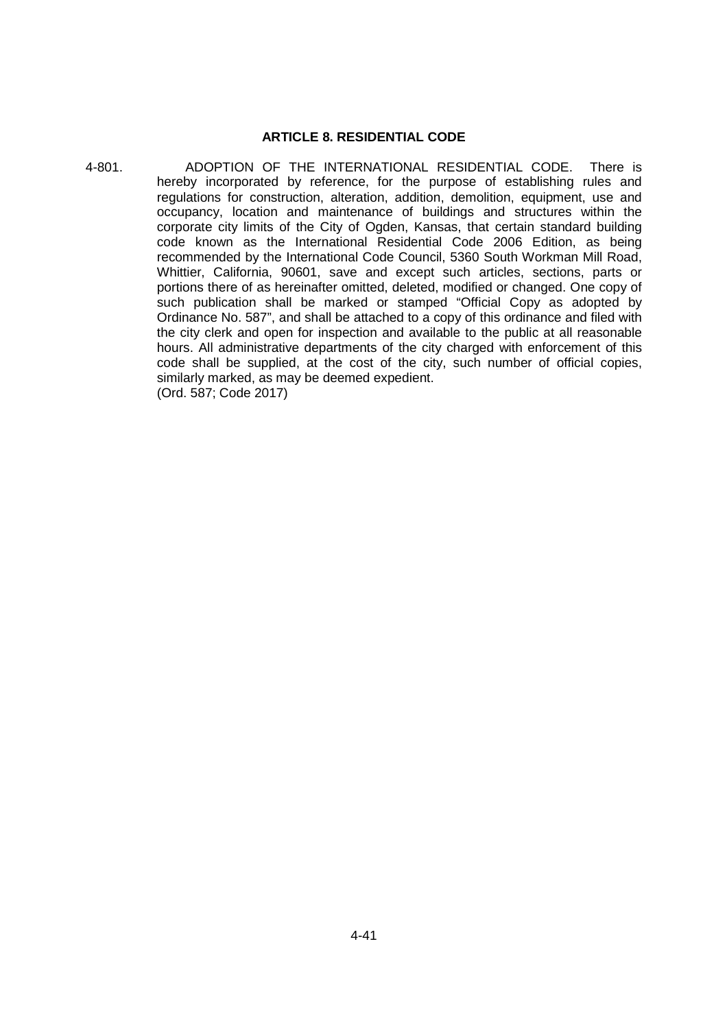## ARTICLE 8. RESIDENTIAL CODE

4-801. ADOPTION OF THE INTERNATIONAL RESIDENTIAL CODE. There is hereby incorporated by reference, for the purpose of establishing rules and regulations for construction, alteration, addition, demolition, equipment, use and occupancy, location and maintenance of buildings and structures within the corporate city limits of the City of Ogden, Kansas, that certain standard building code known as the International Residential Code 2006 Edition, as being recommended by the International Code Council, 5360 South Workman Mill Road, Whittier, California, 90601, save and except such articles, sections, parts or portions there of as hereinafter omitted, deleted, modified or changed. One copy of such publication shall be marked or stamped "Official Copy as adopted by Ordinance No. 587", and shall be attached to a copy of this ordinance and filed with the city clerk and open for inspection and available to the public at all reasonable hours. All administrative departments of the city charged with enforcement of this code shall be supplied, at the cost of the city, such number of official copies, similarly marked, as may be deemed expedient.
(Ord. 587; Code 2017)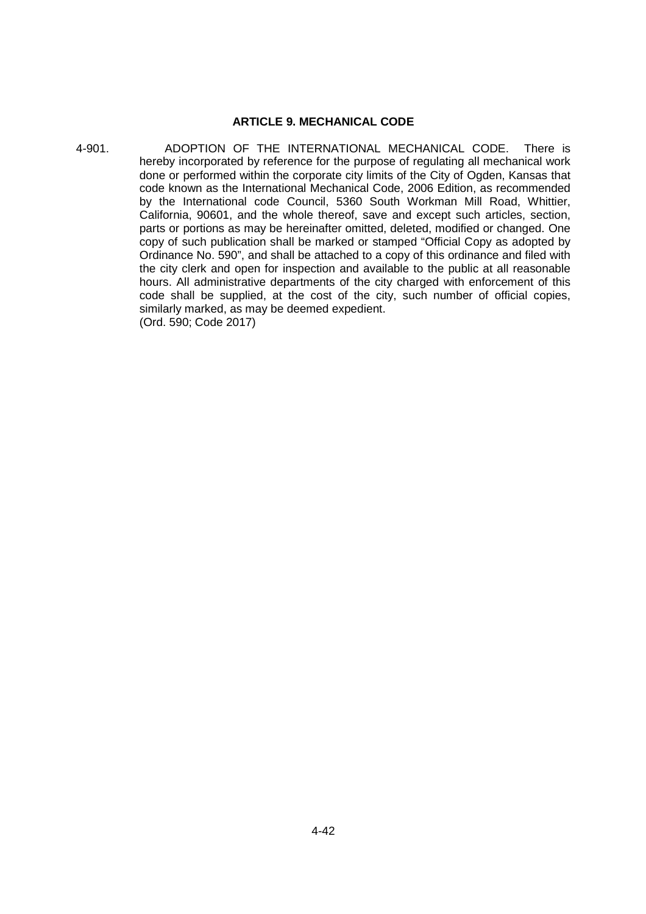**ARTICLE 9. MECHANICAL CODE**

4-901. ADOPTION OF THE INTERNATIONAL MECHANICAL CODE. There is hereby incorporated by reference for the purpose of regulating all mechanical work done or performed within the corporate city limits of the City of Ogden, Kansas that code known as the International Mechanical Code, 2006 Edition, as recommended by the International code Council, 5360 South Workman Mill Road, Whittier, California, 90601, and the whole thereof, save and except such articles, section, parts or portions as may be hereinafter omitted, deleted, modified or changed. One copy of such publication shall be marked or stamped "Official Copy as adopted by Ordinance No. 590", and shall be attached to a copy of this ordinance and filed with the city clerk and open for inspection and available to the public at all reasonable hours. All administrative departments of the city charged with enforcement of this code shall be supplied, at the cost of the city, such number of official copies, similarly marked, as may be deemed expedient.
(Ord. 590; Code 2017)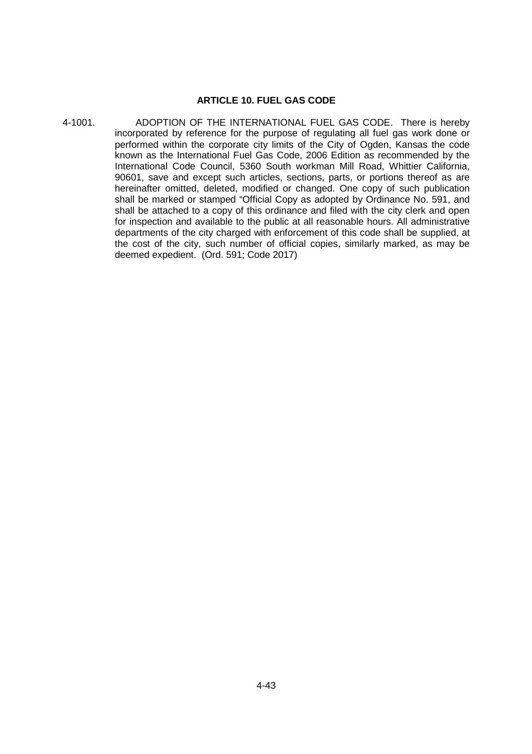## ARTICLE 10. FUEL GAS CODE

4-1001. ADOPTION OF THE INTERNATIONAL FUEL GAS CODE. There is hereby incorporated by reference for the purpose of regulating all fuel gas work done or performed within the corporate city limits of the City of Ogden, Kansas the code known as the International Fuel Gas Code, 2006 Edition as recommended by the International Code Council, 5360 South workman Mill Road, Whittier California, 90601, save and except such articles, sections, parts, or portions thereof as are hereinafter omitted, deleted, modified or changed. One copy of such publication shall be marked or stamped "Official Copy as adopted by Ordinance No. 591, and shall be attached to a copy of this ordinance and filed with the city clerk and open for inspection and available to the public at all reasonable hours. All administrative departments of the city charged with enforcement of this code shall be supplied, at the cost of the city, such number of official copies, similarly marked, as may be deemed expedient. (Ord. 591; Code 2017)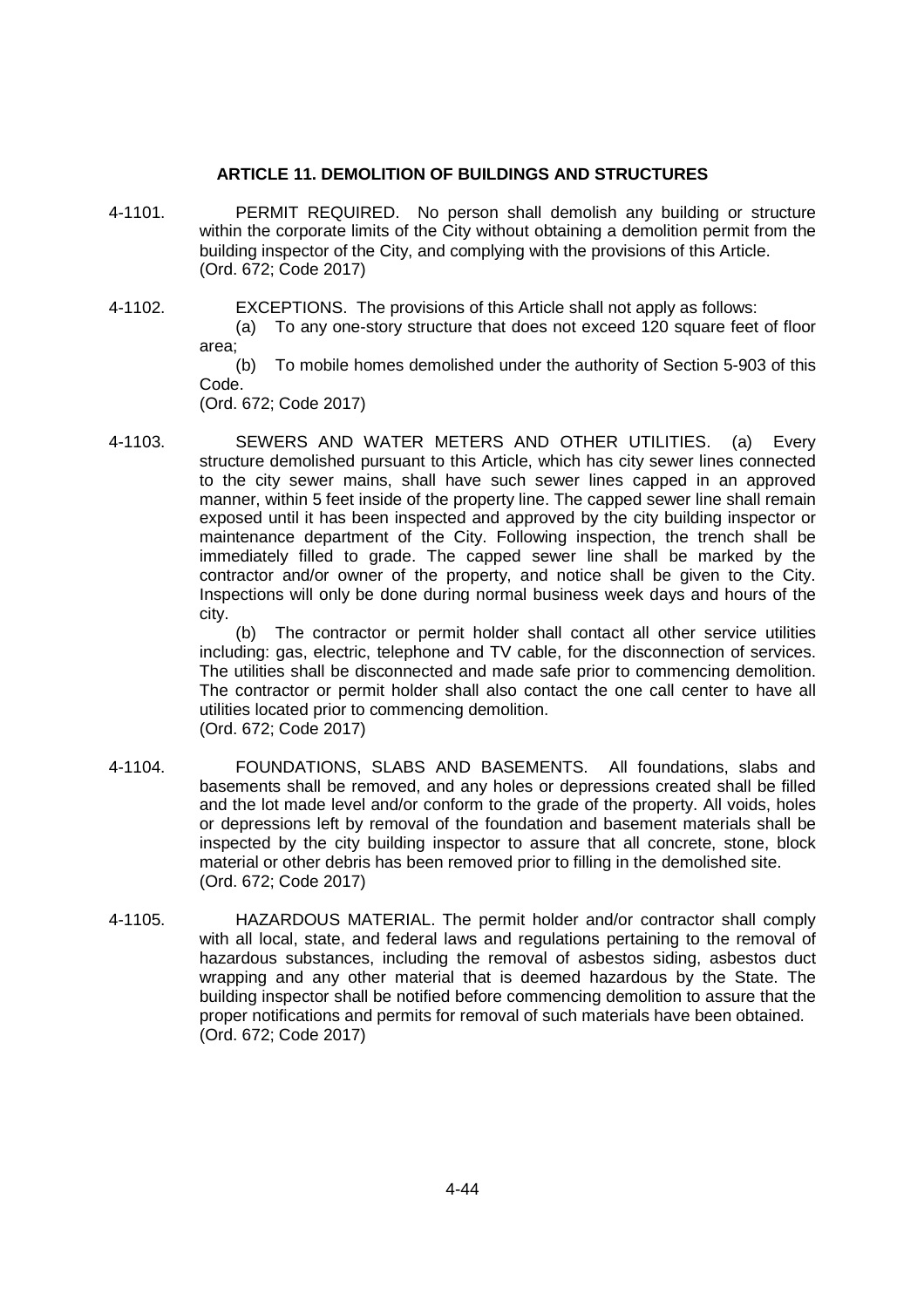## ARTICLE 11. DEMOLITION OF BUILDINGS AND STRUCTURES

4-1101. PERMIT REQUIRED. No person shall demolish any building or structure within the corporate limits of the City without obtaining a demolition permit from the building inspector of the City, and complying with the provisions of this Article. (Ord. 672; Code 2017)

4-1102. EXCEPTIONS. The provisions of this Article shall not apply as follows:

(a) To any one-story structure that does not exceed 120 square feet of floor area;

(b) To mobile homes demolished under the authority of Section 5-903 of this Code.

(Ord. 672; Code 2017)

4-1103. SEWERS AND WATER METERS AND OTHER UTILITIES. (a) Every structure demolished pursuant to this Article, which has city sewer lines connected to the city sewer mains, shall have such sewer lines capped in an approved manner, within 5 feet inside of the property line. The capped sewer line shall remain exposed until it has been inspected and approved by the city building inspector or maintenance department of the City. Following inspection, the trench shall be immediately filled to grade. The capped sewer line shall be marked by the contractor and/or owner of the property, and notice shall be given to the City. Inspections will only be done during normal business week days and hours of the city.

(b) The contractor or permit holder shall contact all other service utilities including: gas, electric, telephone and TV cable, for the disconnection of services. The utilities shall be disconnected and made safe prior to commencing demolition. The contractor or permit holder shall also contact the one call center to have all utilities located prior to commencing demolition.

(Ord. 672; Code 2017)

4-1104. FOUNDATIONS, SLABS AND BASEMENTS. All foundations, slabs and basements shall be removed, and any holes or depressions created shall be filled and the lot made level and/or conform to the grade of the property. All voids, holes or depressions left by removal of the foundation and basement materials shall be inspected by the city building inspector to assure that all concrete, stone, block material or other debris has been removed prior to filling in the demolished site. (Ord. 672; Code 2017)

4-1105. HAZARDOUS MATERIAL. The permit holder and/or contractor shall comply with all local, state, and federal laws and regulations pertaining to the removal of hazardous substances, including the removal of asbestos siding, asbestos duct wrapping and any other material that is deemed hazardous by the State. The building inspector shall be notified before commencing demolition to assure that the proper notifications and permits for removal of such materials have been obtained. (Ord. 672; Code 2017)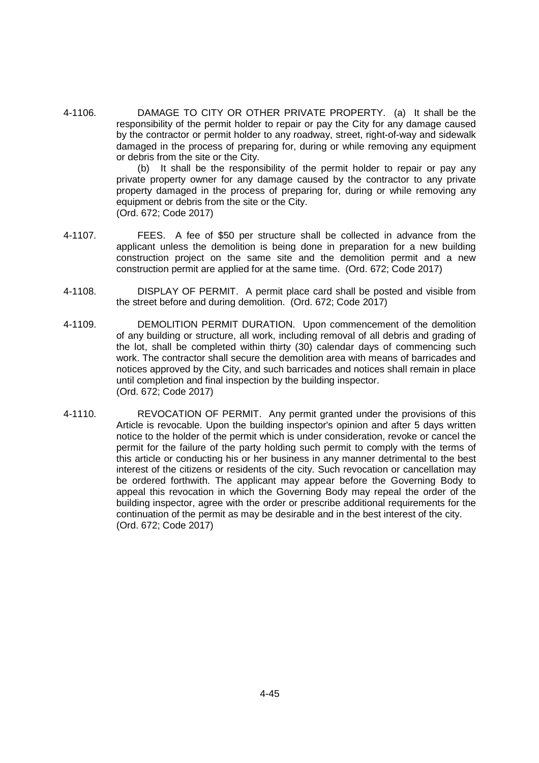4-1106. DAMAGE TO CITY OR OTHER PRIVATE PROPERTY. (a) It shall be the responsibility of the permit holder to repair or pay the City for any damage caused by the contractor or permit holder to any roadway, street, right-of-way and sidewalk damaged in the process of preparing for, during or while removing any equipment or debris from the site or the City.

(b) It shall be the responsibility of the permit holder to repair or pay any private property owner for any damage caused by the contractor to any private property damaged in the process of preparing for, during or while removing any equipment or debris from the site or the City.
(Ord. 672; Code 2017)

4-1107. FEES. A fee of $50 per structure shall be collected in advance from the applicant unless the demolition is being done in preparation for a new building construction project on the same site and the demolition permit and a new construction permit are applied for at the same time. (Ord. 672; Code 2017)

4-1108. DISPLAY OF PERMIT. A permit place card shall be posted and visible from the street before and during demolition. (Ord. 672; Code 2017)

4-1109. DEMOLITION PERMIT DURATION. Upon commencement of the demolition of any building or structure, all work, including removal of all debris and grading of the lot, shall be completed within thirty (30) calendar days of commencing such work. The contractor shall secure the demolition area with means of barricades and notices approved by the City, and such barricades and notices shall remain in place until completion and final inspection by the building inspector.
(Ord. 672; Code 2017)

4-1110. REVOCATION OF PERMIT. Any permit granted under the provisions of this Article is revocable. Upon the building inspector's opinion and after 5 days written notice to the holder of the permit which is under consideration, revoke or cancel the permit for the failure of the party holding such permit to comply with the terms of this article or conducting his or her business in any manner detrimental to the best interest of the citizens or residents of the city. Such revocation or cancellation may be ordered forthwith. The applicant may appear before the Governing Body to appeal this revocation in which the Governing Body may repeal the order of the building inspector, agree with the order or prescribe additional requirements for the continuation of the permit as may be desirable and in the best interest of the city.
(Ord. 672; Code 2017)